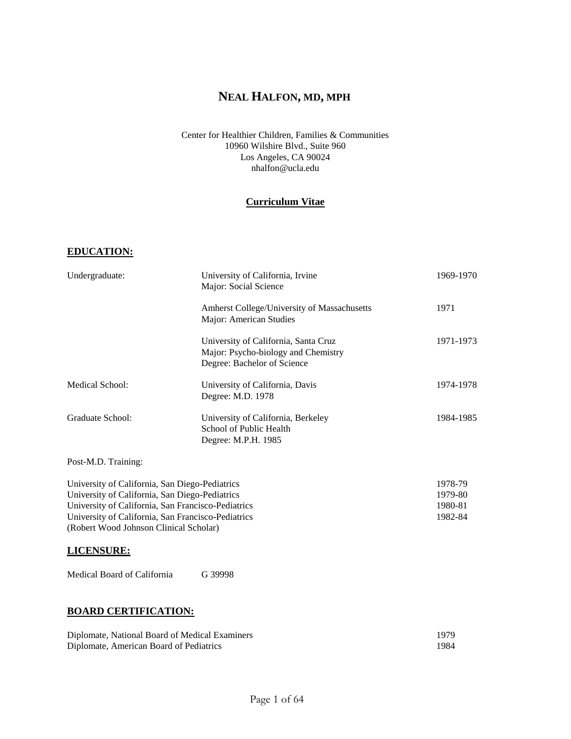# NEAL HALFON, MD, MPH

Center for Healthier Children, Families & Communities
10960 Wilshire Blvd., Suite 960
Los Angeles, CA 90024
nhalfon@ucla.edu

## Curriculum Vitae

## EDUCATION:

| | | |
|---|---|---|
| Undergraduate: | University of California, Irvine<br>Major: Social Science | 1969-1970 |
| | Amherst College/University of Massachusetts<br>Major: American Studies | 1971 |
| | University of California, Santa Cruz<br>Major: Psycho-biology and Chemistry<br>Degree: Bachelor of Science | 1971-1973 |
| Medical School: | University of California, Davis<br>Degree: M.D. 1978 | 1974-1978 |
| Graduate School: | University of California, Berkeley<br>School of Public Health<br>Degree: M.P.H. 1985 | 1984-1985 |

Post-M.D. Training:

| | |
|---|---|
| University of California, San Diego-Pediatrics | 1978-79 |
| University of California, San Diego-Pediatrics | 1979-80 |
| University of California, San Francisco-Pediatrics | 1980-81 |
| University of California, San Francisco-Pediatrics<br>(Robert Wood Johnson Clinical Scholar) | 1982-84 |

## LICENSURE:

Medical Board of California G 39998

## BOARD CERTIFICATION:

| | |
|---|---|
| Diplomate, National Board of Medical Examiners | 1979 |
| Diplomate, American Board of Pediatrics | 1984 |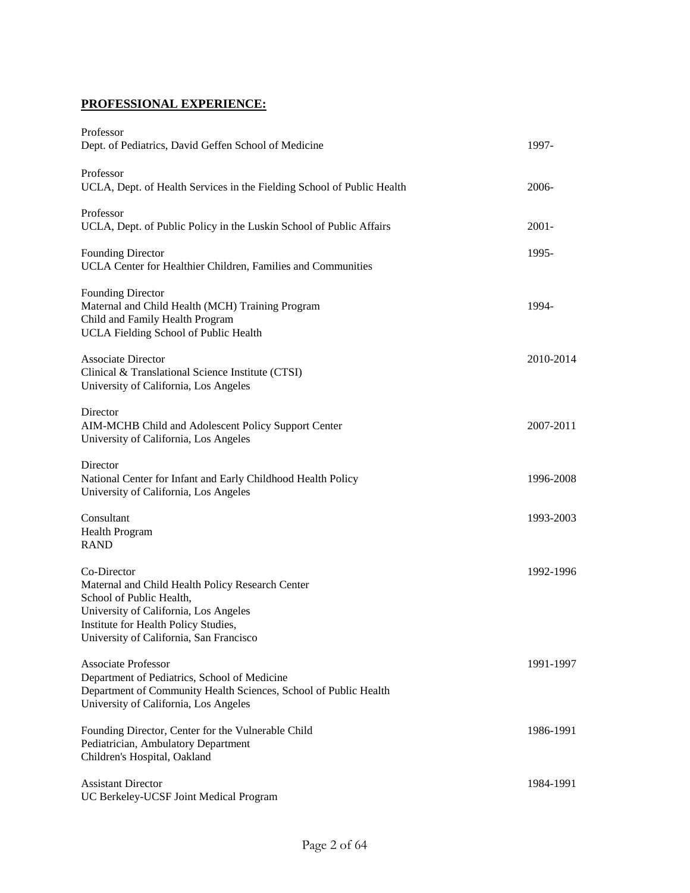## **PROFESSIONAL EXPERIENCE:**

| | |
|---|---|
| Professor<br>Dept. of Pediatrics, David Geffen School of Medicine | 1997- |
| Professor<br>UCLA, Dept. of Health Services in the Fielding School of Public Health | 2006- |
| Professor<br>UCLA, Dept. of Public Policy in the Luskin School of Public Affairs | 2001- |
| Founding Director<br>UCLA Center for Healthier Children, Families and Communities | 1995- |
| Founding Director<br>Maternal and Child Health (MCH) Training Program<br>Child and Family Health Program<br>UCLA Fielding School of Public Health | 1994- |
| Associate Director<br>Clinical & Translational Science Institute (CTSI)<br>University of California, Los Angeles | 2010-2014 |
| Director<br>AIM-MCHB Child and Adolescent Policy Support Center<br>University of California, Los Angeles | 2007-2011 |
| Director<br>National Center for Infant and Early Childhood Health Policy<br>University of California, Los Angeles | 1996-2008 |
| Consultant<br>Health Program<br>RAND | 1993-2003 |
| Co-Director<br>Maternal and Child Health Policy Research Center<br>School of Public Health,<br>University of California, Los Angeles<br>Institute for Health Policy Studies,<br>University of California, San Francisco | 1992-1996 |
| Associate Professor<br>Department of Pediatrics, School of Medicine<br>Department of Community Health Sciences, School of Public Health<br>University of California, Los Angeles | 1991-1997 |
| Founding Director, Center for the Vulnerable Child<br>Pediatrician, Ambulatory Department<br>Children's Hospital, Oakland | 1986-1991 |
| Assistant Director<br>UC Berkeley-UCSF Joint Medical Program | 1984-1991 |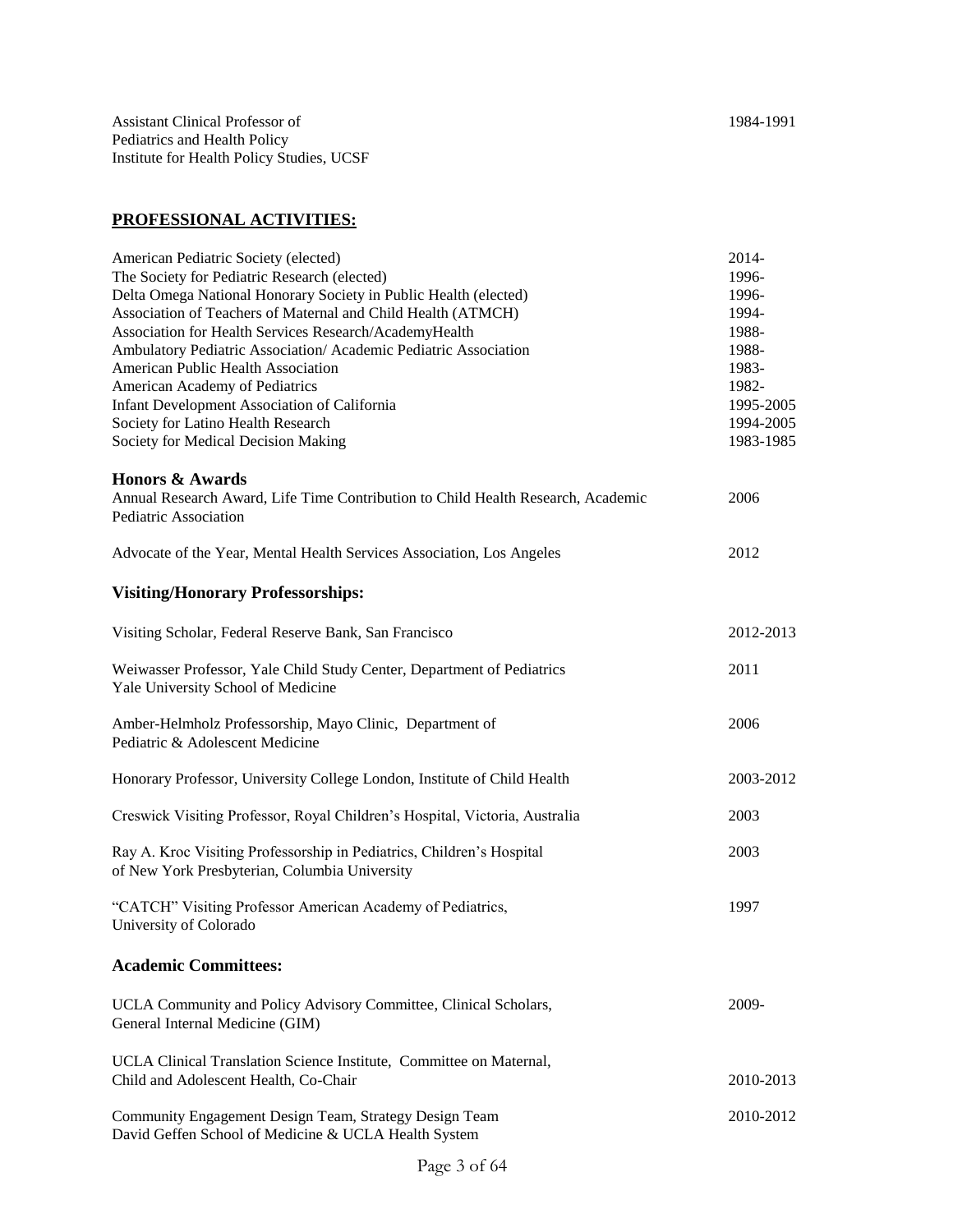| | |
|---|---|
| Assistant Clinical Professor of Pediatrics and Health Policy Institute for Health Policy Studies, UCSF | 1984-1991 |

## PROFESSIONAL ACTIVITIES:

| | |
|---|---|
| American Pediatric Society (elected) | 2014- |
| The Society for Pediatric Research (elected) | 1996- |
| Delta Omega National Honorary Society in Public Health (elected) | 1996- |
| Association of Teachers of Maternal and Child Health (ATMCH) | 1994- |
| Association for Health Services Research/AcademyHealth | 1988- |
| Ambulatory Pediatric Association/ Academic Pediatric Association | 1988- |
| American Public Health Association | 1983- |
| American Academy of Pediatrics | 1982- |
| Infant Development Association of California | 1995-2005 |
| Society for Latino Health Research | 1994-2005 |
| Society for Medical Decision Making | 1983-1985 |

### Honors & Awards

| | |
|---|---|
| Annual Research Award, Life Time Contribution to Child Health Research, Academic Pediatric Association | 2006 |
| Advocate of the Year, Mental Health Services Association, Los Angeles | 2012 |

### Visiting/Honorary Professorships:

| | |
|---|---|
| Visiting Scholar, Federal Reserve Bank, San Francisco | 2012-2013 |
| Weiwasser Professor, Yale Child Study Center, Department of Pediatrics Yale University School of Medicine | 2011 |
| Amber-Helmholz Professorship, Mayo Clinic, Department of Pediatric & Adolescent Medicine | 2006 |
| Honorary Professor, University College London, Institute of Child Health | 2003-2012 |
| Creswick Visiting Professor, Royal Children's Hospital, Victoria, Australia | 2003 |
| Ray A. Kroc Visiting Professorship in Pediatrics, Children's Hospital of New York Presbyterian, Columbia University | 2003 |
| "CATCH" Visiting Professor American Academy of Pediatrics, University of Colorado | 1997 |

### Academic Committees:

| | |
|---|---|
| UCLA Community and Policy Advisory Committee, Clinical Scholars, General Internal Medicine (GIM) | 2009- |
| UCLA Clinical Translation Science Institute, Committee on Maternal, Child and Adolescent Health, Co-Chair | 2010-2013 |
| Community Engagement Design Team, Strategy Design Team David Geffen School of Medicine & UCLA Health System | 2010-2012 |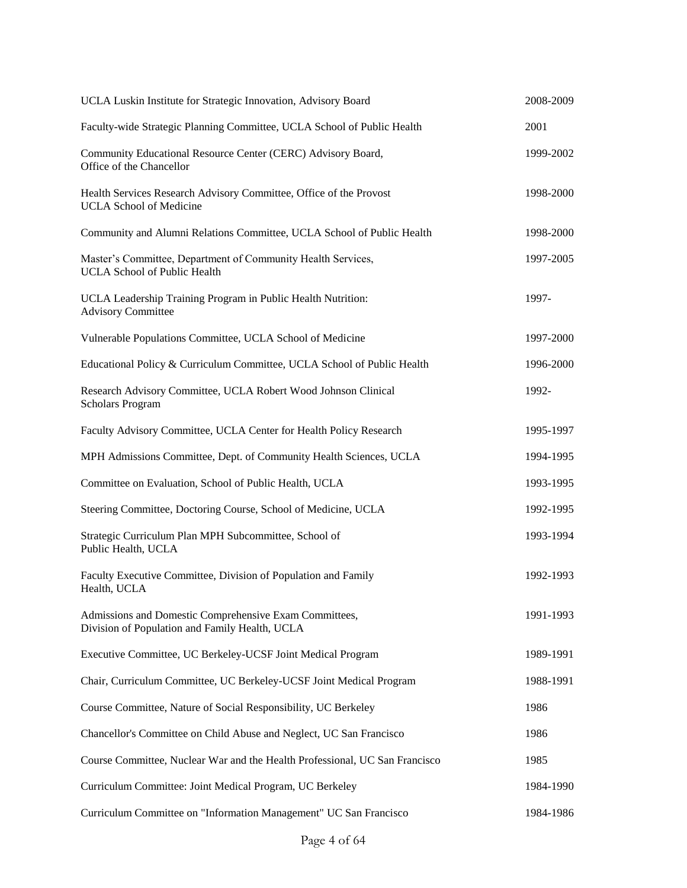| | |
|---|---|
| UCLA Luskin Institute for Strategic Innovation, Advisory Board | 2008-2009 |
| Faculty-wide Strategic Planning Committee, UCLA School of Public Health | 2001 |
| Community Educational Resource Center (CERC) Advisory Board, Office of the Chancellor | 1999-2002 |
| Health Services Research Advisory Committee, Office of the Provost UCLA School of Medicine | 1998-2000 |
| Community and Alumni Relations Committee, UCLA School of Public Health | 1998-2000 |
| Master's Committee, Department of Community Health Services, UCLA School of Public Health | 1997-2005 |
| UCLA Leadership Training Program in Public Health Nutrition: Advisory Committee | 1997- |
| Vulnerable Populations Committee, UCLA School of Medicine | 1997-2000 |
| Educational Policy & Curriculum Committee, UCLA School of Public Health | 1996-2000 |
| Research Advisory Committee, UCLA Robert Wood Johnson Clinical Scholars Program | 1992- |
| Faculty Advisory Committee, UCLA Center for Health Policy Research | 1995-1997 |
| MPH Admissions Committee, Dept. of Community Health Sciences, UCLA | 1994-1995 |
| Committee on Evaluation, School of Public Health, UCLA | 1993-1995 |
| Steering Committee, Doctoring Course, School of Medicine, UCLA | 1992-1995 |
| Strategic Curriculum Plan MPH Subcommittee, School of Public Health, UCLA | 1993-1994 |
| Faculty Executive Committee, Division of Population and Family Health, UCLA | 1992-1993 |
| Admissions and Domestic Comprehensive Exam Committees, Division of Population and Family Health, UCLA | 1991-1993 |
| Executive Committee, UC Berkeley-UCSF Joint Medical Program | 1989-1991 |
| Chair, Curriculum Committee, UC Berkeley-UCSF Joint Medical Program | 1988-1991 |
| Course Committee, Nature of Social Responsibility, UC Berkeley | 1986 |
| Chancellor's Committee on Child Abuse and Neglect, UC San Francisco | 1986 |
| Course Committee, Nuclear War and the Health Professional, UC San Francisco | 1985 |
| Curriculum Committee: Joint Medical Program, UC Berkeley | 1984-1990 |
| Curriculum Committee on "Information Management" UC San Francisco | 1984-1986 |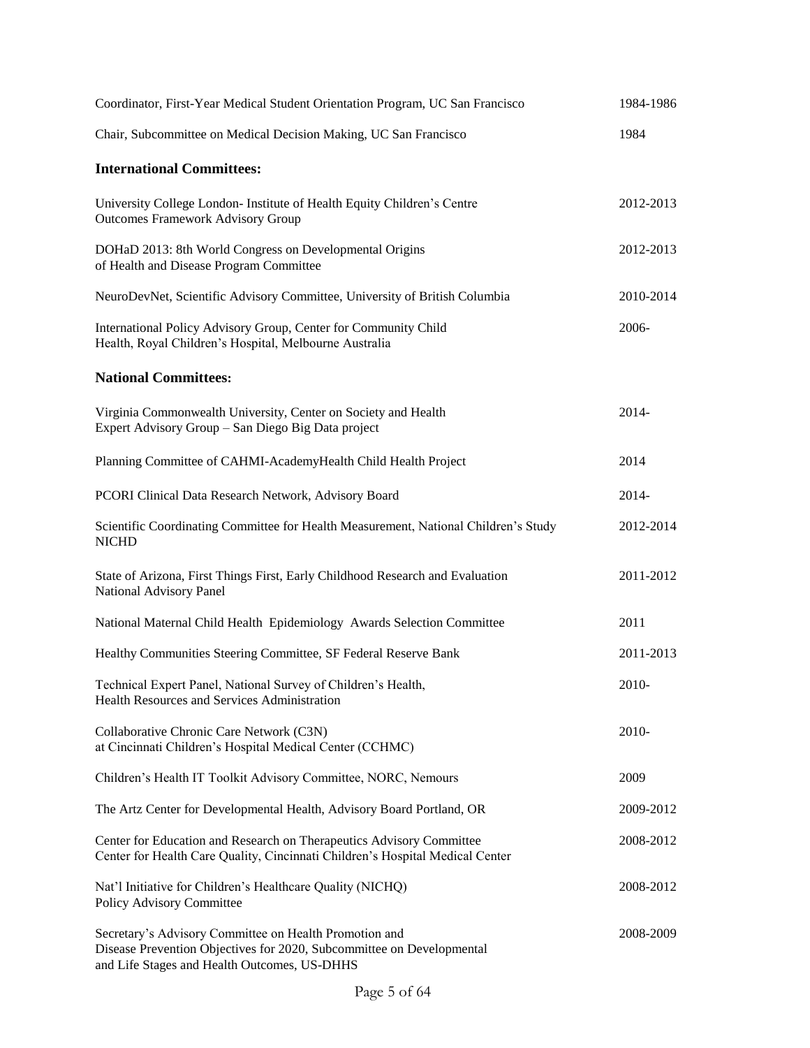Coordinator, First-Year Medical Student Orientation Program, UC San Francisco 1984-1986

Chair, Subcommittee on Medical Decision Making, UC San Francisco 1984

### International Committees:

University College London- Institute of Health Equity Children's Centre Outcomes Framework Advisory Group 2012-2013

DOHaD 2013: 8th World Congress on Developmental Origins of Health and Disease Program Committee 2012-2013

NeuroDevNet, Scientific Advisory Committee, University of British Columbia 2010-2014

International Policy Advisory Group, Center for Community Child Health, Royal Children's Hospital, Melbourne Australia 2006-

### National Committees:

Virginia Commonwealth University, Center on Society and Health Expert Advisory Group – San Diego Big Data project 2014-

Planning Committee of CAHMI-AcademyHealth Child Health Project 2014

PCORI Clinical Data Research Network, Advisory Board 2014-

Scientific Coordinating Committee for Health Measurement, National Children's Study NICHD 2012-2014

State of Arizona, First Things First, Early Childhood Research and Evaluation National Advisory Panel 2011-2012

National Maternal Child Health Epidemiology Awards Selection Committee 2011

Healthy Communities Steering Committee, SF Federal Reserve Bank 2011-2013

Technical Expert Panel, National Survey of Children's Health, Health Resources and Services Administration 2010-

Collaborative Chronic Care Network (C3N) at Cincinnati Children's Hospital Medical Center (CCHMC) 2010-

Children's Health IT Toolkit Advisory Committee, NORC, Nemours 2009

The Artz Center for Developmental Health, Advisory Board Portland, OR 2009-2012

Center for Education and Research on Therapeutics Advisory Committee Center for Health Care Quality, Cincinnati Children's Hospital Medical Center 2008-2012

Nat'l Initiative for Children's Healthcare Quality (NICHQ) Policy Advisory Committee 2008-2012

Secretary's Advisory Committee on Health Promotion and Disease Prevention Objectives for 2020, Subcommittee on Developmental and Life Stages and Health Outcomes, US-DHHS 2008-2009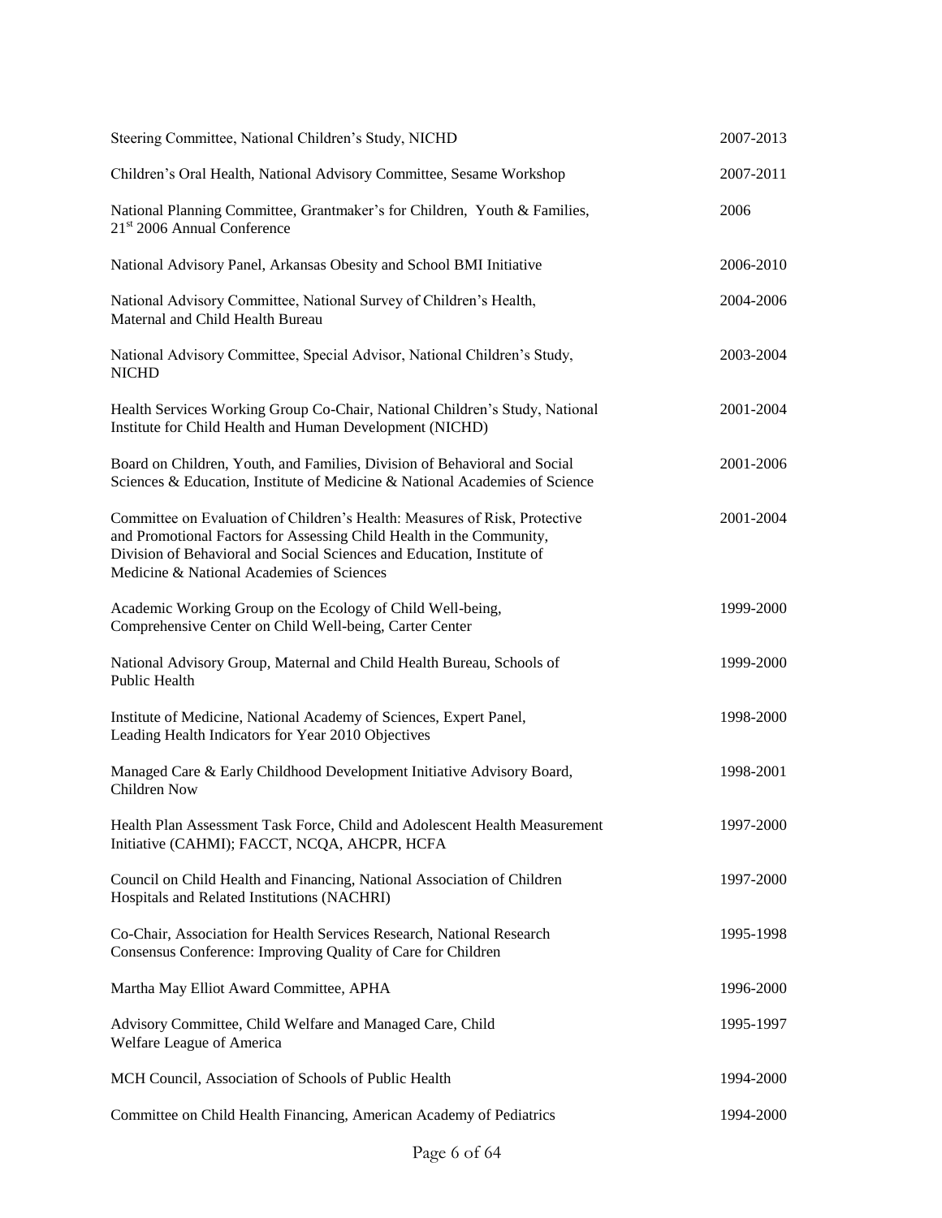| | |
|---|---|
| Steering Committee, National Children's Study, NICHD | 2007-2013 |
| Children's Oral Health, National Advisory Committee, Sesame Workshop | 2007-2011 |
| National Planning Committee, Grantmaker's for Children, Youth & Families, 21st 2006 Annual Conference | 2006 |
| National Advisory Panel, Arkansas Obesity and School BMI Initiative | 2006-2010 |
| National Advisory Committee, National Survey of Children's Health, Maternal and Child Health Bureau | 2004-2006 |
| National Advisory Committee, Special Advisor, National Children's Study, NICHD | 2003-2004 |
| Health Services Working Group Co-Chair, National Children's Study, National Institute for Child Health and Human Development (NICHD) | 2001-2004 |
| Board on Children, Youth, and Families, Division of Behavioral and Social Sciences & Education, Institute of Medicine & National Academies of Science | 2001-2006 |
| Committee on Evaluation of Children's Health: Measures of Risk, Protective and Promotional Factors for Assessing Child Health in the Community, Division of Behavioral and Social Sciences and Education, Institute of Medicine & National Academies of Sciences | 2001-2004 |
| Academic Working Group on the Ecology of Child Well-being, Comprehensive Center on Child Well-being, Carter Center | 1999-2000 |
| National Advisory Group, Maternal and Child Health Bureau, Schools of Public Health | 1999-2000 |
| Institute of Medicine, National Academy of Sciences, Expert Panel, Leading Health Indicators for Year 2010 Objectives | 1998-2000 |
| Managed Care & Early Childhood Development Initiative Advisory Board, Children Now | 1998-2001 |
| Health Plan Assessment Task Force, Child and Adolescent Health Measurement Initiative (CAHMI); FACCT, NCQA, AHCPR, HCFA | 1997-2000 |
| Council on Child Health and Financing, National Association of Children Hospitals and Related Institutions (NACHRI) | 1997-2000 |
| Co-Chair, Association for Health Services Research, National Research Consensus Conference: Improving Quality of Care for Children | 1995-1998 |
| Martha May Elliot Award Committee, APHA | 1996-2000 |
| Advisory Committee, Child Welfare and Managed Care, Child Welfare League of America | 1995-1997 |
| MCH Council, Association of Schools of Public Health | 1994-2000 |
| Committee on Child Health Financing, American Academy of Pediatrics | 1994-2000 |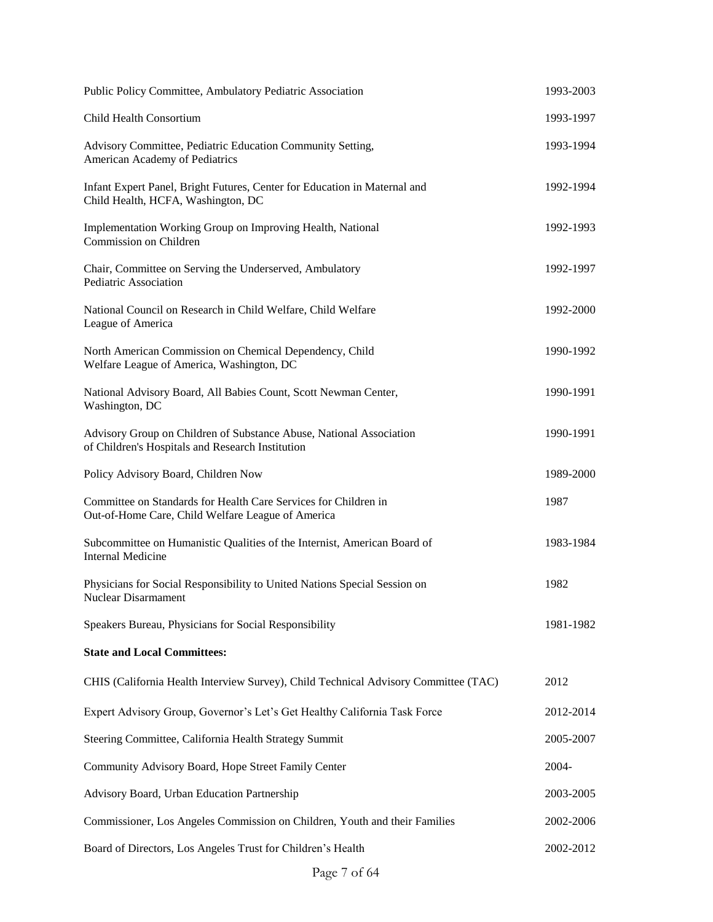Public Policy Committee, Ambulatory Pediatric Association 1993-2003

Child Health Consortium 1993-1997

Advisory Committee, Pediatric Education Community Setting, American Academy of Pediatrics 1993-1994

Infant Expert Panel, Bright Futures, Center for Education in Maternal and Child Health, HCFA, Washington, DC 1992-1994

Implementation Working Group on Improving Health, National Commission on Children 1992-1993

Chair, Committee on Serving the Underserved, Ambulatory Pediatric Association 1992-1997

National Council on Research in Child Welfare, Child Welfare League of America 1992-2000

North American Commission on Chemical Dependency, Child Welfare League of America, Washington, DC 1990-1992

National Advisory Board, All Babies Count, Scott Newman Center, Washington, DC 1990-1991

Advisory Group on Children of Substance Abuse, National Association of Children's Hospitals and Research Institution 1990-1991

Policy Advisory Board, Children Now 1989-2000

Committee on Standards for Health Care Services for Children in Out-of-Home Care, Child Welfare League of America 1987

Subcommittee on Humanistic Qualities of the Internist, American Board of Internal Medicine 1983-1984

Physicians for Social Responsibility to United Nations Special Session on Nuclear Disarmament 1982

Speakers Bureau, Physicians for Social Responsibility 1981-1982

**State and Local Committees:**

CHIS (California Health Interview Survey), Child Technical Advisory Committee (TAC) 2012

Expert Advisory Group, Governor's Let's Get Healthy California Task Force 2012-2014

Steering Committee, California Health Strategy Summit 2005-2007

Community Advisory Board, Hope Street Family Center 2004-

Advisory Board, Urban Education Partnership 2003-2005

Commissioner, Los Angeles Commission on Children, Youth and their Families 2002-2006

Board of Directors, Los Angeles Trust for Children's Health 2002-2012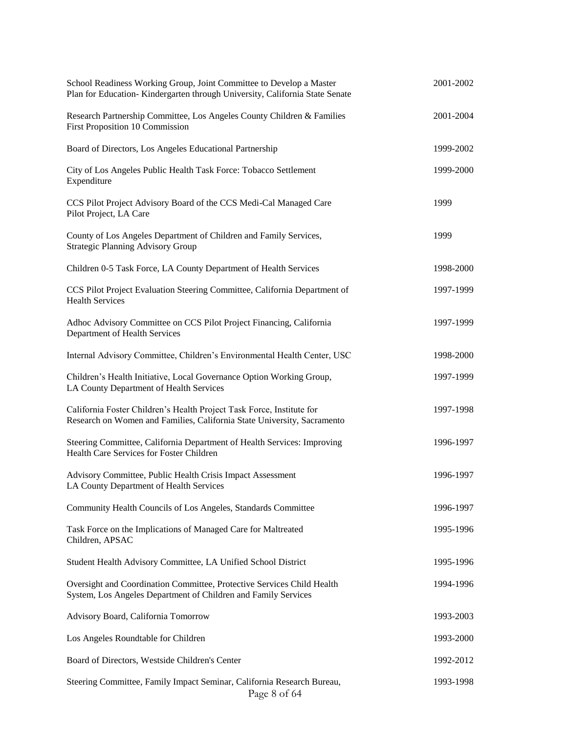| | |
|---|---|
| School Readiness Working Group, Joint Committee to Develop a Master Plan for Education- Kindergarten through University, California State Senate | 2001-2002 |
| Research Partnership Committee, Los Angeles County Children & Families First Proposition 10 Commission | 2001-2004 |
| Board of Directors, Los Angeles Educational Partnership | 1999-2002 |
| City of Los Angeles Public Health Task Force: Tobacco Settlement Expenditure | 1999-2000 |
| CCS Pilot Project Advisory Board of the CCS Medi-Cal Managed Care Pilot Project, LA Care | 1999 |
| County of Los Angeles Department of Children and Family Services, Strategic Planning Advisory Group | 1999 |
| Children 0-5 Task Force, LA County Department of Health Services | 1998-2000 |
| CCS Pilot Project Evaluation Steering Committee, California Department of Health Services | 1997-1999 |
| Adhoc Advisory Committee on CCS Pilot Project Financing, California Department of Health Services | 1997-1999 |
| Internal Advisory Committee, Children's Environmental Health Center, USC | 1998-2000 |
| Children's Health Initiative, Local Governance Option Working Group, LA County Department of Health Services | 1997-1999 |
| California Foster Children's Health Project Task Force, Institute for Research on Women and Families, California State University, Sacramento | 1997-1998 |
| Steering Committee, California Department of Health Services: Improving Health Care Services for Foster Children | 1996-1997 |
| Advisory Committee, Public Health Crisis Impact Assessment LA County Department of Health Services | 1996-1997 |
| Community Health Councils of Los Angeles, Standards Committee | 1996-1997 |
| Task Force on the Implications of Managed Care for Maltreated Children, APSAC | 1995-1996 |
| Student Health Advisory Committee, LA Unified School District | 1995-1996 |
| Oversight and Coordination Committee, Protective Services Child Health System, Los Angeles Department of Children and Family Services | 1994-1996 |
| Advisory Board, California Tomorrow | 1993-2003 |
| Los Angeles Roundtable for Children | 1993-2000 |
| Board of Directors, Westside Children's Center | 1992-2012 |
| Steering Committee, Family Impact Seminar, California Research Bureau, | 1993-1998 |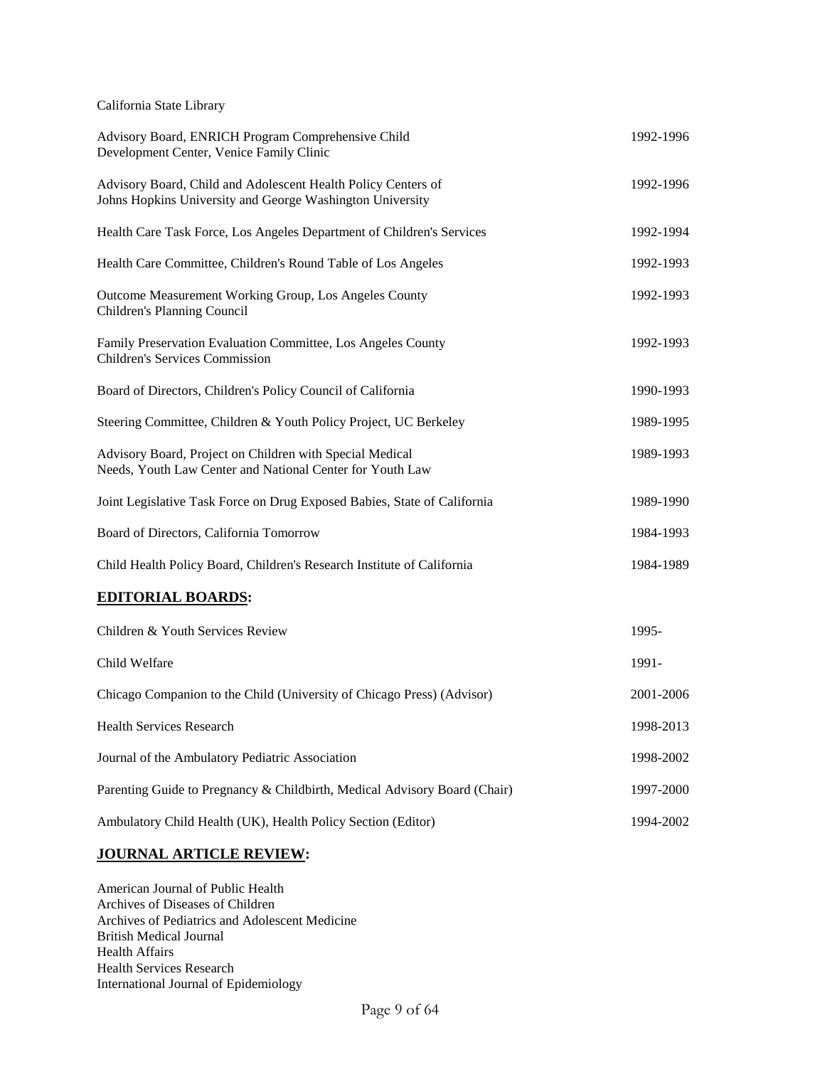California State Library

| | |
|---|---|
| Advisory Board, ENRICH Program Comprehensive Child Development Center, Venice Family Clinic | 1992-1996 |
| Advisory Board, Child and Adolescent Health Policy Centers of Johns Hopkins University and George Washington University | 1992-1996 |
| Health Care Task Force, Los Angeles Department of Children's Services | 1992-1994 |
| Health Care Committee, Children's Round Table of Los Angeles | 1992-1993 |
| Outcome Measurement Working Group, Los Angeles County Children's Planning Council | 1992-1993 |
| Family Preservation Evaluation Committee, Los Angeles County Children's Services Commission | 1992-1993 |
| Board of Directors, Children's Policy Council of California | 1990-1993 |
| Steering Committee, Children & Youth Policy Project, UC Berkeley | 1989-1995 |
| Advisory Board, Project on Children with Special Medical Needs, Youth Law Center and National Center for Youth Law | 1989-1993 |
| Joint Legislative Task Force on Drug Exposed Babies, State of California | 1989-1990 |
| Board of Directors, California Tomorrow | 1984-1993 |
| Child Health Policy Board, Children's Research Institute of California | 1984-1989 |

## **EDITORIAL BOARDS:**

| | |
|---|---|
| Children & Youth Services Review | 1995- |
| Child Welfare | 1991- |
| Chicago Companion to the Child (University of Chicago Press) (Advisor) | 2001-2006 |
| Health Services Research | 1998-2013 |
| Journal of the Ambulatory Pediatric Association | 1998-2002 |
| Parenting Guide to Pregnancy & Childbirth, Medical Advisory Board (Chair) | 1997-2000 |
| Ambulatory Child Health (UK), Health Policy Section (Editor) | 1994-2002 |

## **JOURNAL ARTICLE REVIEW:**

American Journal of Public Health
Archives of Diseases of Children
Archives of Pediatrics and Adolescent Medicine
British Medical Journal
Health Affairs
Health Services Research
International Journal of Epidemiology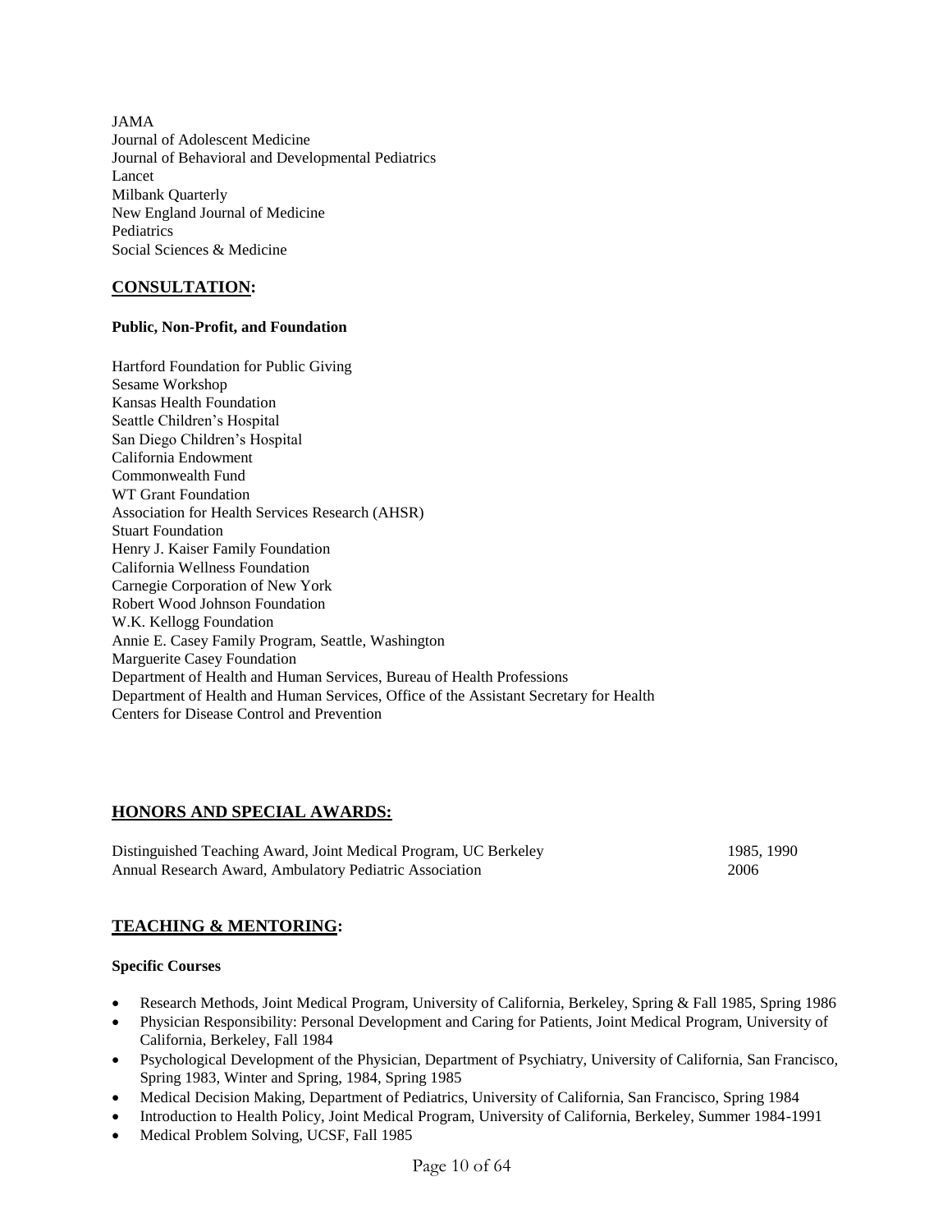JAMA
Journal of Adolescent Medicine
Journal of Behavioral and Developmental Pediatrics
Lancet
Milbank Quarterly
New England Journal of Medicine
Pediatrics
Social Sciences & Medicine

## CONSULTATION:

**Public, Non-Profit, and Foundation**

Hartford Foundation for Public Giving
Sesame Workshop
Kansas Health Foundation
Seattle Children's Hospital
San Diego Children's Hospital
California Endowment
Commonwealth Fund
WT Grant Foundation
Association for Health Services Research (AHSR)
Stuart Foundation
Henry J. Kaiser Family Foundation
California Wellness Foundation
Carnegie Corporation of New York
Robert Wood Johnson Foundation
W.K. Kellogg Foundation
Annie E. Casey Family Program, Seattle, Washington
Marguerite Casey Foundation
Department of Health and Human Services, Bureau of Health Professions
Department of Health and Human Services, Office of the Assistant Secretary for Health
Centers for Disease Control and Prevention

## HONORS AND SPECIAL AWARDS:

| | |
|---|---|
| Distinguished Teaching Award, Joint Medical Program, UC Berkeley | 1985, 1990 |
| Annual Research Award, Ambulatory Pediatric Association | 2006 |

## TEACHING & MENTORING:

**Specific Courses**

- Research Methods, Joint Medical Program, University of California, Berkeley, Spring & Fall 1985, Spring 1986
- Physician Responsibility: Personal Development and Caring for Patients, Joint Medical Program, University of California, Berkeley, Fall 1984
- Psychological Development of the Physician, Department of Psychiatry, University of California, San Francisco, Spring 1983, Winter and Spring, 1984, Spring 1985
- Medical Decision Making, Department of Pediatrics, University of California, San Francisco, Spring 1984
- Introduction to Health Policy, Joint Medical Program, University of California, Berkeley, Summer 1984-1991
- Medical Problem Solving, UCSF, Fall 1985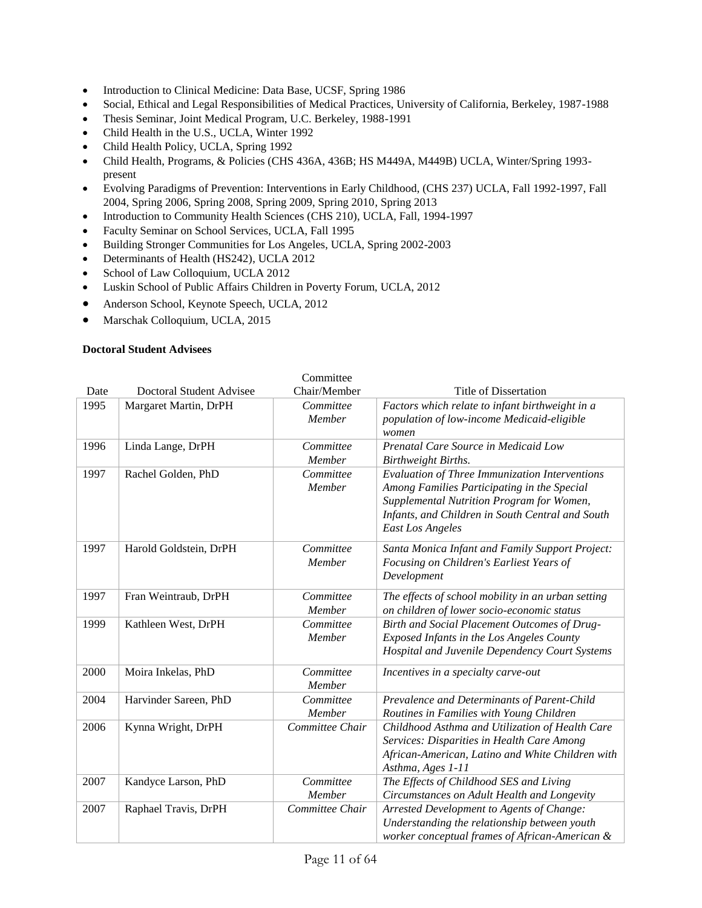- Introduction to Clinical Medicine: Data Base, UCSF, Spring 1986
- Social, Ethical and Legal Responsibilities of Medical Practices, University of California, Berkeley, 1987-1988
- Thesis Seminar, Joint Medical Program, U.C. Berkeley, 1988-1991
- Child Health in the U.S., UCLA, Winter 1992
- Child Health Policy, UCLA, Spring 1992
- Child Health, Programs, & Policies (CHS 436A, 436B; HS M449A, M449B) UCLA, Winter/Spring 1993-present
- Evolving Paradigms of Prevention: Interventions in Early Childhood, (CHS 237) UCLA, Fall 1992-1997, Fall 2004, Spring 2006, Spring 2008, Spring 2009, Spring 2010, Spring 2013
- Introduction to Community Health Sciences (CHS 210), UCLA, Fall, 1994-1997
- Faculty Seminar on School Services, UCLA, Fall 1995
- Building Stronger Communities for Los Angeles, UCLA, Spring 2002-2003
- Determinants of Health (HS242), UCLA 2012
- School of Law Colloquium, UCLA 2012
- Luskin School of Public Affairs Children in Poverty Forum, UCLA, 2012
- Anderson School, Keynote Speech, UCLA, 2012
- Marschak Colloquium, UCLA, 2015

**Doctoral Student Advisees**

| Date | Doctoral Student Advisee | Committee Chair/Member | Title of Dissertation |
|---|---|---|---|
| 1995 | Margaret Martin, DrPH | *Committee Member* | *Factors which relate to infant birthweight in a population of low-income Medicaid-eligible women* |
| 1996 | Linda Lange, DrPH | *Committee Member* | *Prenatal Care Source in Medicaid Low Birthweight Births.* |
| 1997 | Rachel Golden, PhD | *Committee Member* | *Evaluation of Three Immunization Interventions Among Families Participating in the Special Supplemental Nutrition Program for Women, Infants, and Children in South Central and South East Los Angeles* |
| 1997 | Harold Goldstein, DrPH | *Committee Member* | *Santa Monica Infant and Family Support Project: Focusing on Children's Earliest Years of Development* |
| 1997 | Fran Weintraub, DrPH | *Committee Member* | *The effects of school mobility in an urban setting on children of lower socio-economic status* |
| 1999 | Kathleen West, DrPH | *Committee Member* | *Birth and Social Placement Outcomes of Drug-Exposed Infants in the Los Angeles County Hospital and Juvenile Dependency Court Systems* |
| 2000 | Moira Inkelas, PhD | *Committee Member* | *Incentives in a specialty carve-out* |
| 2004 | Harvinder Sareen, PhD | *Committee Member* | *Prevalence and Determinants of Parent-Child Routines in Families with Young Children* |
| 2006 | Kynna Wright, DrPH | *Committee Chair* | *Childhood Asthma and Utilization of Health Care Services: Disparities in Health Care Among African-American, Latino and White Children with Asthma, Ages 1-11* |
| 2007 | Kandyce Larson, PhD | *Committee Member* | *The Effects of Childhood SES and Living Circumstances on Adult Health and Longevity* |
| 2007 | Raphael Travis, DrPH | *Committee Chair* | *Arrested Development to Agents of Change: Understanding the relationship between youth worker conceptual frames of African-American &* |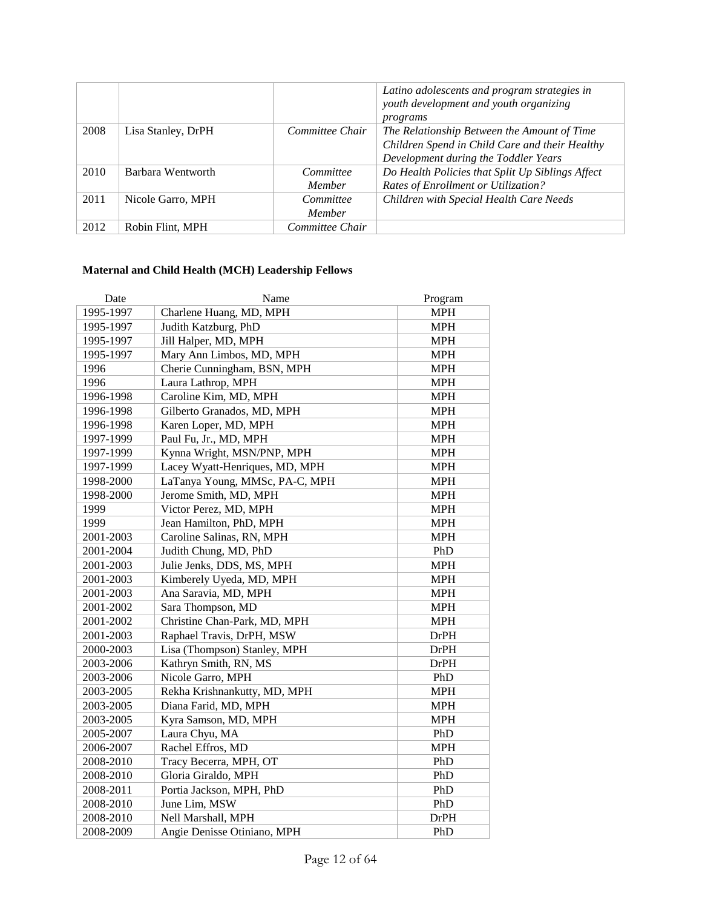| | | | |
|---|---|---|---|
| | | | *Latino adolescents and program strategies in youth development and youth organizing programs* |
| 2008 | Lisa Stanley, DrPH | *Committee Chair* | *The Relationship Between the Amount of Time Children Spend in Child Care and their Healthy Development during the Toddler Years* |
| 2010 | Barbara Wentworth | *Committee Member* | *Do Health Policies that Split Up Siblings Affect Rates of Enrollment or Utilization?* |
| 2011 | Nicole Garro, MPH | *Committee Member* | *Children with Special Health Care Needs* |
| 2012 | Robin Flint, MPH | *Committee Chair* | |

**Maternal and Child Health (MCH) Leadership Fellows**

| Date | Name | Program |
|---|---|---|
| 1995-1997 | Charlene Huang, MD, MPH | MPH |
| 1995-1997 | Judith Katzburg, PhD | MPH |
| 1995-1997 | Jill Halper, MD, MPH | MPH |
| 1995-1997 | Mary Ann Limbos, MD, MPH | MPH |
| 1996 | Cherie Cunningham, BSN, MPH | MPH |
| 1996 | Laura Lathrop, MPH | MPH |
| 1996-1998 | Caroline Kim, MD, MPH | MPH |
| 1996-1998 | Gilberto Granados, MD, MPH | MPH |
| 1996-1998 | Karen Loper, MD, MPH | MPH |
| 1997-1999 | Paul Fu, Jr., MD, MPH | MPH |
| 1997-1999 | Kynna Wright, MSN/PNP, MPH | MPH |
| 1997-1999 | Lacey Wyatt-Henriques, MD, MPH | MPH |
| 1998-2000 | LaTanya Young, MMSc, PA-C, MPH | MPH |
| 1998-2000 | Jerome Smith, MD, MPH | MPH |
| 1999 | Victor Perez, MD, MPH | MPH |
| 1999 | Jean Hamilton, PhD, MPH | MPH |
| 2001-2003 | Caroline Salinas, RN, MPH | MPH |
| 2001-2004 | Judith Chung, MD, PhD | PhD |
| 2001-2003 | Julie Jenks, DDS, MS, MPH | MPH |
| 2001-2003 | Kimberely Uyeda, MD, MPH | MPH |
| 2001-2003 | Ana Saravia, MD, MPH | MPH |
| 2001-2002 | Sara Thompson, MD | MPH |
| 2001-2002 | Christine Chan-Park, MD, MPH | MPH |
| 2001-2003 | Raphael Travis, DrPH, MSW | DrPH |
| 2000-2003 | Lisa (Thompson) Stanley, MPH | DrPH |
| 2003-2006 | Kathryn Smith, RN, MS | DrPH |
| 2003-2006 | Nicole Garro, MPH | PhD |
| 2003-2005 | Rekha Krishnankutty, MD, MPH | MPH |
| 2003-2005 | Diana Farid, MD, MPH | MPH |
| 2003-2005 | Kyra Samson, MD, MPH | MPH |
| 2005-2007 | Laura Chyu, MA | PhD |
| 2006-2007 | Rachel Effros, MD | MPH |
| 2008-2010 | Tracy Becerra, MPH, OT | PhD |
| 2008-2010 | Gloria Giraldo, MPH | PhD |
| 2008-2011 | Portia Jackson, MPH, PhD | PhD |
| 2008-2010 | June Lim, MSW | PhD |
| 2008-2010 | Nell Marshall, MPH | DrPH |
| 2008-2009 | Angie Denisse Otiniano, MPH | PhD |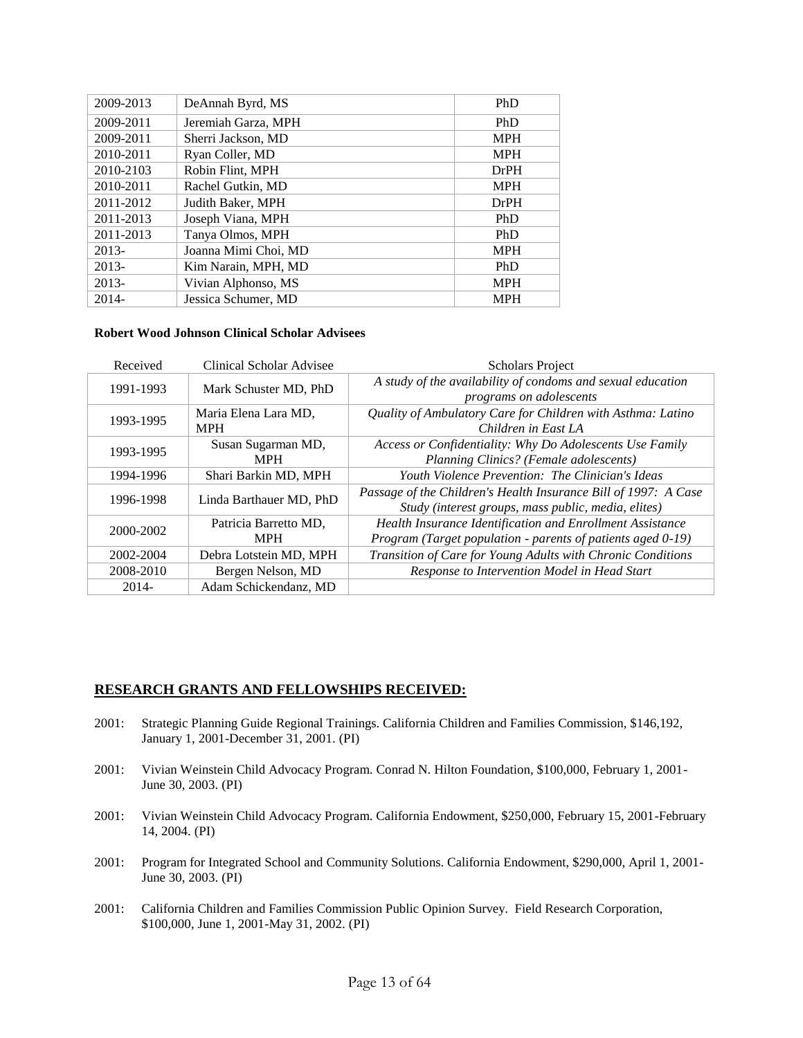| | | |
|---|---|---|
| 2009-2013 | DeAnnah Byrd, MS | PhD |
| 2009-2011 | Jeremiah Garza, MPH | PhD |
| 2009-2011 | Sherri Jackson, MD | MPH |
| 2010-2011 | Ryan Coller, MD | MPH |
| 2010-2103 | Robin Flint, MPH | DrPH |
| 2010-2011 | Rachel Gutkin, MD | MPH |
| 2011-2012 | Judith Baker, MPH | DrPH |
| 2011-2013 | Joseph Viana, MPH | PhD |
| 2011-2013 | Tanya Olmos, MPH | PhD |
| 2013- | Joanna Mimi Choi, MD | MPH |
| 2013- | Kim Narain, MPH, MD | PhD |
| 2013- | Vivian Alphonso, MS | MPH |
| 2014- | Jessica Schumer, MD | MPH |

**Robert Wood Johnson Clinical Scholar Advisees**

| Received | Clinical Scholar Advisee | Scholars Project |
|---|---|---|
| 1991-1993 | Mark Schuster MD, PhD | *A study of the availability of condoms and sexual education programs on adolescents* |
| 1993-1995 | Maria Elena Lara MD, MPH | *Quality of Ambulatory Care for Children with Asthma: Latino Children in East LA* |
| 1993-1995 | Susan Sugarman MD, MPH | *Access or Confidentiality: Why Do Adolescents Use Family Planning Clinics? (Female adolescents)* |
| 1994-1996 | Shari Barkin MD, MPH | *Youth Violence Prevention: The Clinician's Ideas* |
| 1996-1998 | Linda Barthauer MD, PhD | *Passage of the Children's Health Insurance Bill of 1997: A Case Study (interest groups, mass public, media, elites)* |
| 2000-2002 | Patricia Barretto MD, MPH | *Health Insurance Identification and Enrollment Assistance Program (Target population - parents of patients aged 0-19)* |
| 2002-2004 | Debra Lotstein MD, MPH | *Transition of Care for Young Adults with Chronic Conditions* |
| 2008-2010 | Bergen Nelson, MD | *Response to Intervention Model in Head Start* |
| 2014- | Adam Schickendanz, MD | |

## RESEARCH GRANTS AND FELLOWSHIPS RECEIVED:

2001: Strategic Planning Guide Regional Trainings. California Children and Families Commission, $146,192, January 1, 2001-December 31, 2001. (PI)

2001: Vivian Weinstein Child Advocacy Program. Conrad N. Hilton Foundation, $100,000, February 1, 2001-June 30, 2003. (PI)

2001: Vivian Weinstein Child Advocacy Program. California Endowment, $250,000, February 15, 2001-February 14, 2004. (PI)

2001: Program for Integrated School and Community Solutions. California Endowment, $290,000, April 1, 2001-June 30, 2003. (PI)

2001: California Children and Families Commission Public Opinion Survey. Field Research Corporation, $100,000, June 1, 2001-May 31, 2002. (PI)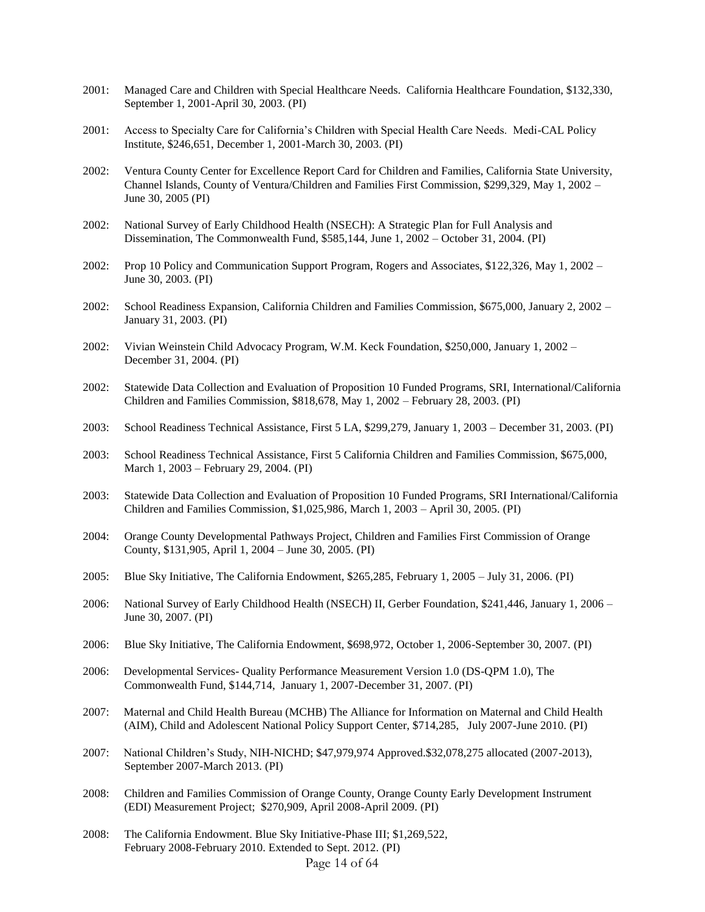2001: Managed Care and Children with Special Healthcare Needs. California Healthcare Foundation, $132,330, September 1, 2001-April 30, 2003. (PI)

2001: Access to Specialty Care for California's Children with Special Health Care Needs. Medi-CAL Policy Institute, $246,651, December 1, 2001-March 30, 2003. (PI)

2002: Ventura County Center for Excellence Report Card for Children and Families, California State University, Channel Islands, County of Ventura/Children and Families First Commission, $299,329, May 1, 2002 – June 30, 2005 (PI)

2002: National Survey of Early Childhood Health (NSECH): A Strategic Plan for Full Analysis and Dissemination, The Commonwealth Fund, $585,144, June 1, 2002 – October 31, 2004. (PI)

2002: Prop 10 Policy and Communication Support Program, Rogers and Associates, $122,326, May 1, 2002 – June 30, 2003. (PI)

2002: School Readiness Expansion, California Children and Families Commission, $675,000, January 2, 2002 – January 31, 2003. (PI)

2002: Vivian Weinstein Child Advocacy Program, W.M. Keck Foundation, $250,000, January 1, 2002 – December 31, 2004. (PI)

2002: Statewide Data Collection and Evaluation of Proposition 10 Funded Programs, SRI, International/California Children and Families Commission, $818,678, May 1, 2002 – February 28, 2003. (PI)

2003: School Readiness Technical Assistance, First 5 LA, $299,279, January 1, 2003 – December 31, 2003. (PI)

2003: School Readiness Technical Assistance, First 5 California Children and Families Commission, $675,000, March 1, 2003 – February 29, 2004. (PI)

2003: Statewide Data Collection and Evaluation of Proposition 10 Funded Programs, SRI International/California Children and Families Commission, $1,025,986, March 1, 2003 – April 30, 2005. (PI)

2004: Orange County Developmental Pathways Project, Children and Families First Commission of Orange County, $131,905, April 1, 2004 – June 30, 2005. (PI)

2005: Blue Sky Initiative, The California Endowment, $265,285, February 1, 2005 – July 31, 2006. (PI)

2006: National Survey of Early Childhood Health (NSECH) II, Gerber Foundation, $241,446, January 1, 2006 – June 30, 2007. (PI)

2006: Blue Sky Initiative, The California Endowment, $698,972, October 1, 2006-September 30, 2007. (PI)

2006: Developmental Services- Quality Performance Measurement Version 1.0 (DS-QPM 1.0), The Commonwealth Fund, $144,714, January 1, 2007-December 31, 2007. (PI)

2007: Maternal and Child Health Bureau (MCHB) The Alliance for Information on Maternal and Child Health (AIM), Child and Adolescent National Policy Support Center, $714,285, July 2007-June 2010. (PI)

2007: National Children's Study, NIH-NICHD; $47,979,974 Approved.$32,078,275 allocated (2007-2013), September 2007-March 2013. (PI)

2008: Children and Families Commission of Orange County, Orange County Early Development Instrument (EDI) Measurement Project; $270,909, April 2008-April 2009. (PI)

2008: The California Endowment. Blue Sky Initiative-Phase III; $1,269,522, February 2008-February 2010. Extended to Sept. 2012. (PI)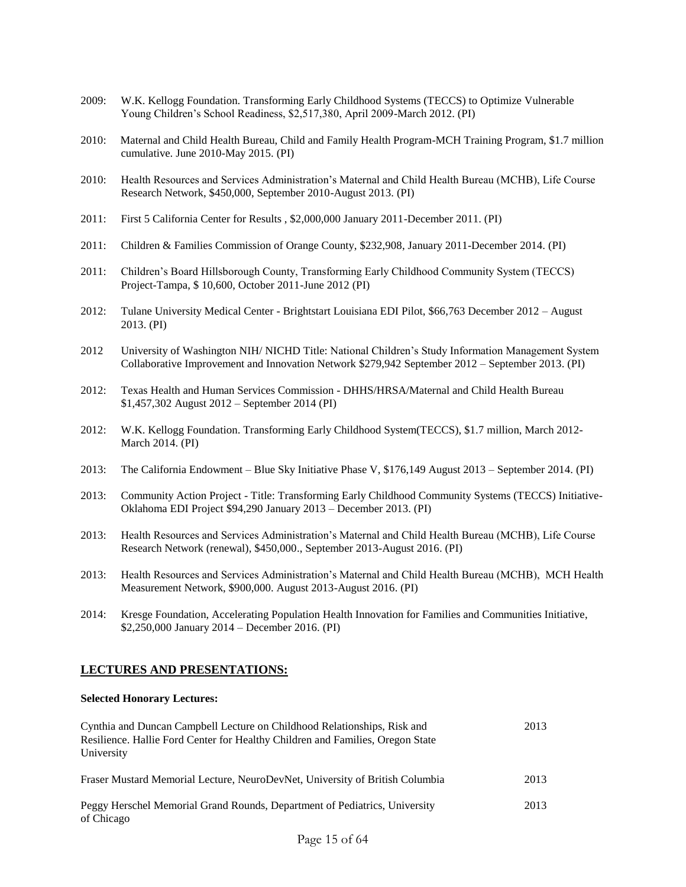2009: W.K. Kellogg Foundation. Transforming Early Childhood Systems (TECCS) to Optimize Vulnerable Young Children's School Readiness, $2,517,380, April 2009-March 2012. (PI)

2010: Maternal and Child Health Bureau, Child and Family Health Program-MCH Training Program, $1.7 million cumulative. June 2010-May 2015. (PI)

2010: Health Resources and Services Administration's Maternal and Child Health Bureau (MCHB), Life Course Research Network, $450,000, September 2010-August 2013. (PI)

2011: First 5 California Center for Results , $2,000,000 January 2011-December 2011. (PI)

2011: Children & Families Commission of Orange County, $232,908, January 2011-December 2014. (PI)

2011: Children's Board Hillsborough County, Transforming Early Childhood Community System (TECCS) Project-Tampa, $ 10,600, October 2011-June 2012 (PI)

2012: Tulane University Medical Center - Brightstart Louisiana EDI Pilot, $66,763 December 2012 – August 2013. (PI)

2012 University of Washington NIH/ NICHD Title: National Children's Study Information Management System Collaborative Improvement and Innovation Network $279,942 September 2012 – September 2013. (PI)

2012: Texas Health and Human Services Commission - DHHS/HRSA/Maternal and Child Health Bureau $1,457,302 August 2012 – September 2014 (PI)

2012: W.K. Kellogg Foundation. Transforming Early Childhood System(TECCS), $1.7 million, March 2012-March 2014. (PI)

2013: The California Endowment – Blue Sky Initiative Phase V, $176,149 August 2013 – September 2014. (PI)

2013: Community Action Project - Title: Transforming Early Childhood Community Systems (TECCS) Initiative-Oklahoma EDI Project $94,290 January 2013 – December 2013. (PI)

2013: Health Resources and Services Administration's Maternal and Child Health Bureau (MCHB), Life Course Research Network (renewal), $450,000., September 2013-August 2016. (PI)

2013: Health Resources and Services Administration's Maternal and Child Health Bureau (MCHB), MCH Health Measurement Network, $900,000. August 2013-August 2016. (PI)

2014: Kresge Foundation, Accelerating Population Health Innovation for Families and Communities Initiative, $2,250,000 January 2014 – December 2016. (PI)

## LECTURES AND PRESENTATIONS:

**Selected Honorary Lectures:**

| | |
|---|---|
| Cynthia and Duncan Campbell Lecture on Childhood Relationships, Risk and Resilience. Hallie Ford Center for Healthy Children and Families, Oregon State University | 2013 |
| Fraser Mustard Memorial Lecture, NeuroDevNet, University of British Columbia | 2013 |
| Peggy Herschel Memorial Grand Rounds, Department of Pediatrics, University of Chicago | 2013 |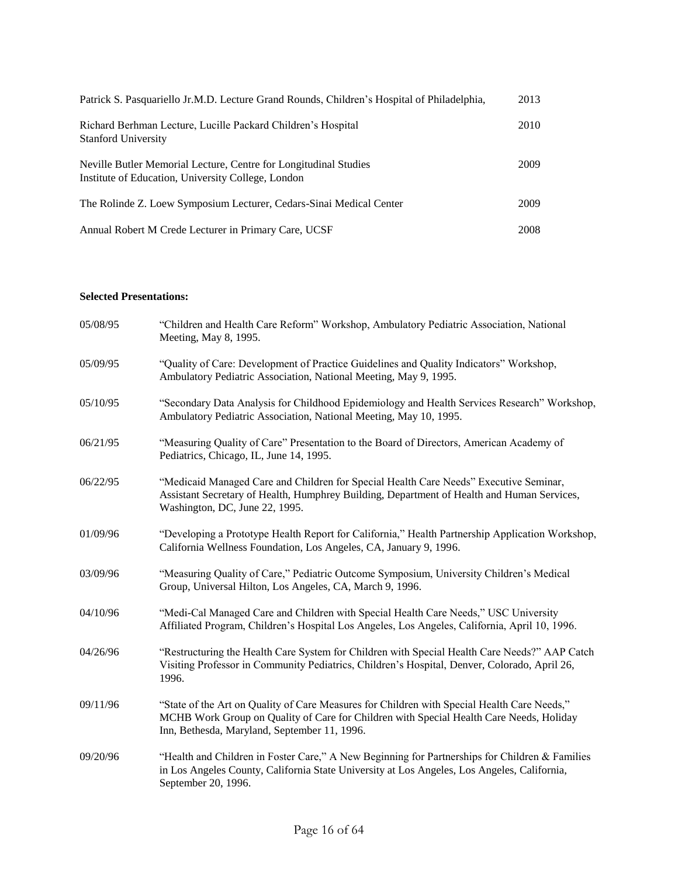| | |
|---|---|
| Patrick S. Pasquariello Jr.M.D. Lecture Grand Rounds, Children's Hospital of Philadelphia, | 2013 |
| Richard Berhman Lecture, Lucille Packard Children's Hospital<br>Stanford University | 2010 |
| Neville Butler Memorial Lecture, Centre for Longitudinal Studies<br>Institute of Education, University College, London | 2009 |
| The Rolinde Z. Loew Symposium Lecturer, Cedars-Sinai Medical Center | 2009 |
| Annual Robert M Crede Lecturer in Primary Care, UCSF | 2008 |

**Selected Presentations:**

| | |
|---|---|
| 05/08/95 | "Children and Health Care Reform" Workshop, Ambulatory Pediatric Association, National Meeting, May 8, 1995. |
| 05/09/95 | "Quality of Care: Development of Practice Guidelines and Quality Indicators" Workshop, Ambulatory Pediatric Association, National Meeting, May 9, 1995. |
| 05/10/95 | "Secondary Data Analysis for Childhood Epidemiology and Health Services Research" Workshop, Ambulatory Pediatric Association, National Meeting, May 10, 1995. |
| 06/21/95 | "Measuring Quality of Care" Presentation to the Board of Directors, American Academy of Pediatrics, Chicago, IL, June 14, 1995. |
| 06/22/95 | "Medicaid Managed Care and Children for Special Health Care Needs" Executive Seminar, Assistant Secretary of Health, Humphrey Building, Department of Health and Human Services, Washington, DC, June 22, 1995. |
| 01/09/96 | "Developing a Prototype Health Report for California," Health Partnership Application Workshop, California Wellness Foundation, Los Angeles, CA, January 9, 1996. |
| 03/09/96 | "Measuring Quality of Care," Pediatric Outcome Symposium, University Children's Medical Group, Universal Hilton, Los Angeles, CA, March 9, 1996. |
| 04/10/96 | "Medi-Cal Managed Care and Children with Special Health Care Needs," USC University Affiliated Program, Children's Hospital Los Angeles, Los Angeles, California, April 10, 1996. |
| 04/26/96 | "Restructuring the Health Care System for Children with Special Health Care Needs?" AAP Catch Visiting Professor in Community Pediatrics, Children's Hospital, Denver, Colorado, April 26, 1996. |
| 09/11/96 | "State of the Art on Quality of Care Measures for Children with Special Health Care Needs," MCHB Work Group on Quality of Care for Children with Special Health Care Needs, Holiday Inn, Bethesda, Maryland, September 11, 1996. |
| 09/20/96 | "Health and Children in Foster Care," A New Beginning for Partnerships for Children & Families in Los Angeles County, California State University at Los Angeles, Los Angeles, California, September 20, 1996. |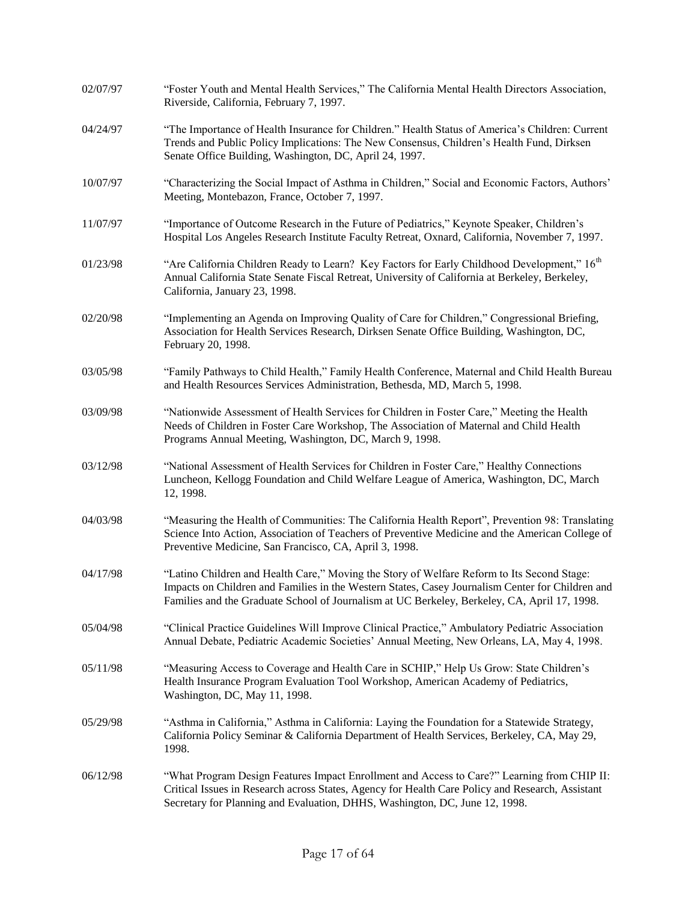02/07/97 "Foster Youth and Mental Health Services," The California Mental Health Directors Association, Riverside, California, February 7, 1997.

04/24/97 "The Importance of Health Insurance for Children." Health Status of America's Children: Current Trends and Public Policy Implications: The New Consensus, Children's Health Fund, Dirksen Senate Office Building, Washington, DC, April 24, 1997.

10/07/97 "Characterizing the Social Impact of Asthma in Children," Social and Economic Factors, Authors' Meeting, Montebazon, France, October 7, 1997.

11/07/97 "Importance of Outcome Research in the Future of Pediatrics," Keynote Speaker, Children's Hospital Los Angeles Research Institute Faculty Retreat, Oxnard, California, November 7, 1997.

01/23/98 "Are California Children Ready to Learn? Key Factors for Early Childhood Development," 16th Annual California State Senate Fiscal Retreat, University of California at Berkeley, Berkeley, California, January 23, 1998.

02/20/98 "Implementing an Agenda on Improving Quality of Care for Children," Congressional Briefing, Association for Health Services Research, Dirksen Senate Office Building, Washington, DC, February 20, 1998.

03/05/98 "Family Pathways to Child Health," Family Health Conference, Maternal and Child Health Bureau and Health Resources Services Administration, Bethesda, MD, March 5, 1998.

03/09/98 "Nationwide Assessment of Health Services for Children in Foster Care," Meeting the Health Needs of Children in Foster Care Workshop, The Association of Maternal and Child Health Programs Annual Meeting, Washington, DC, March 9, 1998.

03/12/98 "National Assessment of Health Services for Children in Foster Care," Healthy Connections Luncheon, Kellogg Foundation and Child Welfare League of America, Washington, DC, March 12, 1998.

04/03/98 "Measuring the Health of Communities: The California Health Report", Prevention 98: Translating Science Into Action, Association of Teachers of Preventive Medicine and the American College of Preventive Medicine, San Francisco, CA, April 3, 1998.

04/17/98 "Latino Children and Health Care," Moving the Story of Welfare Reform to Its Second Stage: Impacts on Children and Families in the Western States, Casey Journalism Center for Children and Families and the Graduate School of Journalism at UC Berkeley, Berkeley, CA, April 17, 1998.

05/04/98 "Clinical Practice Guidelines Will Improve Clinical Practice," Ambulatory Pediatric Association Annual Debate, Pediatric Academic Societies' Annual Meeting, New Orleans, LA, May 4, 1998.

05/11/98 "Measuring Access to Coverage and Health Care in SCHIP," Help Us Grow: State Children's Health Insurance Program Evaluation Tool Workshop, American Academy of Pediatrics, Washington, DC, May 11, 1998.

05/29/98 "Asthma in California," Asthma in California: Laying the Foundation for a Statewide Strategy, California Policy Seminar & California Department of Health Services, Berkeley, CA, May 29, 1998.

06/12/98 "What Program Design Features Impact Enrollment and Access to Care?" Learning from CHIP II: Critical Issues in Research across States, Agency for Health Care Policy and Research, Assistant Secretary for Planning and Evaluation, DHHS, Washington, DC, June 12, 1998.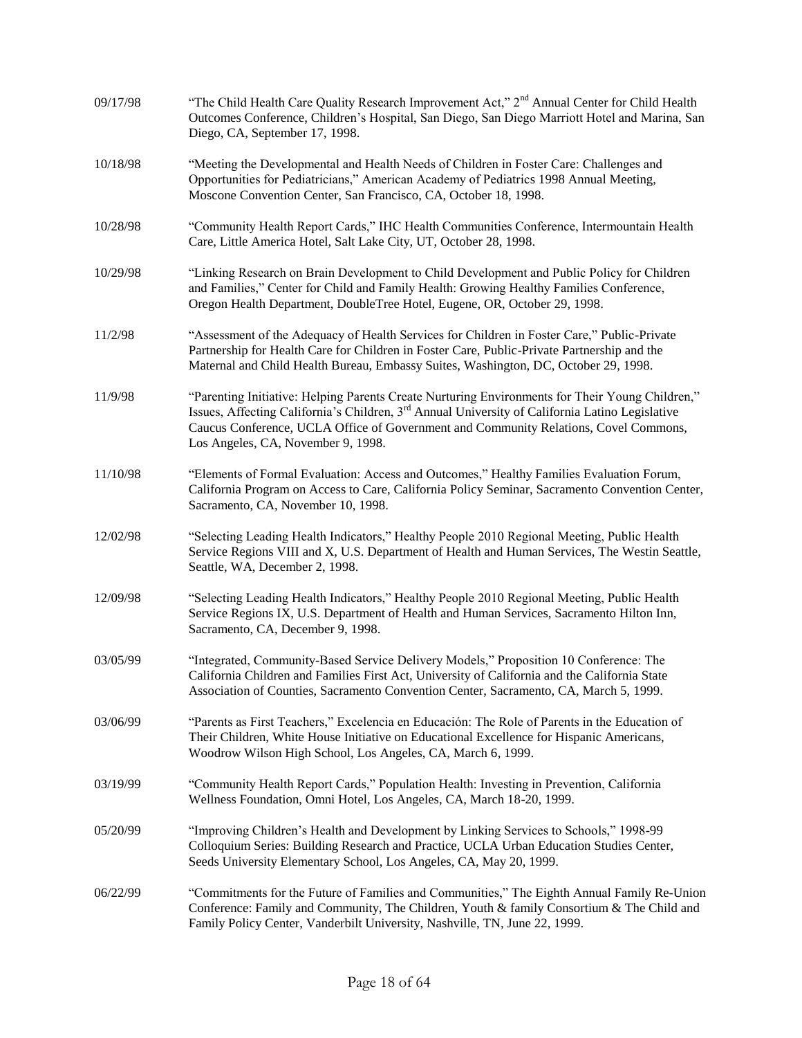09/17/98 "The Child Health Care Quality Research Improvement Act," 2nd Annual Center for Child Health Outcomes Conference, Children's Hospital, San Diego, San Diego Marriott Hotel and Marina, San Diego, CA, September 17, 1998.

10/18/98 "Meeting the Developmental and Health Needs of Children in Foster Care: Challenges and Opportunities for Pediatricians," American Academy of Pediatrics 1998 Annual Meeting, Moscone Convention Center, San Francisco, CA, October 18, 1998.

10/28/98 "Community Health Report Cards," IHC Health Communities Conference, Intermountain Health Care, Little America Hotel, Salt Lake City, UT, October 28, 1998.

10/29/98 "Linking Research on Brain Development to Child Development and Public Policy for Children and Families," Center for Child and Family Health: Growing Healthy Families Conference, Oregon Health Department, DoubleTree Hotel, Eugene, OR, October 29, 1998.

11/2/98 "Assessment of the Adequacy of Health Services for Children in Foster Care," Public-Private Partnership for Health Care for Children in Foster Care, Public-Private Partnership and the Maternal and Child Health Bureau, Embassy Suites, Washington, DC, October 29, 1998.

11/9/98 "Parenting Initiative: Helping Parents Create Nurturing Environments for Their Young Children," Issues, Affecting California's Children, 3rd Annual University of California Latino Legislative Caucus Conference, UCLA Office of Government and Community Relations, Covel Commons, Los Angeles, CA, November 9, 1998.

11/10/98 "Elements of Formal Evaluation: Access and Outcomes," Healthy Families Evaluation Forum, California Program on Access to Care, California Policy Seminar, Sacramento Convention Center, Sacramento, CA, November 10, 1998.

12/02/98 "Selecting Leading Health Indicators," Healthy People 2010 Regional Meeting, Public Health Service Regions VIII and X, U.S. Department of Health and Human Services, The Westin Seattle, Seattle, WA, December 2, 1998.

12/09/98 "Selecting Leading Health Indicators," Healthy People 2010 Regional Meeting, Public Health Service Regions IX, U.S. Department of Health and Human Services, Sacramento Hilton Inn, Sacramento, CA, December 9, 1998.

03/05/99 "Integrated, Community-Based Service Delivery Models," Proposition 10 Conference: The California Children and Families First Act, University of California and the California State Association of Counties, Sacramento Convention Center, Sacramento, CA, March 5, 1999.

03/06/99 "Parents as First Teachers," Excelencia en Educación: The Role of Parents in the Education of Their Children, White House Initiative on Educational Excellence for Hispanic Americans, Woodrow Wilson High School, Los Angeles, CA, March 6, 1999.

03/19/99 "Community Health Report Cards," Population Health: Investing in Prevention, California Wellness Foundation, Omni Hotel, Los Angeles, CA, March 18-20, 1999.

05/20/99 "Improving Children's Health and Development by Linking Services to Schools," 1998-99 Colloquium Series: Building Research and Practice, UCLA Urban Education Studies Center, Seeds University Elementary School, Los Angeles, CA, May 20, 1999.

06/22/99 "Commitments for the Future of Families and Communities," The Eighth Annual Family Re-Union Conference: Family and Community, The Children, Youth & family Consortium & The Child and Family Policy Center, Vanderbilt University, Nashville, TN, June 22, 1999.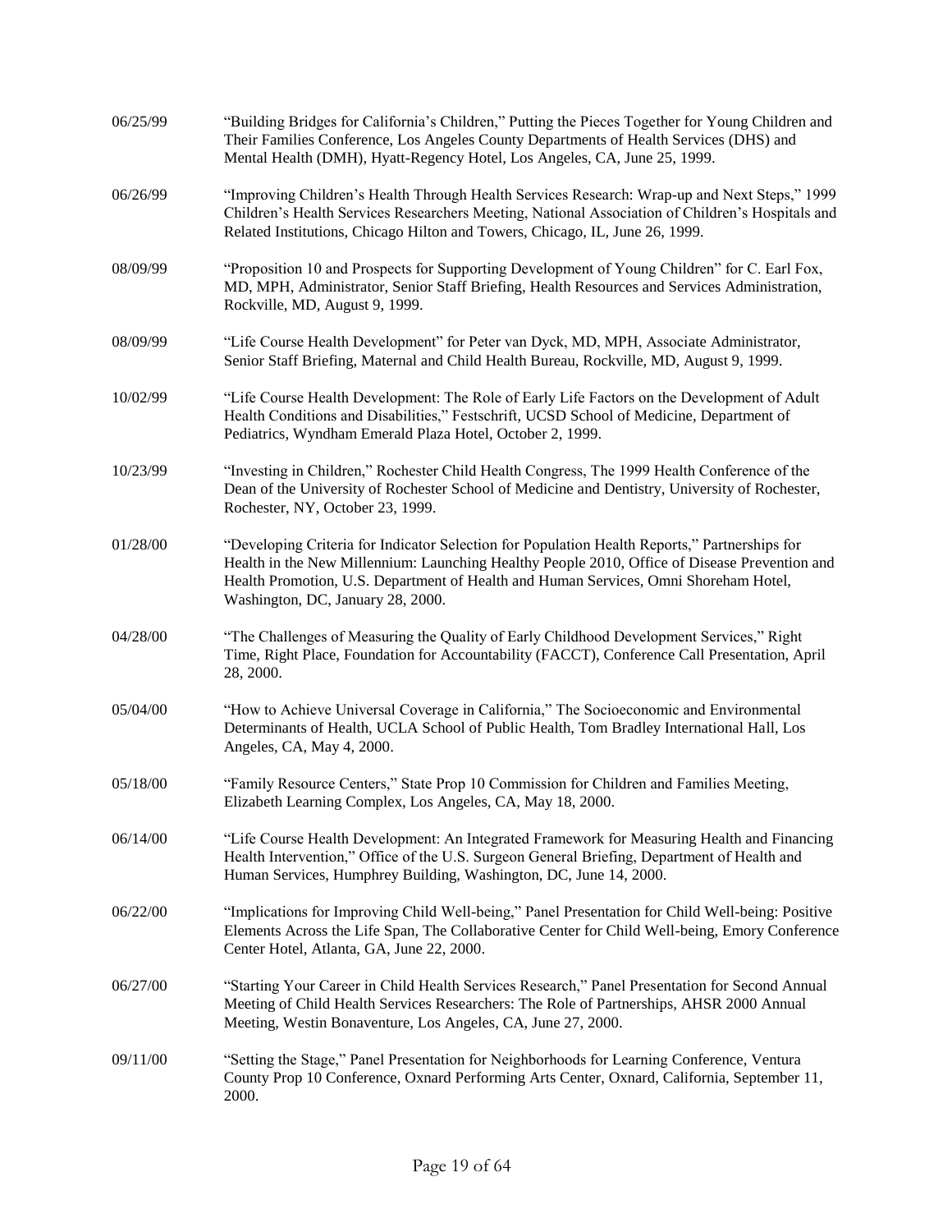06/25/99 “Building Bridges for California’s Children,” Putting the Pieces Together for Young Children and Their Families Conference, Los Angeles County Departments of Health Services (DHS) and Mental Health (DMH), Hyatt-Regency Hotel, Los Angeles, CA, June 25, 1999.

06/26/99 “Improving Children’s Health Through Health Services Research: Wrap-up and Next Steps,” 1999 Children’s Health Services Researchers Meeting, National Association of Children’s Hospitals and Related Institutions, Chicago Hilton and Towers, Chicago, IL, June 26, 1999.

08/09/99 “Proposition 10 and Prospects for Supporting Development of Young Children” for C. Earl Fox, MD, MPH, Administrator, Senior Staff Briefing, Health Resources and Services Administration, Rockville, MD, August 9, 1999.

08/09/99 “Life Course Health Development” for Peter van Dyck, MD, MPH, Associate Administrator, Senior Staff Briefing, Maternal and Child Health Bureau, Rockville, MD, August 9, 1999.

10/02/99 “Life Course Health Development: The Role of Early Life Factors on the Development of Adult Health Conditions and Disabilities,” Festschrift, UCSD School of Medicine, Department of Pediatrics, Wyndham Emerald Plaza Hotel, October 2, 1999.

10/23/99 “Investing in Children,” Rochester Child Health Congress, The 1999 Health Conference of the Dean of the University of Rochester School of Medicine and Dentistry, University of Rochester, Rochester, NY, October 23, 1999.

01/28/00 “Developing Criteria for Indicator Selection for Population Health Reports,” Partnerships for Health in the New Millennium: Launching Healthy People 2010, Office of Disease Prevention and Health Promotion, U.S. Department of Health and Human Services, Omni Shoreham Hotel, Washington, DC, January 28, 2000.

04/28/00 “The Challenges of Measuring the Quality of Early Childhood Development Services,” Right Time, Right Place, Foundation for Accountability (FACCT), Conference Call Presentation, April 28, 2000.

05/04/00 “How to Achieve Universal Coverage in California,” The Socioeconomic and Environmental Determinants of Health, UCLA School of Public Health, Tom Bradley International Hall, Los Angeles, CA, May 4, 2000.

05/18/00 “Family Resource Centers,” State Prop 10 Commission for Children and Families Meeting, Elizabeth Learning Complex, Los Angeles, CA, May 18, 2000.

06/14/00 “Life Course Health Development: An Integrated Framework for Measuring Health and Financing Health Intervention,” Office of the U.S. Surgeon General Briefing, Department of Health and Human Services, Humphrey Building, Washington, DC, June 14, 2000.

06/22/00 “Implications for Improving Child Well-being,” Panel Presentation for Child Well-being: Positive Elements Across the Life Span, The Collaborative Center for Child Well-being, Emory Conference Center Hotel, Atlanta, GA, June 22, 2000.

06/27/00 “Starting Your Career in Child Health Services Research,” Panel Presentation for Second Annual Meeting of Child Health Services Researchers: The Role of Partnerships, AHSR 2000 Annual Meeting, Westin Bonaventure, Los Angeles, CA, June 27, 2000.

09/11/00 “Setting the Stage,” Panel Presentation for Neighborhoods for Learning Conference, Ventura County Prop 10 Conference, Oxnard Performing Arts Center, Oxnard, California, September 11, 2000.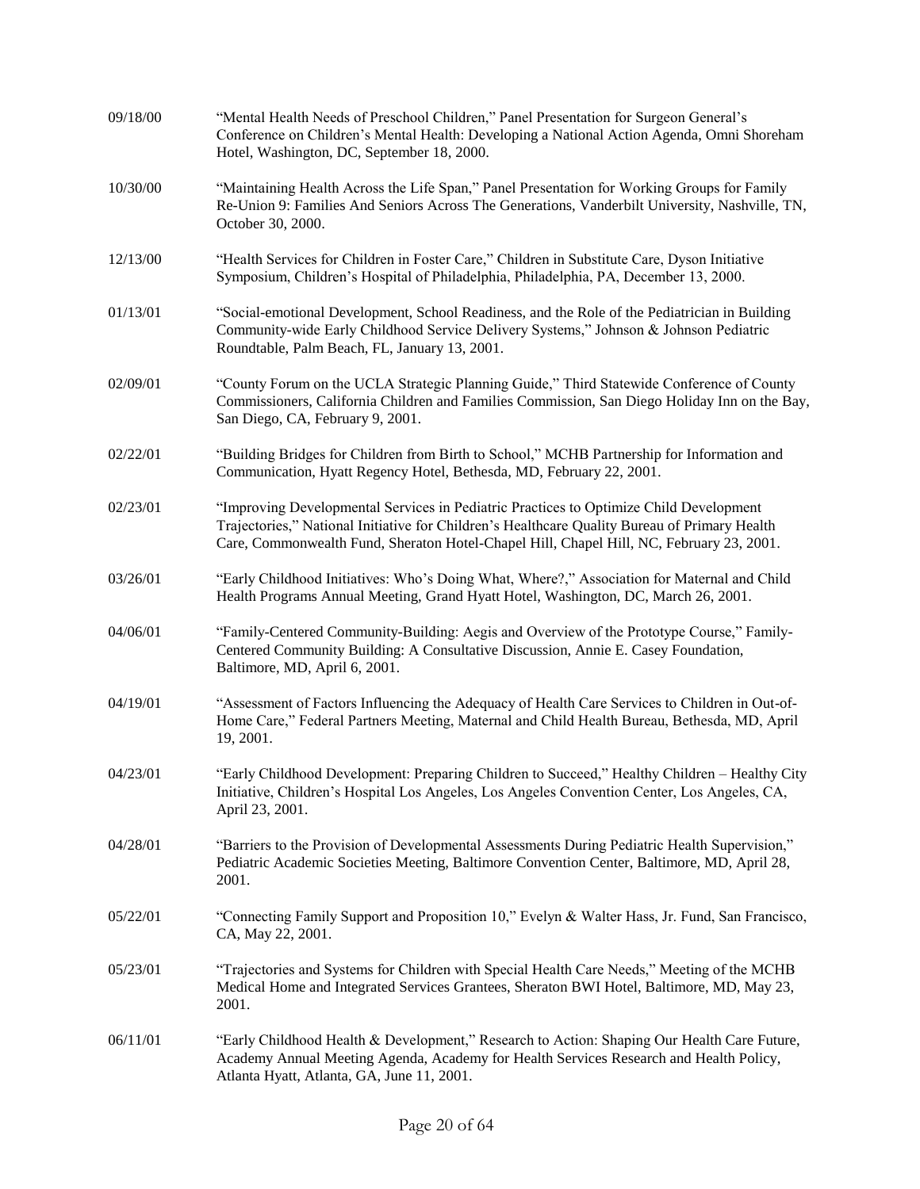09/18/00 "Mental Health Needs of Preschool Children," Panel Presentation for Surgeon General's Conference on Children's Mental Health: Developing a National Action Agenda, Omni Shoreham Hotel, Washington, DC, September 18, 2000.

10/30/00 "Maintaining Health Across the Life Span," Panel Presentation for Working Groups for Family Re-Union 9: Families And Seniors Across The Generations, Vanderbilt University, Nashville, TN, October 30, 2000.

12/13/00 "Health Services for Children in Foster Care," Children in Substitute Care, Dyson Initiative Symposium, Children's Hospital of Philadelphia, Philadelphia, PA, December 13, 2000.

01/13/01 "Social-emotional Development, School Readiness, and the Role of the Pediatrician in Building Community-wide Early Childhood Service Delivery Systems," Johnson & Johnson Pediatric Roundtable, Palm Beach, FL, January 13, 2001.

02/09/01 "County Forum on the UCLA Strategic Planning Guide," Third Statewide Conference of County Commissioners, California Children and Families Commission, San Diego Holiday Inn on the Bay, San Diego, CA, February 9, 2001.

02/22/01 "Building Bridges for Children from Birth to School," MCHB Partnership for Information and Communication, Hyatt Regency Hotel, Bethesda, MD, February 22, 2001.

02/23/01 "Improving Developmental Services in Pediatric Practices to Optimize Child Development Trajectories," National Initiative for Children's Healthcare Quality Bureau of Primary Health Care, Commonwealth Fund, Sheraton Hotel-Chapel Hill, Chapel Hill, NC, February 23, 2001.

03/26/01 "Early Childhood Initiatives: Who's Doing What, Where?," Association for Maternal and Child Health Programs Annual Meeting, Grand Hyatt Hotel, Washington, DC, March 26, 2001.

04/06/01 "Family-Centered Community-Building: Aegis and Overview of the Prototype Course," Family-Centered Community Building: A Consultative Discussion, Annie E. Casey Foundation, Baltimore, MD, April 6, 2001.

04/19/01 "Assessment of Factors Influencing the Adequacy of Health Care Services to Children in Out-of-Home Care," Federal Partners Meeting, Maternal and Child Health Bureau, Bethesda, MD, April 19, 2001.

04/23/01 "Early Childhood Development: Preparing Children to Succeed," Healthy Children – Healthy City Initiative, Children's Hospital Los Angeles, Los Angeles Convention Center, Los Angeles, CA, April 23, 2001.

04/28/01 "Barriers to the Provision of Developmental Assessments During Pediatric Health Supervision," Pediatric Academic Societies Meeting, Baltimore Convention Center, Baltimore, MD, April 28, 2001.

05/22/01 "Connecting Family Support and Proposition 10," Evelyn & Walter Hass, Jr. Fund, San Francisco, CA, May 22, 2001.

05/23/01 "Trajectories and Systems for Children with Special Health Care Needs," Meeting of the MCHB Medical Home and Integrated Services Grantees, Sheraton BWI Hotel, Baltimore, MD, May 23, 2001.

06/11/01 "Early Childhood Health & Development," Research to Action: Shaping Our Health Care Future, Academy Annual Meeting Agenda, Academy for Health Services Research and Health Policy, Atlanta Hyatt, Atlanta, GA, June 11, 2001.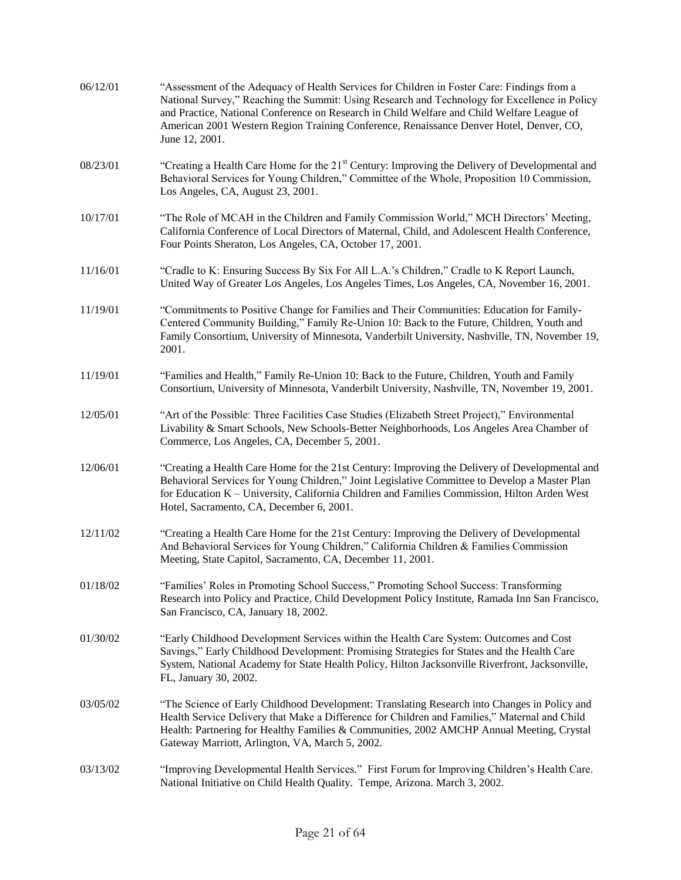06/12/01 "Assessment of the Adequacy of Health Services for Children in Foster Care: Findings from a National Survey," Reaching the Summit: Using Research and Technology for Excellence in Policy and Practice, National Conference on Research in Child Welfare and Child Welfare League of American 2001 Western Region Training Conference, Renaissance Denver Hotel, Denver, CO, June 12, 2001.

08/23/01 "Creating a Health Care Home for the 21st Century: Improving the Delivery of Developmental and Behavioral Services for Young Children," Committee of the Whole, Proposition 10 Commission, Los Angeles, CA, August 23, 2001.

10/17/01 "The Role of MCAH in the Children and Family Commission World," MCH Directors' Meeting, California Conference of Local Directors of Maternal, Child, and Adolescent Health Conference, Four Points Sheraton, Los Angeles, CA, October 17, 2001.

11/16/01 "Cradle to K: Ensuring Success By Six For All L.A.'s Children," Cradle to K Report Launch, United Way of Greater Los Angeles, Los Angeles Times, Los Angeles, CA, November 16, 2001.

11/19/01 "Commitments to Positive Change for Families and Their Communities: Education for Family-Centered Community Building," Family Re-Union 10: Back to the Future, Children, Youth and Family Consortium, University of Minnesota, Vanderbilt University, Nashville, TN, November 19, 2001.

11/19/01 "Families and Health," Family Re-Union 10: Back to the Future, Children, Youth and Family Consortium, University of Minnesota, Vanderbilt University, Nashville, TN, November 19, 2001.

12/05/01 "Art of the Possible: Three Facilities Case Studies (Elizabeth Street Project)," Environmental Livability & Smart Schools, New Schools-Better Neighborhoods, Los Angeles Area Chamber of Commerce, Los Angeles, CA, December 5, 2001.

12/06/01 "Creating a Health Care Home for the 21st Century: Improving the Delivery of Developmental and Behavioral Services for Young Children," Joint Legislative Committee to Develop a Master Plan for Education K – University, California Children and Families Commission, Hilton Arden West Hotel, Sacramento, CA, December 6, 2001.

12/11/02 "Creating a Health Care Home for the 21st Century: Improving the Delivery of Developmental And Behavioral Services for Young Children," California Children & Families Commission Meeting, State Capitol, Sacramento, CA, December 11, 2001.

01/18/02 "Families' Roles in Promoting School Success," Promoting School Success: Transforming Research into Policy and Practice, Child Development Policy Institute, Ramada Inn San Francisco, San Francisco, CA, January 18, 2002.

01/30/02 "Early Childhood Development Services within the Health Care System: Outcomes and Cost Savings," Early Childhood Development: Promising Strategies for States and the Health Care System, National Academy for State Health Policy, Hilton Jacksonville Riverfront, Jacksonville, FL, January 30, 2002.

03/05/02 "The Science of Early Childhood Development: Translating Research into Changes in Policy and Health Service Delivery that Make a Difference for Children and Families," Maternal and Child Health: Partnering for Healthy Families & Communities, 2002 AMCHP Annual Meeting, Crystal Gateway Marriott, Arlington, VA, March 5, 2002.

03/13/02 "Improving Developmental Health Services." First Forum for Improving Children's Health Care. National Initiative on Child Health Quality. Tempe, Arizona. March 3, 2002.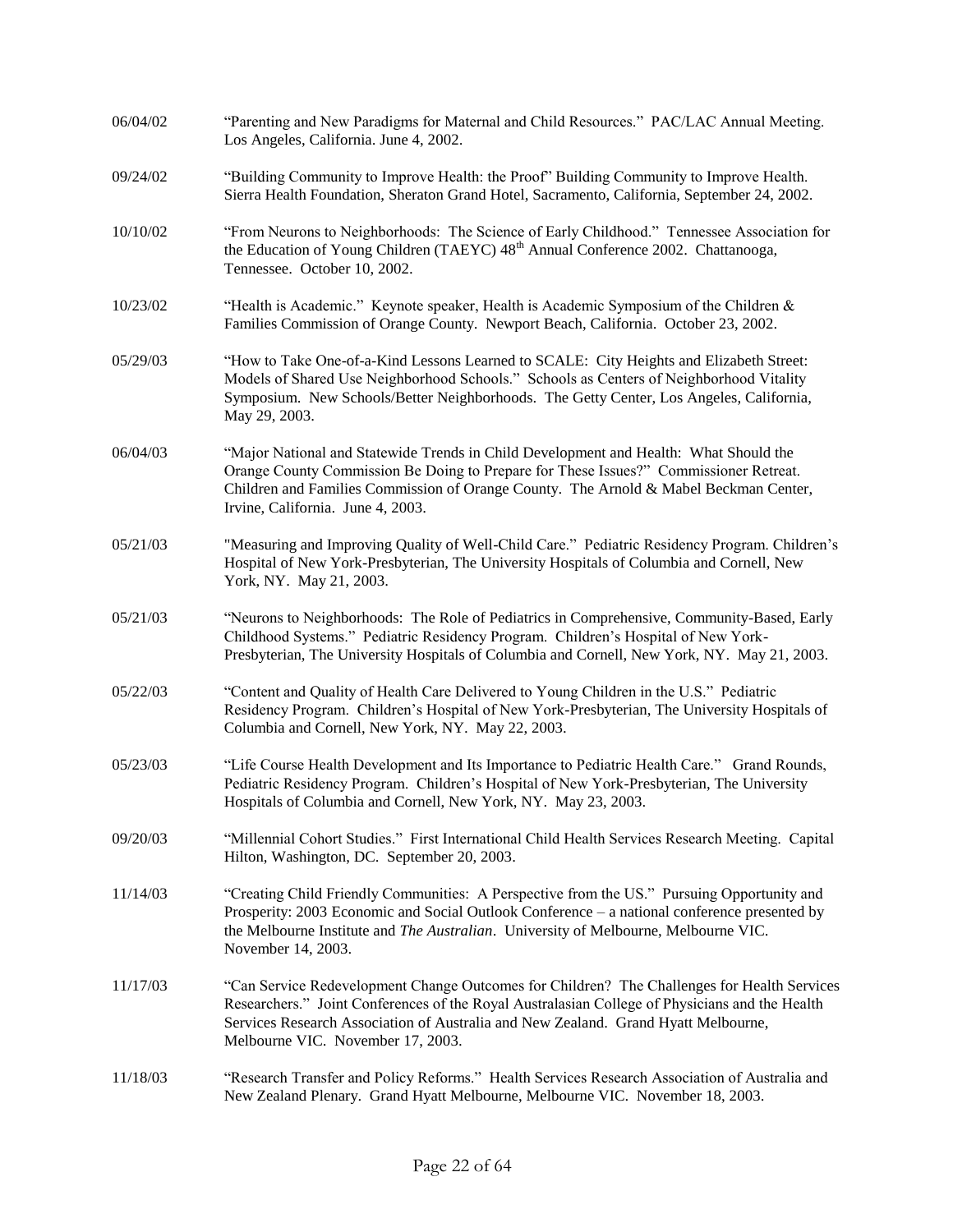06/04/02 "Parenting and New Paradigms for Maternal and Child Resources." PAC/LAC Annual Meeting. Los Angeles, California. June 4, 2002.

09/24/02 "Building Community to Improve Health: the Proof" Building Community to Improve Health. Sierra Health Foundation, Sheraton Grand Hotel, Sacramento, California, September 24, 2002.

10/10/02 "From Neurons to Neighborhoods: The Science of Early Childhood." Tennessee Association for the Education of Young Children (TAEYC) 48th Annual Conference 2002. Chattanooga, Tennessee. October 10, 2002.

10/23/02 "Health is Academic." Keynote speaker, Health is Academic Symposium of the Children & Families Commission of Orange County. Newport Beach, California. October 23, 2002.

05/29/03 "How to Take One-of-a-Kind Lessons Learned to SCALE: City Heights and Elizabeth Street: Models of Shared Use Neighborhood Schools." Schools as Centers of Neighborhood Vitality Symposium. New Schools/Better Neighborhoods. The Getty Center, Los Angeles, California, May 29, 2003.

06/04/03 "Major National and Statewide Trends in Child Development and Health: What Should the Orange County Commission Be Doing to Prepare for These Issues?" Commissioner Retreat. Children and Families Commission of Orange County. The Arnold & Mabel Beckman Center, Irvine, California. June 4, 2003.

05/21/03 "Measuring and Improving Quality of Well-Child Care." Pediatric Residency Program. Children's Hospital of New York-Presbyterian, The University Hospitals of Columbia and Cornell, New York, NY. May 21, 2003.

05/21/03 "Neurons to Neighborhoods: The Role of Pediatrics in Comprehensive, Community-Based, Early Childhood Systems." Pediatric Residency Program. Children's Hospital of New York-Presbyterian, The University Hospitals of Columbia and Cornell, New York, NY. May 21, 2003.

05/22/03 "Content and Quality of Health Care Delivered to Young Children in the U.S." Pediatric Residency Program. Children's Hospital of New York-Presbyterian, The University Hospitals of Columbia and Cornell, New York, NY. May 22, 2003.

05/23/03 "Life Course Health Development and Its Importance to Pediatric Health Care." Grand Rounds, Pediatric Residency Program. Children's Hospital of New York-Presbyterian, The University Hospitals of Columbia and Cornell, New York, NY. May 23, 2003.

09/20/03 "Millennial Cohort Studies." First International Child Health Services Research Meeting. Capital Hilton, Washington, DC. September 20, 2003.

11/14/03 "Creating Child Friendly Communities: A Perspective from the US." Pursuing Opportunity and Prosperity: 2003 Economic and Social Outlook Conference – a national conference presented by the Melbourne Institute and *The Australian*. University of Melbourne, Melbourne VIC. November 14, 2003.

11/17/03 "Can Service Redevelopment Change Outcomes for Children? The Challenges for Health Services Researchers." Joint Conferences of the Royal Australasian College of Physicians and the Health Services Research Association of Australia and New Zealand. Grand Hyatt Melbourne, Melbourne VIC. November 17, 2003.

11/18/03 "Research Transfer and Policy Reforms." Health Services Research Association of Australia and New Zealand Plenary. Grand Hyatt Melbourne, Melbourne VIC. November 18, 2003.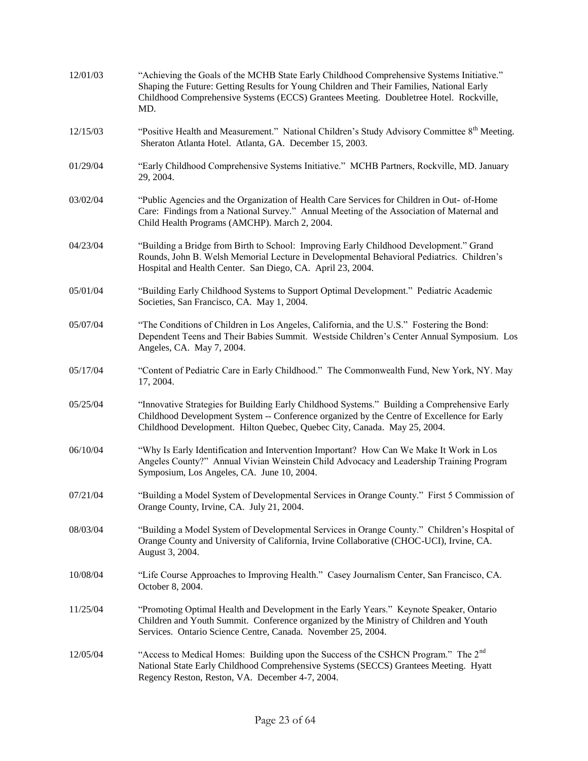12/01/03 "Achieving the Goals of the MCHB State Early Childhood Comprehensive Systems Initiative." Shaping the Future: Getting Results for Young Children and Their Families, National Early Childhood Comprehensive Systems (ECCS) Grantees Meeting. Doubletree Hotel. Rockville, MD.

12/15/03 "Positive Health and Measurement." National Children's Study Advisory Committee 8th Meeting. Sheraton Atlanta Hotel. Atlanta, GA. December 15, 2003.

01/29/04 "Early Childhood Comprehensive Systems Initiative." MCHB Partners, Rockville, MD. January 29, 2004.

03/02/04 "Public Agencies and the Organization of Health Care Services for Children in Out- of-Home Care: Findings from a National Survey." Annual Meeting of the Association of Maternal and Child Health Programs (AMCHP). March 2, 2004.

04/23/04 "Building a Bridge from Birth to School: Improving Early Childhood Development." Grand Rounds, John B. Welsh Memorial Lecture in Developmental Behavioral Pediatrics. Children's Hospital and Health Center. San Diego, CA. April 23, 2004.

05/01/04 "Building Early Childhood Systems to Support Optimal Development." Pediatric Academic Societies, San Francisco, CA. May 1, 2004.

05/07/04 "The Conditions of Children in Los Angeles, California, and the U.S." Fostering the Bond: Dependent Teens and Their Babies Summit. Westside Children's Center Annual Symposium. Los Angeles, CA. May 7, 2004.

05/17/04 "Content of Pediatric Care in Early Childhood." The Commonwealth Fund, New York, NY. May 17, 2004.

05/25/04 "Innovative Strategies for Building Early Childhood Systems." Building a Comprehensive Early Childhood Development System -- Conference organized by the Centre of Excellence for Early Childhood Development. Hilton Quebec, Quebec City, Canada. May 25, 2004.

06/10/04 "Why Is Early Identification and Intervention Important? How Can We Make It Work in Los Angeles County?" Annual Vivian Weinstein Child Advocacy and Leadership Training Program Symposium, Los Angeles, CA. June 10, 2004.

07/21/04 "Building a Model System of Developmental Services in Orange County." First 5 Commission of Orange County, Irvine, CA. July 21, 2004.

08/03/04 "Building a Model System of Developmental Services in Orange County." Children's Hospital of Orange County and University of California, Irvine Collaborative (CHOC-UCI), Irvine, CA. August 3, 2004.

10/08/04 "Life Course Approaches to Improving Health." Casey Journalism Center, San Francisco, CA. October 8, 2004.

11/25/04 "Promoting Optimal Health and Development in the Early Years." Keynote Speaker, Ontario Children and Youth Summit. Conference organized by the Ministry of Children and Youth Services. Ontario Science Centre, Canada. November 25, 2004.

12/05/04 "Access to Medical Homes: Building upon the Success of the CSHCN Program." The 2nd National State Early Childhood Comprehensive Systems (SECCS) Grantees Meeting. Hyatt Regency Reston, Reston, VA. December 4-7, 2004.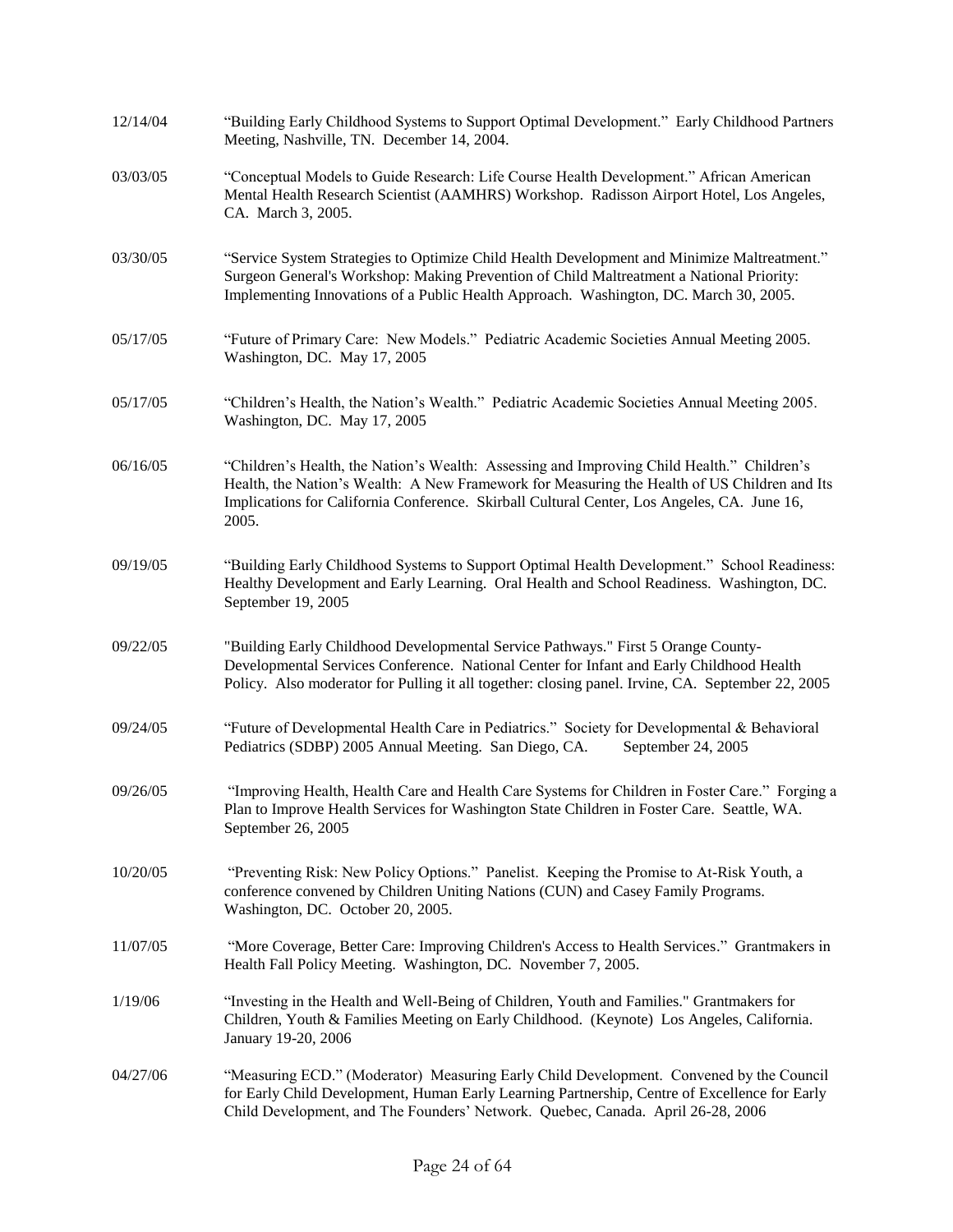12/14/04 "Building Early Childhood Systems to Support Optimal Development." Early Childhood Partners Meeting, Nashville, TN. December 14, 2004.

03/03/05 "Conceptual Models to Guide Research: Life Course Health Development." African American Mental Health Research Scientist (AAMHRS) Workshop. Radisson Airport Hotel, Los Angeles, CA. March 3, 2005.

03/30/05 "Service System Strategies to Optimize Child Health Development and Minimize Maltreatment." Surgeon General's Workshop: Making Prevention of Child Maltreatment a National Priority: Implementing Innovations of a Public Health Approach. Washington, DC. March 30, 2005.

05/17/05 "Future of Primary Care: New Models." Pediatric Academic Societies Annual Meeting 2005. Washington, DC. May 17, 2005

05/17/05 "Children's Health, the Nation's Wealth." Pediatric Academic Societies Annual Meeting 2005. Washington, DC. May 17, 2005

06/16/05 "Children's Health, the Nation's Wealth: Assessing and Improving Child Health." Children's Health, the Nation's Wealth: A New Framework for Measuring the Health of US Children and Its Implications for California Conference. Skirball Cultural Center, Los Angeles, CA. June 16, 2005.

09/19/05 "Building Early Childhood Systems to Support Optimal Health Development." School Readiness: Healthy Development and Early Learning. Oral Health and School Readiness. Washington, DC. September 19, 2005

09/22/05 "Building Early Childhood Developmental Service Pathways." First 5 Orange County-Developmental Services Conference. National Center for Infant and Early Childhood Health Policy. Also moderator for Pulling it all together: closing panel. Irvine, CA. September 22, 2005

09/24/05 "Future of Developmental Health Care in Pediatrics." Society for Developmental & Behavioral Pediatrics (SDBP) 2005 Annual Meeting. San Diego, CA. September 24, 2005

09/26/05 "Improving Health, Health Care and Health Care Systems for Children in Foster Care." Forging a Plan to Improve Health Services for Washington State Children in Foster Care. Seattle, WA. September 26, 2005

10/20/05 "Preventing Risk: New Policy Options." Panelist. Keeping the Promise to At-Risk Youth, a conference convened by Children Uniting Nations (CUN) and Casey Family Programs. Washington, DC. October 20, 2005.

11/07/05 "More Coverage, Better Care: Improving Children's Access to Health Services." Grantmakers in Health Fall Policy Meeting. Washington, DC. November 7, 2005.

1/19/06 "Investing in the Health and Well-Being of Children, Youth and Families." Grantmakers for Children, Youth & Families Meeting on Early Childhood. (Keynote) Los Angeles, California. January 19-20, 2006

04/27/06 "Measuring ECD." (Moderator) Measuring Early Child Development. Convened by the Council for Early Child Development, Human Early Learning Partnership, Centre of Excellence for Early Child Development, and The Founders' Network. Quebec, Canada. April 26-28, 2006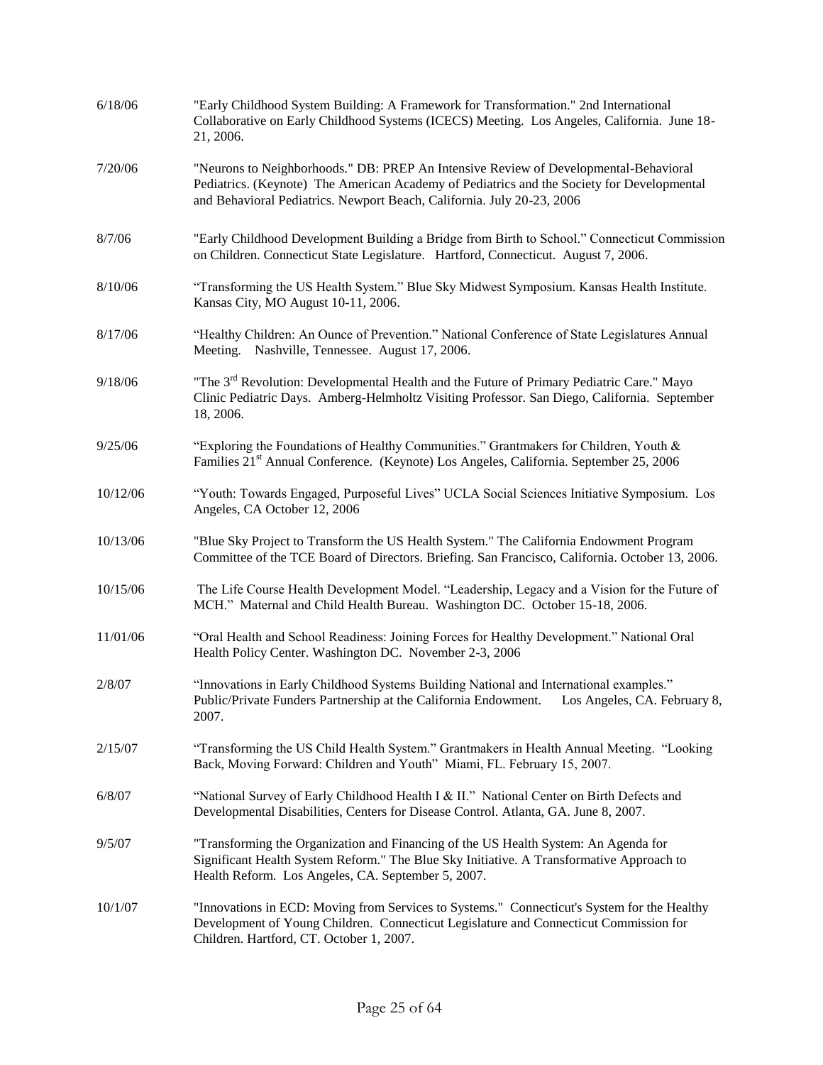6/18/06 "Early Childhood System Building: A Framework for Transformation." 2nd International Collaborative on Early Childhood Systems (ICECS) Meeting. Los Angeles, California. June 18-21, 2006.

7/20/06 "Neurons to Neighborhoods." DB: PREP An Intensive Review of Developmental-Behavioral Pediatrics. (Keynote) The American Academy of Pediatrics and the Society for Developmental and Behavioral Pediatrics. Newport Beach, California. July 20-23, 2006

8/7/06 "Early Childhood Development Building a Bridge from Birth to School." Connecticut Commission on Children. Connecticut State Legislature. Hartford, Connecticut. August 7, 2006.

8/10/06 "Transforming the US Health System." Blue Sky Midwest Symposium. Kansas Health Institute. Kansas City, MO August 10-11, 2006.

8/17/06 "Healthy Children: An Ounce of Prevention." National Conference of State Legislatures Annual Meeting. Nashville, Tennessee. August 17, 2006.

9/18/06 "The 3rd Revolution: Developmental Health and the Future of Primary Pediatric Care." Mayo Clinic Pediatric Days. Amberg-Helmholtz Visiting Professor. San Diego, California. September 18, 2006.

9/25/06 "Exploring the Foundations of Healthy Communities." Grantmakers for Children, Youth & Families 21st Annual Conference. (Keynote) Los Angeles, California. September 25, 2006

10/12/06 "Youth: Towards Engaged, Purposeful Lives" UCLA Social Sciences Initiative Symposium. Los Angeles, CA October 12, 2006

10/13/06 "Blue Sky Project to Transform the US Health System." The California Endowment Program Committee of the TCE Board of Directors. Briefing. San Francisco, California. October 13, 2006.

10/15/06 The Life Course Health Development Model. "Leadership, Legacy and a Vision for the Future of MCH." Maternal and Child Health Bureau. Washington DC. October 15-18, 2006.

11/01/06 "Oral Health and School Readiness: Joining Forces for Healthy Development." National Oral Health Policy Center. Washington DC. November 2-3, 2006

2/8/07 "Innovations in Early Childhood Systems Building National and International examples." Public/Private Funders Partnership at the California Endowment. Los Angeles, CA. February 8, 2007.

2/15/07 "Transforming the US Child Health System." Grantmakers in Health Annual Meeting. "Looking Back, Moving Forward: Children and Youth" Miami, FL. February 15, 2007.

6/8/07 "National Survey of Early Childhood Health I & II." National Center on Birth Defects and Developmental Disabilities, Centers for Disease Control. Atlanta, GA. June 8, 2007.

9/5/07 "Transforming the Organization and Financing of the US Health System: An Agenda for Significant Health System Reform." The Blue Sky Initiative. A Transformative Approach to Health Reform. Los Angeles, CA. September 5, 2007.

10/1/07 "Innovations in ECD: Moving from Services to Systems." Connecticut's System for the Healthy Development of Young Children. Connecticut Legislature and Connecticut Commission for Children. Hartford, CT. October 1, 2007.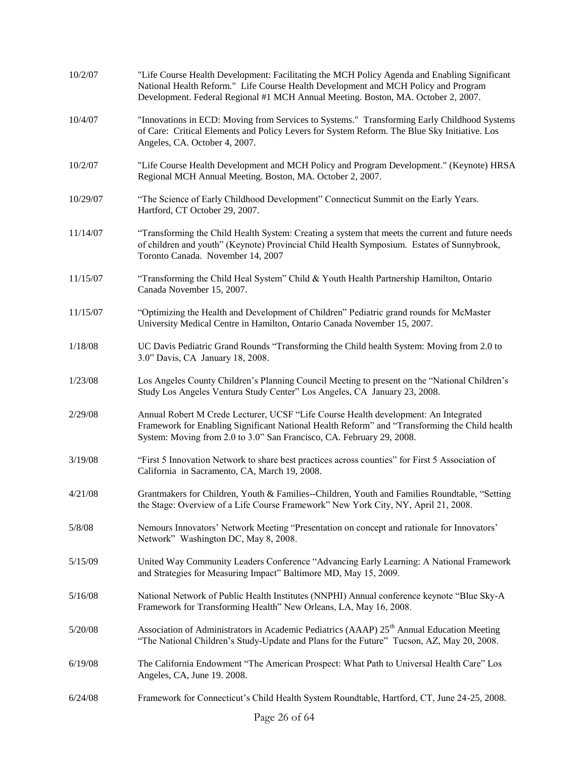10/2/07 "Life Course Health Development: Facilitating the MCH Policy Agenda and Enabling Significant National Health Reform." Life Course Health Development and MCH Policy and Program Development. Federal Regional #1 MCH Annual Meeting. Boston, MA. October 2, 2007.

10/4/07 "Innovations in ECD: Moving from Services to Systems." Transforming Early Childhood Systems of Care: Critical Elements and Policy Levers for System Reform. The Blue Sky Initiative. Los Angeles, CA. October 4, 2007.

10/2/07 "Life Course Health Development and MCH Policy and Program Development." (Keynote) HRSA Regional MCH Annual Meeting. Boston, MA. October 2, 2007.

10/29/07 "The Science of Early Childhood Development" Connecticut Summit on the Early Years. Hartford, CT October 29, 2007.

11/14/07 "Transforming the Child Health System: Creating a system that meets the current and future needs of children and youth" (Keynote) Provincial Child Health Symposium. Estates of Sunnybrook, Toronto Canada. November 14, 2007

11/15/07 "Transforming the Child Heal System" Child & Youth Health Partnership Hamilton, Ontario Canada November 15, 2007.

11/15/07 "Optimizing the Health and Development of Children" Pediatric grand rounds for McMaster University Medical Centre in Hamilton, Ontario Canada November 15, 2007.

1/18/08 UC Davis Pediatric Grand Rounds "Transforming the Child health System: Moving from 2.0 to 3.0" Davis, CA January 18, 2008.

1/23/08 Los Angeles County Children's Planning Council Meeting to present on the "National Children's Study Los Angeles Ventura Study Center" Los Angeles, CA January 23, 2008.

2/29/08 Annual Robert M Crede Lecturer, UCSF "Life Course Health development: An Integrated Framework for Enabling Significant National Health Reform" and "Transforming the Child health System: Moving from 2.0 to 3.0" San Francisco, CA. February 29, 2008.

3/19/08 "First 5 Innovation Network to share best practices across counties" for First 5 Association of California in Sacramento, CA, March 19, 2008.

4/21/08 Grantmakers for Children, Youth & Families--Children, Youth and Families Roundtable, "Setting the Stage: Overview of a Life Course Framework" New York City, NY, April 21, 2008.

5/8/08 Nemours Innovators' Network Meeting "Presentation on concept and rationale for Innovators' Network" Washington DC, May 8, 2008.

5/15/09 United Way Community Leaders Conference "Advancing Early Learning: A National Framework and Strategies for Measuring Impact" Baltimore MD, May 15, 2009.

5/16/08 National Network of Public Health Institutes (NNPHI) Annual conference keynote "Blue Sky-A Framework for Transforming Health" New Orleans, LA, May 16, 2008.

5/20/08 Association of Administrators in Academic Pediatrics (AAAP) 25th Annual Education Meeting "The National Children's Study-Update and Plans for the Future" Tucson, AZ, May 20, 2008.

6/19/08 The California Endowment "The American Prospect: What Path to Universal Health Care" Los Angeles, CA, June 19. 2008.

6/24/08 Framework for Connecticut's Child Health System Roundtable, Hartford, CT, June 24-25, 2008.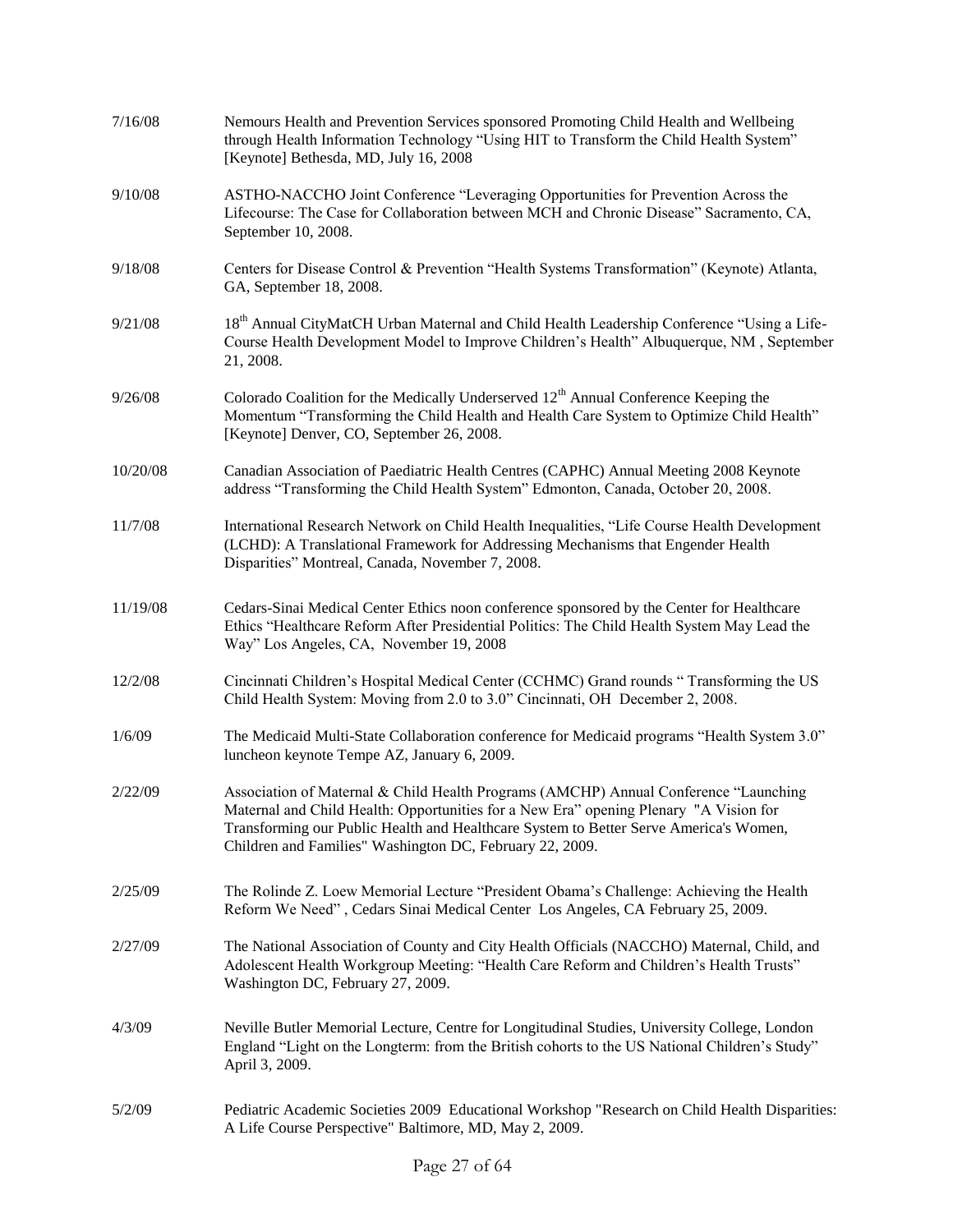| | |
|---|---|
| 7/16/08 | Nemours Health and Prevention Services sponsored Promoting Child Health and Wellbeing through Health Information Technology "Using HIT to Transform the Child Health System" [Keynote] Bethesda, MD, July 16, 2008 |
| 9/10/08 | ASTHO-NACCHO Joint Conference "Leveraging Opportunities for Prevention Across the Lifecourse: The Case for Collaboration between MCH and Chronic Disease" Sacramento, CA, September 10, 2008. |
| 9/18/08 | Centers for Disease Control & Prevention "Health Systems Transformation" (Keynote) Atlanta, GA, September 18, 2008. |
| 9/21/08 | 18th Annual CityMatCH Urban Maternal and Child Health Leadership Conference "Using a Life-Course Health Development Model to Improve Children's Health" Albuquerque, NM , September 21, 2008. |
| 9/26/08 | Colorado Coalition for the Medically Underserved 12th Annual Conference Keeping the Momentum "Transforming the Child Health and Health Care System to Optimize Child Health" [Keynote] Denver, CO, September 26, 2008. |
| 10/20/08 | Canadian Association of Paediatric Health Centres (CAPHC) Annual Meeting 2008 Keynote address "Transforming the Child Health System" Edmonton, Canada, October 20, 2008. |
| 11/7/08 | International Research Network on Child Health Inequalities, "Life Course Health Development (LCHD): A Translational Framework for Addressing Mechanisms that Engender Health Disparities" Montreal, Canada, November 7, 2008. |
| 11/19/08 | Cedars-Sinai Medical Center Ethics noon conference sponsored by the Center for Healthcare Ethics "Healthcare Reform After Presidential Politics: The Child Health System May Lead the Way" Los Angeles, CA, November 19, 2008 |
| 12/2/08 | Cincinnati Children's Hospital Medical Center (CCHMC) Grand rounds " Transforming the US Child Health System: Moving from 2.0 to 3.0" Cincinnati, OH December 2, 2008. |
| 1/6/09 | The Medicaid Multi-State Collaboration conference for Medicaid programs "Health System 3.0" luncheon keynote Tempe AZ, January 6, 2009. |
| 2/22/09 | Association of Maternal & Child Health Programs (AMCHP) Annual Conference "Launching Maternal and Child Health: Opportunities for a New Era" opening Plenary "A Vision for Transforming our Public Health and Healthcare System to Better Serve America's Women, Children and Families" Washington DC, February 22, 2009. |
| 2/25/09 | The Rolinde Z. Loew Memorial Lecture "President Obama's Challenge: Achieving the Health Reform We Need" , Cedars Sinai Medical Center Los Angeles, CA February 25, 2009. |
| 2/27/09 | The National Association of County and City Health Officials (NACCHO) Maternal, Child, and Adolescent Health Workgroup Meeting: "Health Care Reform and Children's Health Trusts" Washington DC, February 27, 2009. |
| 4/3/09 | Neville Butler Memorial Lecture, Centre for Longitudinal Studies, University College, London England "Light on the Longterm: from the British cohorts to the US National Children's Study" April 3, 2009. |
| 5/2/09 | Pediatric Academic Societies 2009 Educational Workshop "Research on Child Health Disparities: A Life Course Perspective" Baltimore, MD, May 2, 2009. |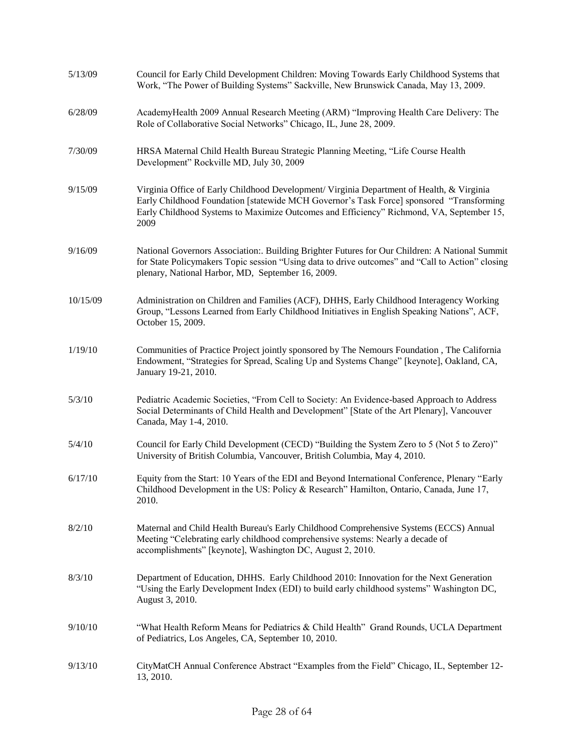5/13/09 Council for Early Child Development Children: Moving Towards Early Childhood Systems that Work, "The Power of Building Systems" Sackville, New Brunswick Canada, May 13, 2009.

6/28/09 AcademyHealth 2009 Annual Research Meeting (ARM) "Improving Health Care Delivery: The Role of Collaborative Social Networks" Chicago, IL, June 28, 2009.

7/30/09 HRSA Maternal Child Health Bureau Strategic Planning Meeting, "Life Course Health Development" Rockville MD, July 30, 2009

9/15/09 Virginia Office of Early Childhood Development/ Virginia Department of Health, & Virginia Early Childhood Foundation [statewide MCH Governor's Task Force] sponsored "Transforming Early Childhood Systems to Maximize Outcomes and Efficiency" Richmond, VA, September 15, 2009

9/16/09 National Governors Association:. Building Brighter Futures for Our Children: A National Summit for State Policymakers Topic session "Using data to drive outcomes" and "Call to Action" closing plenary, National Harbor, MD, September 16, 2009.

10/15/09 Administration on Children and Families (ACF), DHHS, Early Childhood Interagency Working Group, "Lessons Learned from Early Childhood Initiatives in English Speaking Nations", ACF, October 15, 2009.

1/19/10 Communities of Practice Project jointly sponsored by The Nemours Foundation , The California Endowment, "Strategies for Spread, Scaling Up and Systems Change" [keynote], Oakland, CA, January 19-21, 2010.

5/3/10 Pediatric Academic Societies, "From Cell to Society: An Evidence-based Approach to Address Social Determinants of Child Health and Development" [State of the Art Plenary], Vancouver Canada, May 1-4, 2010.

5/4/10 Council for Early Child Development (CECD) "Building the System Zero to 5 (Not 5 to Zero)" University of British Columbia, Vancouver, British Columbia, May 4, 2010.

6/17/10 Equity from the Start: 10 Years of the EDI and Beyond International Conference, Plenary "Early Childhood Development in the US: Policy & Research" Hamilton, Ontario, Canada, June 17, 2010.

8/2/10 Maternal and Child Health Bureau's Early Childhood Comprehensive Systems (ECCS) Annual Meeting "Celebrating early childhood comprehensive systems: Nearly a decade of accomplishments" [keynote], Washington DC, August 2, 2010.

8/3/10 Department of Education, DHHS. Early Childhood 2010: Innovation for the Next Generation "Using the Early Development Index (EDI) to build early childhood systems" Washington DC, August 3, 2010.

9/10/10 "What Health Reform Means for Pediatrics & Child Health" Grand Rounds, UCLA Department of Pediatrics, Los Angeles, CA, September 10, 2010.

9/13/10 CityMatCH Annual Conference Abstract "Examples from the Field" Chicago, IL, September 12-13, 2010.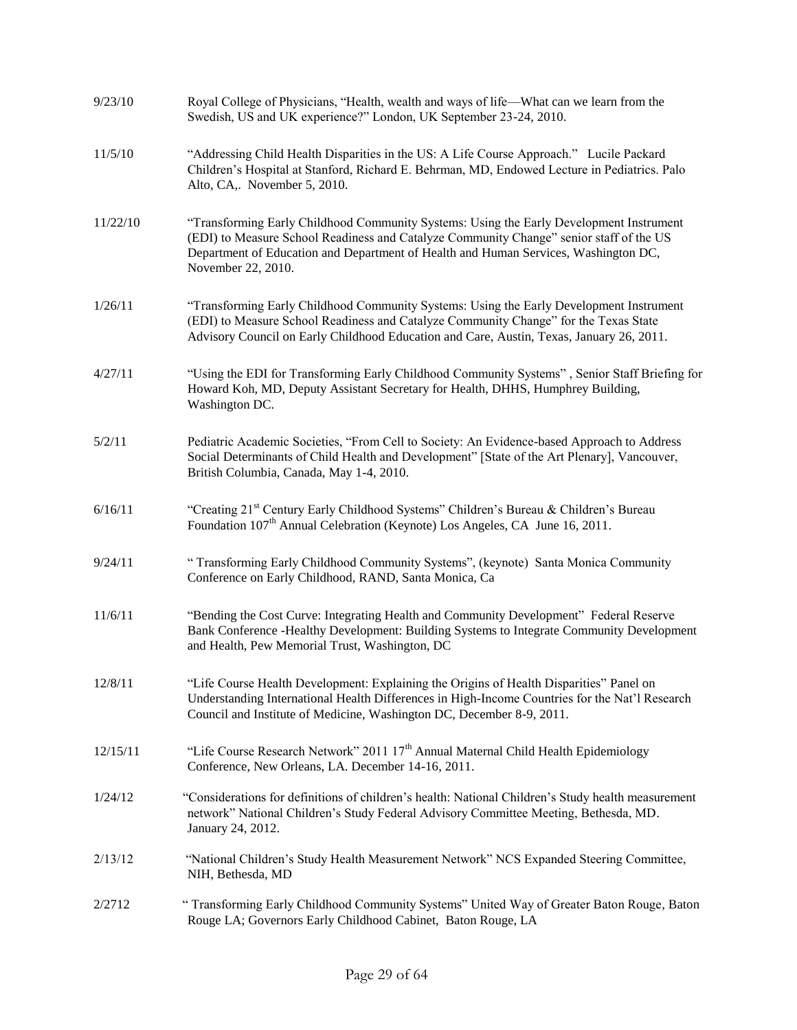9/23/10 Royal College of Physicians, "Health, wealth and ways of life—What can we learn from the Swedish, US and UK experience?" London, UK September 23-24, 2010.

11/5/10 "Addressing Child Health Disparities in the US: A Life Course Approach." Lucile Packard Children's Hospital at Stanford, Richard E. Behrman, MD, Endowed Lecture in Pediatrics. Palo Alto, CA,. November 5, 2010.

11/22/10 "Transforming Early Childhood Community Systems: Using the Early Development Instrument (EDI) to Measure School Readiness and Catalyze Community Change" senior staff of the US Department of Education and Department of Health and Human Services, Washington DC, November 22, 2010.

1/26/11 "Transforming Early Childhood Community Systems: Using the Early Development Instrument (EDI) to Measure School Readiness and Catalyze Community Change" for the Texas State Advisory Council on Early Childhood Education and Care, Austin, Texas, January 26, 2011.

4/27/11 "Using the EDI for Transforming Early Childhood Community Systems" , Senior Staff Briefing for Howard Koh, MD, Deputy Assistant Secretary for Health, DHHS, Humphrey Building, Washington DC.

5/2/11 Pediatric Academic Societies, "From Cell to Society: An Evidence-based Approach to Address Social Determinants of Child Health and Development" [State of the Art Plenary], Vancouver, British Columbia, Canada, May 1-4, 2010.

6/16/11 "Creating 21st Century Early Childhood Systems" Children's Bureau & Children's Bureau Foundation 107th Annual Celebration (Keynote) Los Angeles, CA June 16, 2011.

9/24/11 " Transforming Early Childhood Community Systems", (keynote) Santa Monica Community Conference on Early Childhood, RAND, Santa Monica, Ca

11/6/11 "Bending the Cost Curve: Integrating Health and Community Development" Federal Reserve Bank Conference -Healthy Development: Building Systems to Integrate Community Development and Health, Pew Memorial Trust, Washington, DC

12/8/11 "Life Course Health Development: Explaining the Origins of Health Disparities" Panel on Understanding International Health Differences in High-Income Countries for the Nat'l Research Council and Institute of Medicine, Washington DC, December 8-9, 2011.

12/15/11 "Life Course Research Network" 2011 17th Annual Maternal Child Health Epidemiology Conference, New Orleans, LA. December 14-16, 2011.

1/24/12 "Considerations for definitions of children's health: National Children's Study health measurement network" National Children's Study Federal Advisory Committee Meeting, Bethesda, MD. January 24, 2012.

2/13/12 "National Children's Study Health Measurement Network" NCS Expanded Steering Committee, NIH, Bethesda, MD

2/2712 " Transforming Early Childhood Community Systems" United Way of Greater Baton Rouge, Baton Rouge LA; Governors Early Childhood Cabinet, Baton Rouge, LA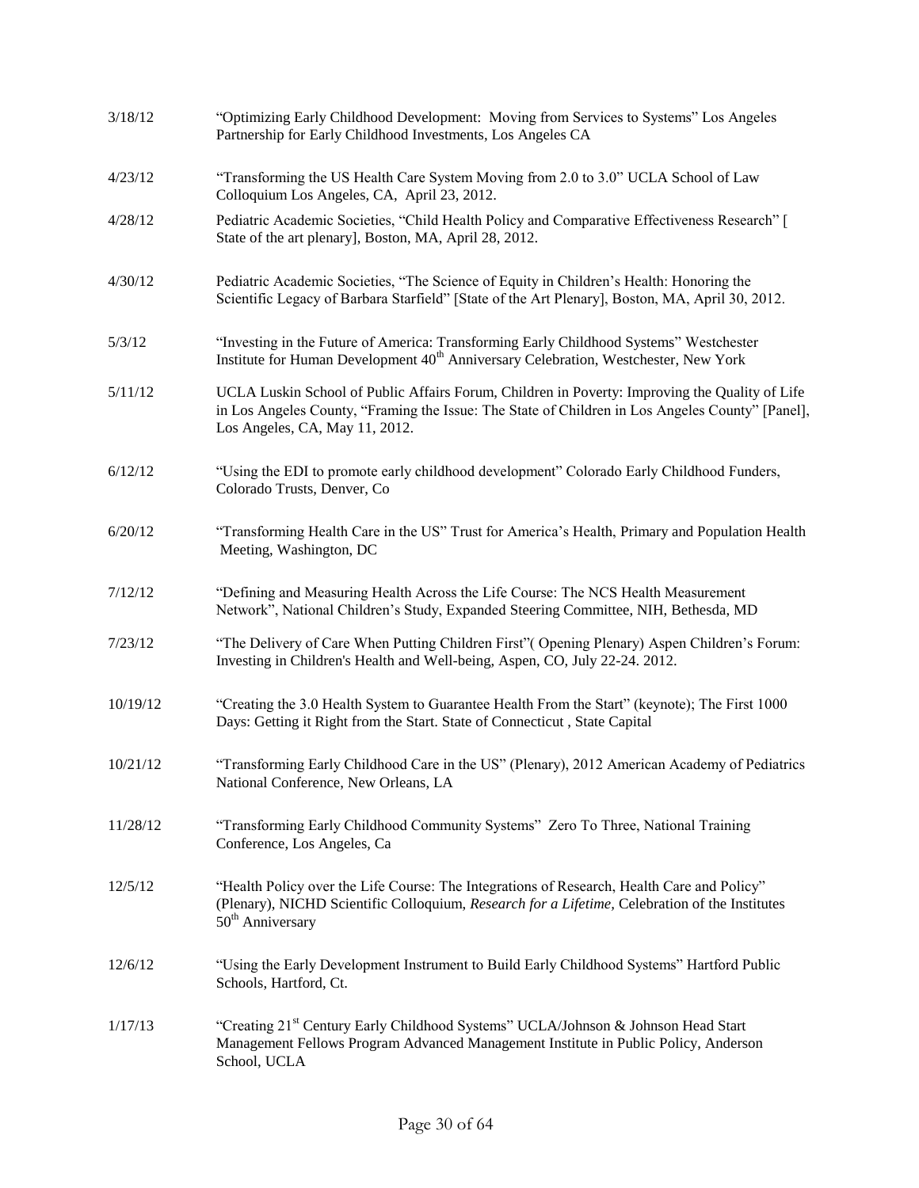| | |
|---|---|
| 3/18/12 | "Optimizing Early Childhood Development: Moving from Services to Systems" Los Angeles Partnership for Early Childhood Investments, Los Angeles CA |
| 4/23/12 | "Transforming the US Health Care System Moving from 2.0 to 3.0" UCLA School of Law Colloquium Los Angeles, CA, April 23, 2012. |
| 4/28/12 | Pediatric Academic Societies, "Child Health Policy and Comparative Effectiveness Research" [ State of the art plenary], Boston, MA, April 28, 2012. |
| 4/30/12 | Pediatric Academic Societies, "The Science of Equity in Children's Health: Honoring the Scientific Legacy of Barbara Starfield" [State of the Art Plenary], Boston, MA, April 30, 2012. |
| 5/3/12 | "Investing in the Future of America: Transforming Early Childhood Systems" Westchester Institute for Human Development 40th Anniversary Celebration, Westchester, New York |
| 5/11/12 | UCLA Luskin School of Public Affairs Forum, Children in Poverty: Improving the Quality of Life in Los Angeles County, "Framing the Issue: The State of Children in Los Angeles County" [Panel], Los Angeles, CA, May 11, 2012. |
| 6/12/12 | "Using the EDI to promote early childhood development" Colorado Early Childhood Funders, Colorado Trusts, Denver, Co |
| 6/20/12 | "Transforming Health Care in the US" Trust for America's Health, Primary and Population Health Meeting, Washington, DC |
| 7/12/12 | "Defining and Measuring Health Across the Life Course: The NCS Health Measurement Network", National Children's Study, Expanded Steering Committee, NIH, Bethesda, MD |
| 7/23/12 | "The Delivery of Care When Putting Children First"( Opening Plenary) Aspen Children's Forum: Investing in Children's Health and Well-being, Aspen, CO, July 22-24. 2012. |
| 10/19/12 | "Creating the 3.0 Health System to Guarantee Health From the Start" (keynote); The First 1000 Days: Getting it Right from the Start. State of Connecticut , State Capital |
| 10/21/12 | "Transforming Early Childhood Care in the US" (Plenary), 2012 American Academy of Pediatrics National Conference, New Orleans, LA |
| 11/28/12 | "Transforming Early Childhood Community Systems" Zero To Three, National Training Conference, Los Angeles, Ca |
| 12/5/12 | "Health Policy over the Life Course: The Integrations of Research, Health Care and Policy" (Plenary), NICHD Scientific Colloquium, *Research for a Lifetime*, Celebration of the Institutes 50th Anniversary |
| 12/6/12 | "Using the Early Development Instrument to Build Early Childhood Systems" Hartford Public Schools, Hartford, Ct. |
| 1/17/13 | "Creating 21st Century Early Childhood Systems" UCLA/Johnson & Johnson Head Start Management Fellows Program Advanced Management Institute in Public Policy, Anderson School, UCLA |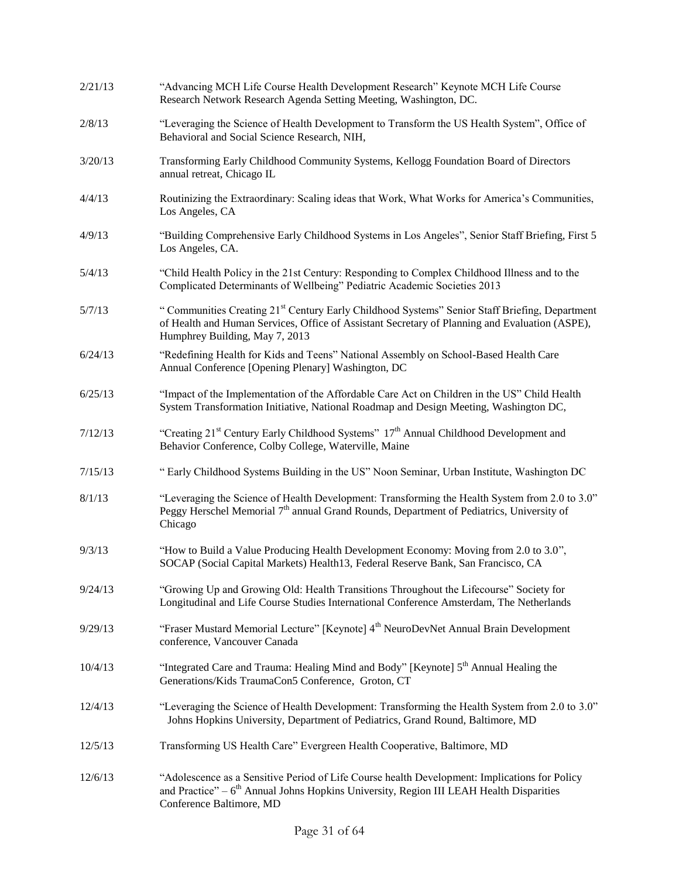2/21/13 “Advancing MCH Life Course Health Development Research” Keynote MCH Life Course Research Network Research Agenda Setting Meeting, Washington, DC.

2/8/13 “Leveraging the Science of Health Development to Transform the US Health System”, Office of Behavioral and Social Science Research, NIH,

3/20/13 Transforming Early Childhood Community Systems, Kellogg Foundation Board of Directors annual retreat, Chicago IL

4/4/13 Routinizing the Extraordinary: Scaling ideas that Work, What Works for America’s Communities, Los Angeles, CA

4/9/13 “Building Comprehensive Early Childhood Systems in Los Angeles”, Senior Staff Briefing, First 5 Los Angeles, CA.

5/4/13 “Child Health Policy in the 21st Century: Responding to Complex Childhood Illness and to the Complicated Determinants of Wellbeing” Pediatric Academic Societies 2013

5/7/13 “ Communities Creating 21st Century Early Childhood Systems” Senior Staff Briefing, Department of Health and Human Services, Office of Assistant Secretary of Planning and Evaluation (ASPE), Humphrey Building, May 7, 2013

6/24/13 “Redefining Health for Kids and Teens” National Assembly on School-Based Health Care Annual Conference [Opening Plenary] Washington, DC

6/25/13 “Impact of the Implementation of the Affordable Care Act on Children in the US” Child Health System Transformation Initiative, National Roadmap and Design Meeting, Washington DC,

7/12/13 “Creating 21st Century Early Childhood Systems” 17th Annual Childhood Development and Behavior Conference, Colby College, Waterville, Maine

7/15/13 “ Early Childhood Systems Building in the US” Noon Seminar, Urban Institute, Washington DC

8/1/13 “Leveraging the Science of Health Development: Transforming the Health System from 2.0 to 3.0” Peggy Herschel Memorial 7th annual Grand Rounds, Department of Pediatrics, University of Chicago

9/3/13 “How to Build a Value Producing Health Development Economy: Moving from 2.0 to 3.0”, SOCAP (Social Capital Markets) Health13, Federal Reserve Bank, San Francisco, CA

9/24/13 “Growing Up and Growing Old: Health Transitions Throughout the Lifecourse” Society for Longitudinal and Life Course Studies International Conference Amsterdam, The Netherlands

9/29/13 “Fraser Mustard Memorial Lecture” [Keynote] 4th NeuroDevNet Annual Brain Development conference, Vancouver Canada

10/4/13 “Integrated Care and Trauma: Healing Mind and Body” [Keynote] 5th Annual Healing the Generations/Kids TraumaCon5 Conference, Groton, CT

12/4/13 “Leveraging the Science of Health Development: Transforming the Health System from 2.0 to 3.0” Johns Hopkins University, Department of Pediatrics, Grand Round, Baltimore, MD

12/5/13 Transforming US Health Care” Evergreen Health Cooperative, Baltimore, MD

12/6/13 “Adolescence as a Sensitive Period of Life Course health Development: Implications for Policy and Practice” – 6th Annual Johns Hopkins University, Region III LEAH Health Disparities Conference Baltimore, MD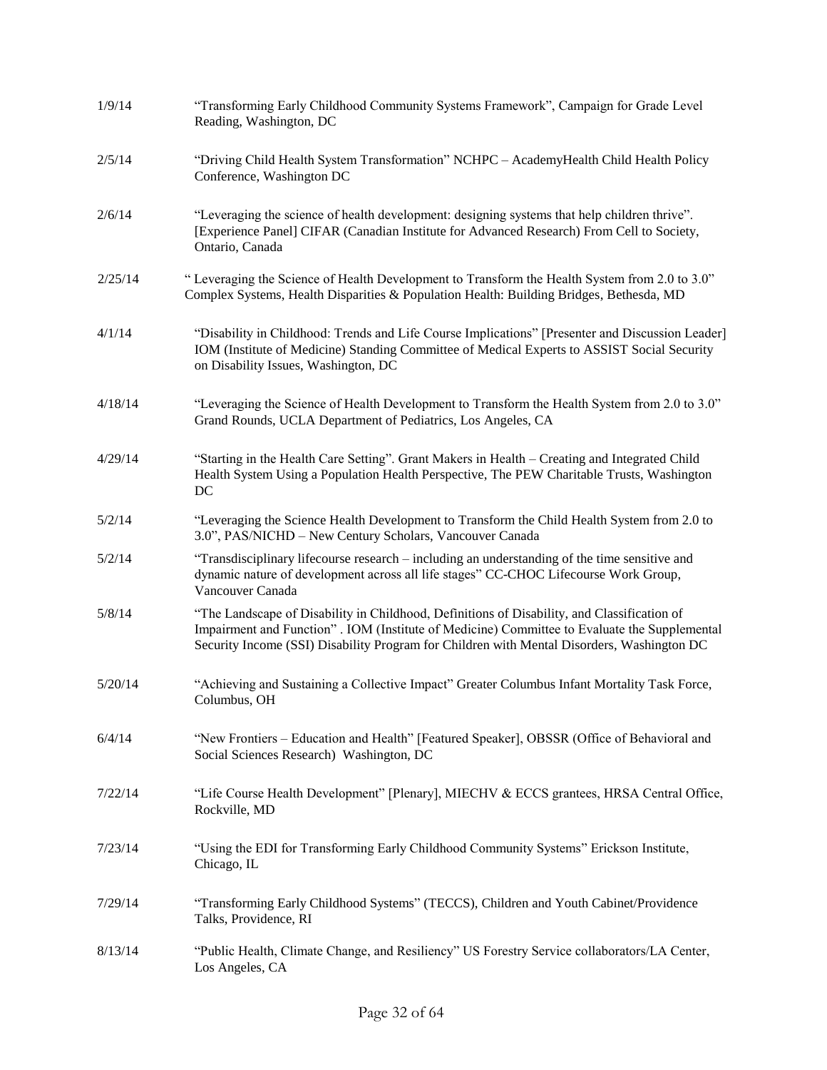1/9/14 "Transforming Early Childhood Community Systems Framework", Campaign for Grade Level Reading, Washington, DC

2/5/14 "Driving Child Health System Transformation" NCHPC – AcademyHealth Child Health Policy Conference, Washington DC

2/6/14 "Leveraging the science of health development: designing systems that help children thrive". [Experience Panel] CIFAR (Canadian Institute for Advanced Research) From Cell to Society, Ontario, Canada

2/25/14 " Leveraging the Science of Health Development to Transform the Health System from 2.0 to 3.0" Complex Systems, Health Disparities & Population Health: Building Bridges, Bethesda, MD

4/1/14 "Disability in Childhood: Trends and Life Course Implications" [Presenter and Discussion Leader] IOM (Institute of Medicine) Standing Committee of Medical Experts to ASSIST Social Security on Disability Issues, Washington, DC

4/18/14 "Leveraging the Science of Health Development to Transform the Health System from 2.0 to 3.0" Grand Rounds, UCLA Department of Pediatrics, Los Angeles, CA

4/29/14 "Starting in the Health Care Setting". Grant Makers in Health – Creating and Integrated Child Health System Using a Population Health Perspective, The PEW Charitable Trusts, Washington DC

5/2/14 "Leveraging the Science Health Development to Transform the Child Health System from 2.0 to 3.0", PAS/NICHD – New Century Scholars, Vancouver Canada

5/2/14 "Transdisciplinary lifecourse research – including an understanding of the time sensitive and dynamic nature of development across all life stages" CC-CHOC Lifecourse Work Group, Vancouver Canada

5/8/14 "The Landscape of Disability in Childhood, Definitions of Disability, and Classification of Impairment and Function" . IOM (Institute of Medicine) Committee to Evaluate the Supplemental Security Income (SSI) Disability Program for Children with Mental Disorders, Washington DC

5/20/14 "Achieving and Sustaining a Collective Impact" Greater Columbus Infant Mortality Task Force, Columbus, OH

6/4/14 "New Frontiers – Education and Health" [Featured Speaker], OBSSR (Office of Behavioral and Social Sciences Research) Washington, DC

7/22/14 "Life Course Health Development" [Plenary], MIECHV & ECCS grantees, HRSA Central Office, Rockville, MD

7/23/14 "Using the EDI for Transforming Early Childhood Community Systems" Erickson Institute, Chicago, IL

7/29/14 "Transforming Early Childhood Systems" (TECCS), Children and Youth Cabinet/Providence Talks, Providence, RI

8/13/14 "Public Health, Climate Change, and Resiliency" US Forestry Service collaborators/LA Center, Los Angeles, CA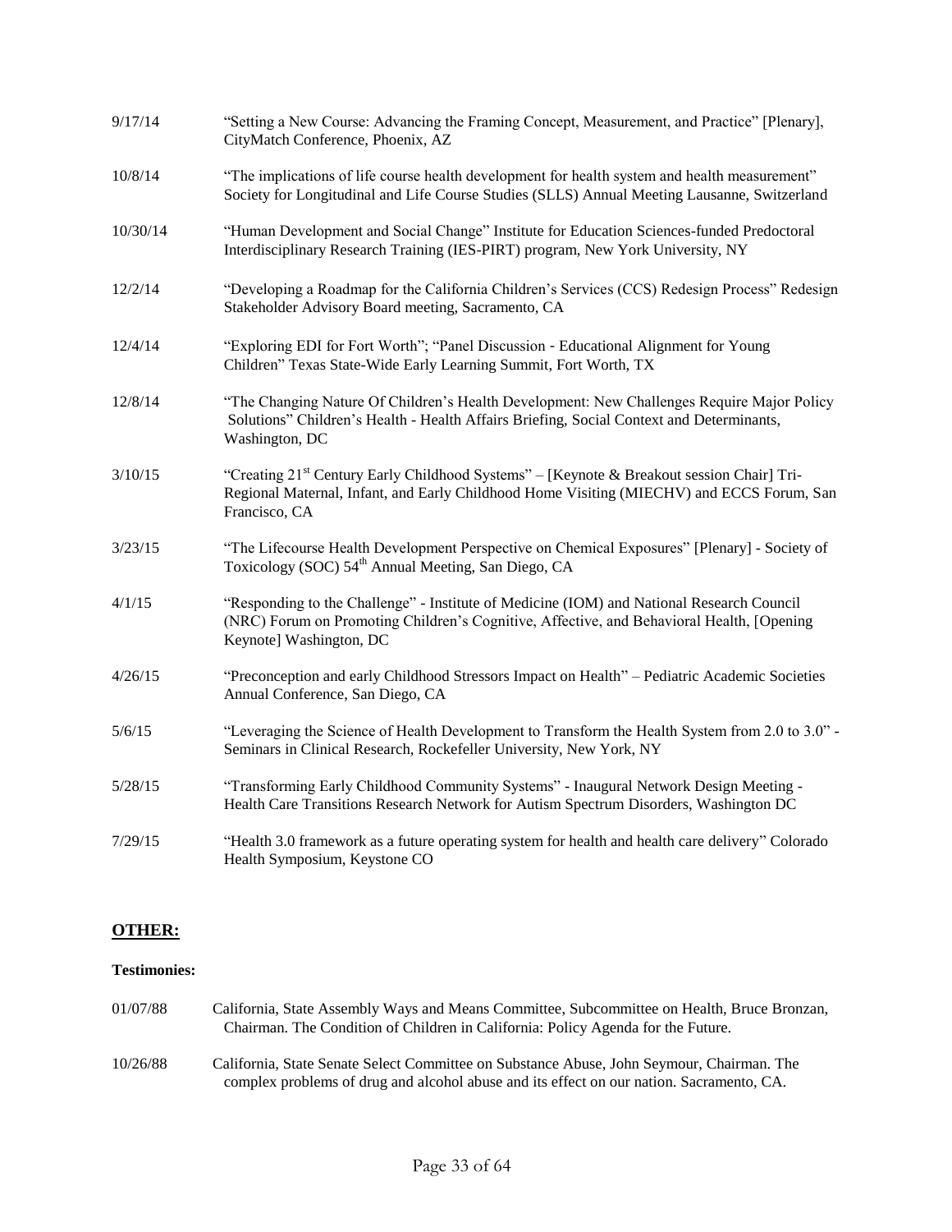9/17/14 "Setting a New Course: Advancing the Framing Concept, Measurement, and Practice" [Plenary], CityMatch Conference, Phoenix, AZ

10/8/14 "The implications of life course health development for health system and health measurement" Society for Longitudinal and Life Course Studies (SLLS) Annual Meeting Lausanne, Switzerland

10/30/14 "Human Development and Social Change" Institute for Education Sciences-funded Predoctoral Interdisciplinary Research Training (IES-PIRT) program, New York University, NY

12/2/14 "Developing a Roadmap for the California Children's Services (CCS) Redesign Process" Redesign Stakeholder Advisory Board meeting, Sacramento, CA

12/4/14 "Exploring EDI for Fort Worth"; "Panel Discussion - Educational Alignment for Young Children" Texas State-Wide Early Learning Summit, Fort Worth, TX

12/8/14 "The Changing Nature Of Children's Health Development: New Challenges Require Major Policy Solutions" Children's Health - Health Affairs Briefing, Social Context and Determinants, Washington, DC

3/10/15 "Creating 21st Century Early Childhood Systems" – [Keynote & Breakout session Chair] Tri-Regional Maternal, Infant, and Early Childhood Home Visiting (MIECHV) and ECCS Forum, San Francisco, CA

3/23/15 "The Lifecourse Health Development Perspective on Chemical Exposures" [Plenary] - Society of Toxicology (SOC) 54th Annual Meeting, San Diego, CA

4/1/15 "Responding to the Challenge" - Institute of Medicine (IOM) and National Research Council (NRC) Forum on Promoting Children's Cognitive, Affective, and Behavioral Health, [Opening Keynote] Washington, DC

4/26/15 "Preconception and early Childhood Stressors Impact on Health" – Pediatric Academic Societies Annual Conference, San Diego, CA

5/6/15 "Leveraging the Science of Health Development to Transform the Health System from 2.0 to 3.0" - Seminars in Clinical Research, Rockefeller University, New York, NY

5/28/15 "Transforming Early Childhood Community Systems" - Inaugural Network Design Meeting - Health Care Transitions Research Network for Autism Spectrum Disorders, Washington DC

7/29/15 "Health 3.0 framework as a future operating system for health and health care delivery" Colorado Health Symposium, Keystone CO

## OTHER:

**Testimonies:**

01/07/88 California, State Assembly Ways and Means Committee, Subcommittee on Health, Bruce Bronzan, Chairman. The Condition of Children in California: Policy Agenda for the Future.

10/26/88 California, State Senate Select Committee on Substance Abuse, John Seymour, Chairman. The complex problems of drug and alcohol abuse and its effect on our nation. Sacramento, CA.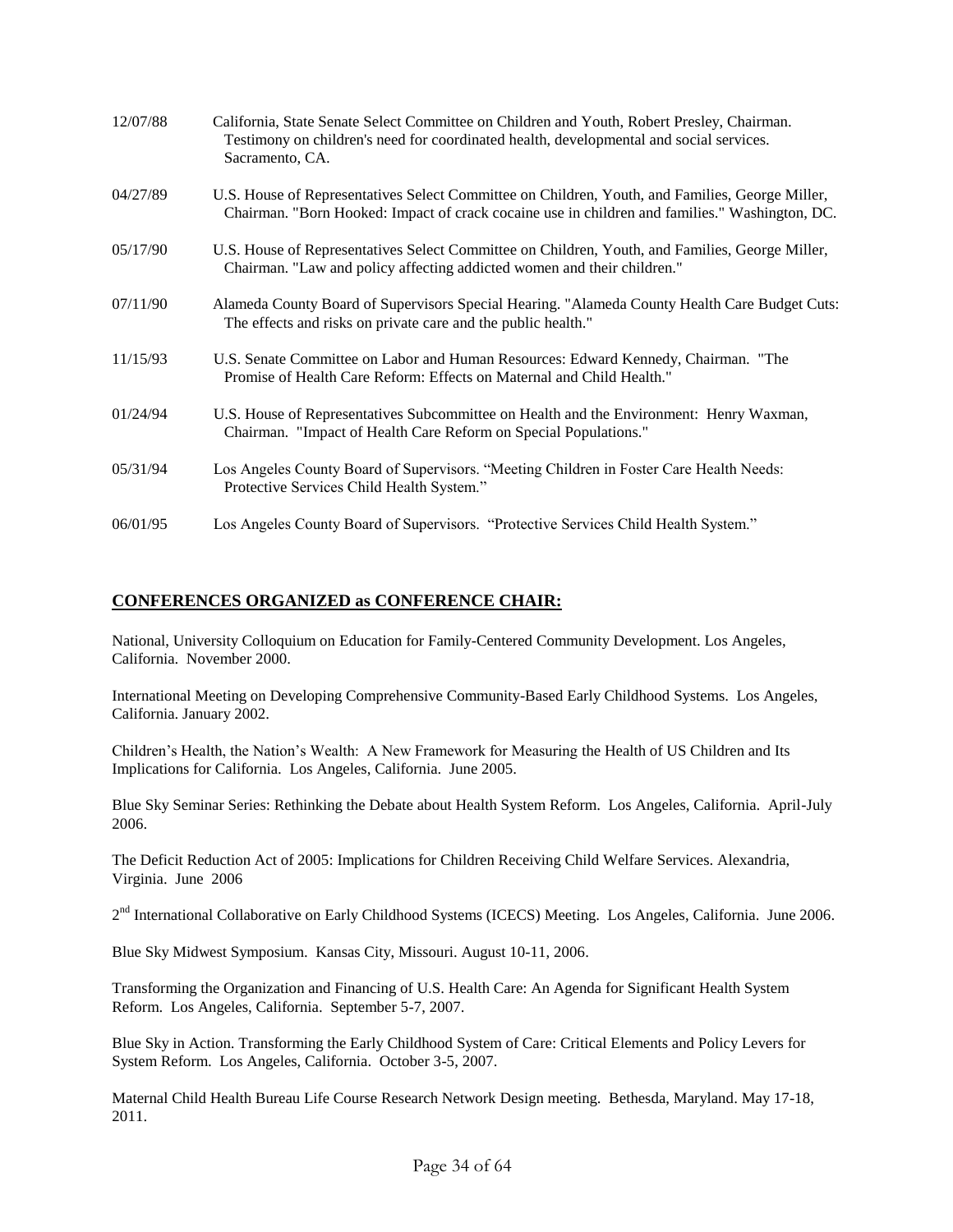12/07/88 California, State Senate Select Committee on Children and Youth, Robert Presley, Chairman. Testimony on children's need for coordinated health, developmental and social services. Sacramento, CA.

04/27/89 U.S. House of Representatives Select Committee on Children, Youth, and Families, George Miller, Chairman. "Born Hooked: Impact of crack cocaine use in children and families." Washington, DC.

05/17/90 U.S. House of Representatives Select Committee on Children, Youth, and Families, George Miller, Chairman. "Law and policy affecting addicted women and their children."

07/11/90 Alameda County Board of Supervisors Special Hearing. "Alameda County Health Care Budget Cuts: The effects and risks on private care and the public health."

11/15/93 U.S. Senate Committee on Labor and Human Resources: Edward Kennedy, Chairman. "The Promise of Health Care Reform: Effects on Maternal and Child Health."

01/24/94 U.S. House of Representatives Subcommittee on Health and the Environment: Henry Waxman, Chairman. "Impact of Health Care Reform on Special Populations."

05/31/94 Los Angeles County Board of Supervisors. "Meeting Children in Foster Care Health Needs: Protective Services Child Health System."

06/01/95 Los Angeles County Board of Supervisors. "Protective Services Child Health System."

## CONFERENCES ORGANIZED as CONFERENCE CHAIR:

National, University Colloquium on Education for Family-Centered Community Development. Los Angeles, California. November 2000.

International Meeting on Developing Comprehensive Community-Based Early Childhood Systems. Los Angeles, California. January 2002.

Children's Health, the Nation's Wealth: A New Framework for Measuring the Health of US Children and Its Implications for California. Los Angeles, California. June 2005.

Blue Sky Seminar Series: Rethinking the Debate about Health System Reform. Los Angeles, California. April-July 2006.

The Deficit Reduction Act of 2005: Implications for Children Receiving Child Welfare Services. Alexandria, Virginia. June 2006

2nd International Collaborative on Early Childhood Systems (ICECS) Meeting. Los Angeles, California. June 2006.

Blue Sky Midwest Symposium. Kansas City, Missouri. August 10-11, 2006.

Transforming the Organization and Financing of U.S. Health Care: An Agenda for Significant Health System Reform. Los Angeles, California. September 5-7, 2007.

Blue Sky in Action. Transforming the Early Childhood System of Care: Critical Elements and Policy Levers for System Reform. Los Angeles, California. October 3-5, 2007.

Maternal Child Health Bureau Life Course Research Network Design meeting. Bethesda, Maryland. May 17-18, 2011.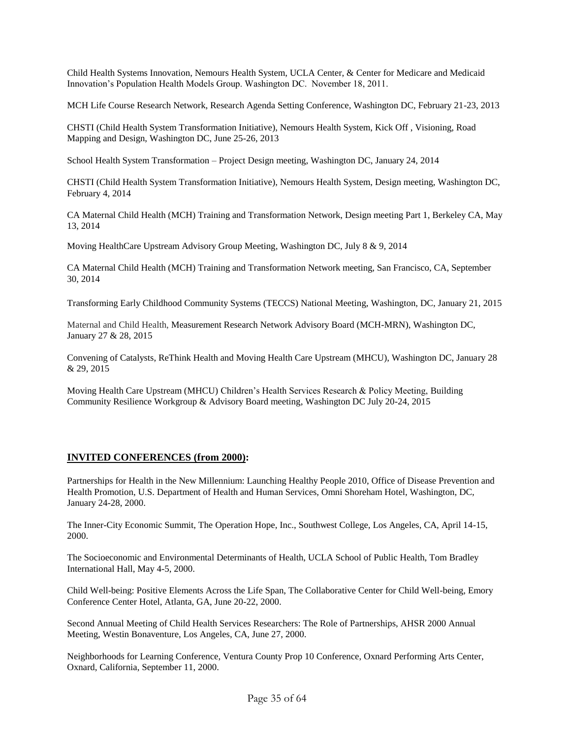Child Health Systems Innovation, Nemours Health System, UCLA Center, & Center for Medicare and Medicaid Innovation's Population Health Models Group. Washington DC. November 18, 2011.

MCH Life Course Research Network, Research Agenda Setting Conference, Washington DC, February 21-23, 2013

CHSTI (Child Health System Transformation Initiative), Nemours Health System, Kick Off , Visioning, Road Mapping and Design, Washington DC, June 25-26, 2013

School Health System Transformation – Project Design meeting, Washington DC, January 24, 2014

CHSTI (Child Health System Transformation Initiative), Nemours Health System, Design meeting, Washington DC, February 4, 2014

CA Maternal Child Health (MCH) Training and Transformation Network, Design meeting Part 1, Berkeley CA, May 13, 2014

Moving HealthCare Upstream Advisory Group Meeting, Washington DC, July 8 & 9, 2014

CA Maternal Child Health (MCH) Training and Transformation Network meeting, San Francisco, CA, September 30, 2014

Transforming Early Childhood Community Systems (TECCS) National Meeting, Washington, DC, January 21, 2015

Maternal and Child Health, Measurement Research Network Advisory Board (MCH-MRN), Washington DC, January 27 & 28, 2015

Convening of Catalysts, ReThink Health and Moving Health Care Upstream (MHCU), Washington DC, January 28 & 29, 2015

Moving Health Care Upstream (MHCU) Children's Health Services Research & Policy Meeting, Building Community Resilience Workgroup & Advisory Board meeting, Washington DC July 20-24, 2015

## INVITED CONFERENCES (from 2000):

Partnerships for Health in the New Millennium: Launching Healthy People 2010, Office of Disease Prevention and Health Promotion, U.S. Department of Health and Human Services, Omni Shoreham Hotel, Washington, DC, January 24-28, 2000.

The Inner-City Economic Summit, The Operation Hope, Inc., Southwest College, Los Angeles, CA, April 14-15, 2000.

The Socioeconomic and Environmental Determinants of Health, UCLA School of Public Health, Tom Bradley International Hall, May 4-5, 2000.

Child Well-being: Positive Elements Across the Life Span, The Collaborative Center for Child Well-being, Emory Conference Center Hotel, Atlanta, GA, June 20-22, 2000.

Second Annual Meeting of Child Health Services Researchers: The Role of Partnerships, AHSR 2000 Annual Meeting, Westin Bonaventure, Los Angeles, CA, June 27, 2000.

Neighborhoods for Learning Conference, Ventura County Prop 10 Conference, Oxnard Performing Arts Center, Oxnard, California, September 11, 2000.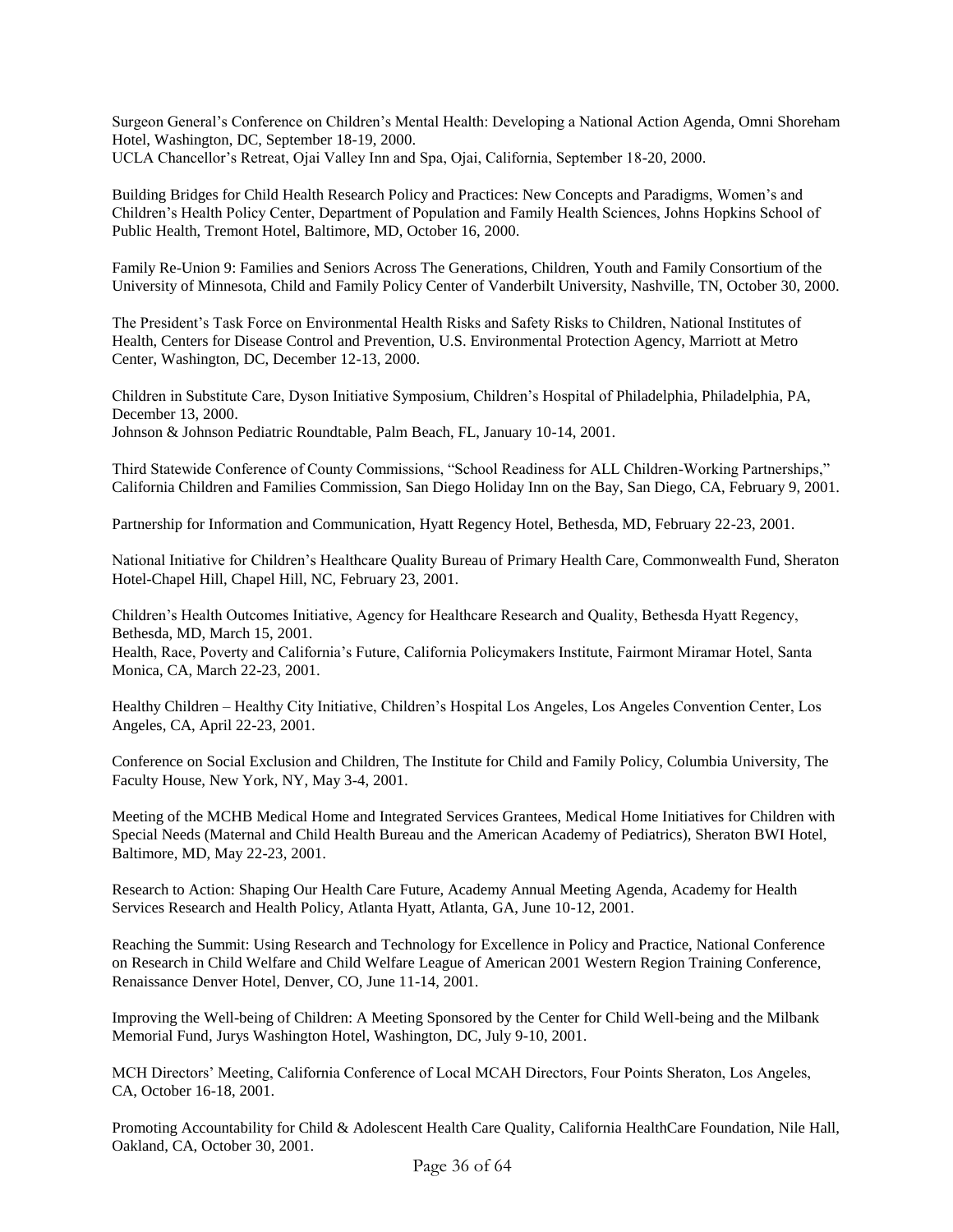Surgeon General's Conference on Children's Mental Health: Developing a National Action Agenda, Omni Shoreham Hotel, Washington, DC, September 18-19, 2000.
UCLA Chancellor's Retreat, Ojai Valley Inn and Spa, Ojai, California, September 18-20, 2000.

Building Bridges for Child Health Research Policy and Practices: New Concepts and Paradigms, Women's and Children's Health Policy Center, Department of Population and Family Health Sciences, Johns Hopkins School of Public Health, Tremont Hotel, Baltimore, MD, October 16, 2000.

Family Re-Union 9: Families and Seniors Across The Generations, Children, Youth and Family Consortium of the University of Minnesota, Child and Family Policy Center of Vanderbilt University, Nashville, TN, October 30, 2000.

The President's Task Force on Environmental Health Risks and Safety Risks to Children, National Institutes of Health, Centers for Disease Control and Prevention, U.S. Environmental Protection Agency, Marriott at Metro Center, Washington, DC, December 12-13, 2000.

Children in Substitute Care, Dyson Initiative Symposium, Children's Hospital of Philadelphia, Philadelphia, PA, December 13, 2000.
Johnson & Johnson Pediatric Roundtable, Palm Beach, FL, January 10-14, 2001.

Third Statewide Conference of County Commissions, "School Readiness for ALL Children-Working Partnerships," California Children and Families Commission, San Diego Holiday Inn on the Bay, San Diego, CA, February 9, 2001.

Partnership for Information and Communication, Hyatt Regency Hotel, Bethesda, MD, February 22-23, 2001.

National Initiative for Children's Healthcare Quality Bureau of Primary Health Care, Commonwealth Fund, Sheraton Hotel-Chapel Hill, Chapel Hill, NC, February 23, 2001.

Children's Health Outcomes Initiative, Agency for Healthcare Research and Quality, Bethesda Hyatt Regency, Bethesda, MD, March 15, 2001.
Health, Race, Poverty and California's Future, California Policymakers Institute, Fairmont Miramar Hotel, Santa Monica, CA, March 22-23, 2001.

Healthy Children – Healthy City Initiative, Children's Hospital Los Angeles, Los Angeles Convention Center, Los Angeles, CA, April 22-23, 2001.

Conference on Social Exclusion and Children, The Institute for Child and Family Policy, Columbia University, The Faculty House, New York, NY, May 3-4, 2001.

Meeting of the MCHB Medical Home and Integrated Services Grantees, Medical Home Initiatives for Children with Special Needs (Maternal and Child Health Bureau and the American Academy of Pediatrics), Sheraton BWI Hotel, Baltimore, MD, May 22-23, 2001.

Research to Action: Shaping Our Health Care Future, Academy Annual Meeting Agenda, Academy for Health Services Research and Health Policy, Atlanta Hyatt, Atlanta, GA, June 10-12, 2001.

Reaching the Summit: Using Research and Technology for Excellence in Policy and Practice, National Conference on Research in Child Welfare and Child Welfare League of American 2001 Western Region Training Conference, Renaissance Denver Hotel, Denver, CO, June 11-14, 2001.

Improving the Well-being of Children: A Meeting Sponsored by the Center for Child Well-being and the Milbank Memorial Fund, Jurys Washington Hotel, Washington, DC, July 9-10, 2001.

MCH Directors' Meeting, California Conference of Local MCAH Directors, Four Points Sheraton, Los Angeles, CA, October 16-18, 2001.

Promoting Accountability for Child & Adolescent Health Care Quality, California HealthCare Foundation, Nile Hall, Oakland, CA, October 30, 2001.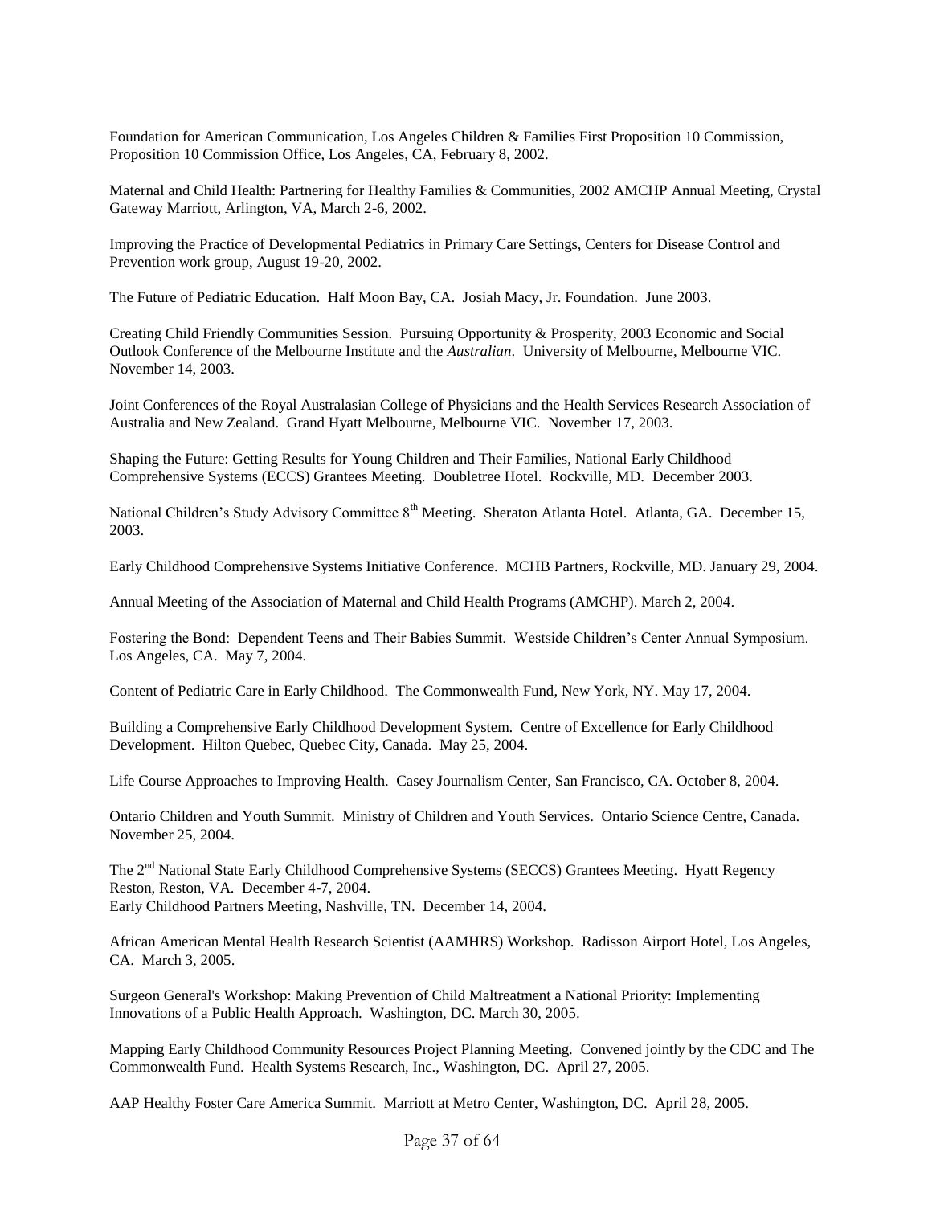Foundation for American Communication, Los Angeles Children & Families First Proposition 10 Commission, Proposition 10 Commission Office, Los Angeles, CA, February 8, 2002.

Maternal and Child Health: Partnering for Healthy Families & Communities, 2002 AMCHP Annual Meeting, Crystal Gateway Marriott, Arlington, VA, March 2-6, 2002.

Improving the Practice of Developmental Pediatrics in Primary Care Settings, Centers for Disease Control and Prevention work group, August 19-20, 2002.

The Future of Pediatric Education. Half Moon Bay, CA. Josiah Macy, Jr. Foundation. June 2003.

Creating Child Friendly Communities Session. Pursuing Opportunity & Prosperity, 2003 Economic and Social Outlook Conference of the Melbourne Institute and the *Australian*. University of Melbourne, Melbourne VIC. November 14, 2003.

Joint Conferences of the Royal Australasian College of Physicians and the Health Services Research Association of Australia and New Zealand. Grand Hyatt Melbourne, Melbourne VIC. November 17, 2003.

Shaping the Future: Getting Results for Young Children and Their Families, National Early Childhood Comprehensive Systems (ECCS) Grantees Meeting. Doubletree Hotel. Rockville, MD. December 2003.

National Children's Study Advisory Committee 8th Meeting. Sheraton Atlanta Hotel. Atlanta, GA. December 15, 2003.

Early Childhood Comprehensive Systems Initiative Conference. MCHB Partners, Rockville, MD. January 29, 2004.

Annual Meeting of the Association of Maternal and Child Health Programs (AMCHP). March 2, 2004.

Fostering the Bond: Dependent Teens and Their Babies Summit. Westside Children's Center Annual Symposium. Los Angeles, CA. May 7, 2004.

Content of Pediatric Care in Early Childhood. The Commonwealth Fund, New York, NY. May 17, 2004.

Building a Comprehensive Early Childhood Development System. Centre of Excellence for Early Childhood Development. Hilton Quebec, Quebec City, Canada. May 25, 2004.

Life Course Approaches to Improving Health. Casey Journalism Center, San Francisco, CA. October 8, 2004.

Ontario Children and Youth Summit. Ministry of Children and Youth Services. Ontario Science Centre, Canada. November 25, 2004.

The 2nd National State Early Childhood Comprehensive Systems (SECCS) Grantees Meeting. Hyatt Regency Reston, Reston, VA. December 4-7, 2004.
Early Childhood Partners Meeting, Nashville, TN. December 14, 2004.

African American Mental Health Research Scientist (AAMHRS) Workshop. Radisson Airport Hotel, Los Angeles, CA. March 3, 2005.

Surgeon General's Workshop: Making Prevention of Child Maltreatment a National Priority: Implementing Innovations of a Public Health Approach. Washington, DC. March 30, 2005.

Mapping Early Childhood Community Resources Project Planning Meeting. Convened jointly by the CDC and The Commonwealth Fund. Health Systems Research, Inc., Washington, DC. April 27, 2005.

AAP Healthy Foster Care America Summit. Marriott at Metro Center, Washington, DC. April 28, 2005.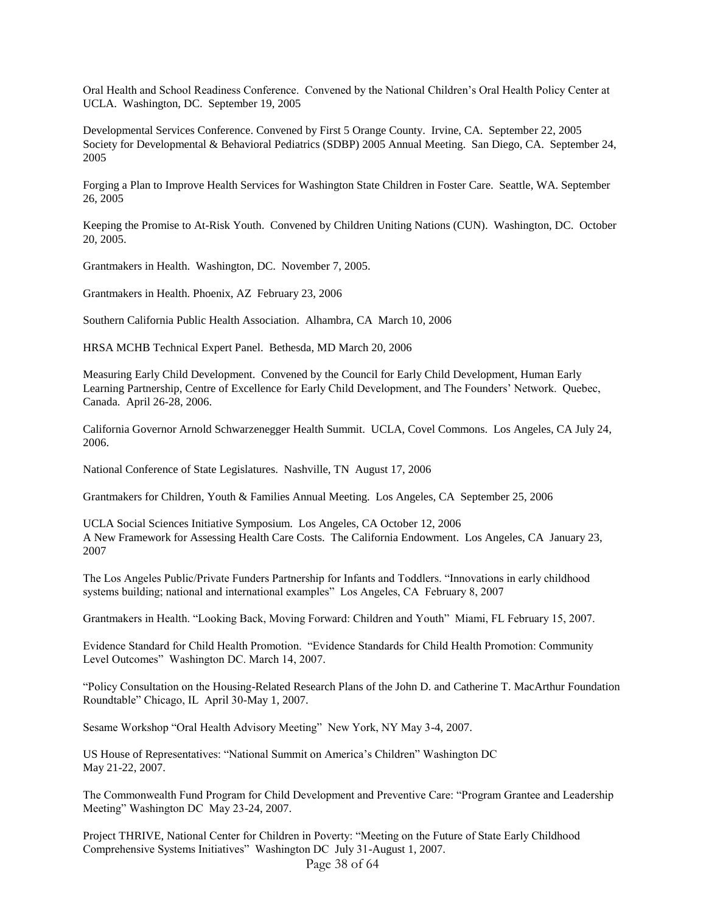Oral Health and School Readiness Conference. Convened by the National Children's Oral Health Policy Center at UCLA. Washington, DC. September 19, 2005

Developmental Services Conference. Convened by First 5 Orange County. Irvine, CA. September 22, 2005
Society for Developmental & Behavioral Pediatrics (SDBP) 2005 Annual Meeting. San Diego, CA. September 24, 2005

Forging a Plan to Improve Health Services for Washington State Children in Foster Care. Seattle, WA. September 26, 2005

Keeping the Promise to At-Risk Youth. Convened by Children Uniting Nations (CUN). Washington, DC. October 20, 2005.

Grantmakers in Health. Washington, DC. November 7, 2005.

Grantmakers in Health. Phoenix, AZ February 23, 2006

Southern California Public Health Association. Alhambra, CA March 10, 2006

HRSA MCHB Technical Expert Panel. Bethesda, MD March 20, 2006

Measuring Early Child Development. Convened by the Council for Early Child Development, Human Early Learning Partnership, Centre of Excellence for Early Child Development, and The Founders' Network. Quebec, Canada. April 26-28, 2006.

California Governor Arnold Schwarzenegger Health Summit. UCLA, Covel Commons. Los Angeles, CA July 24, 2006.

National Conference of State Legislatures. Nashville, TN August 17, 2006

Grantmakers for Children, Youth & Families Annual Meeting. Los Angeles, CA September 25, 2006

UCLA Social Sciences Initiative Symposium. Los Angeles, CA October 12, 2006
A New Framework for Assessing Health Care Costs. The California Endowment. Los Angeles, CA January 23, 2007

The Los Angeles Public/Private Funders Partnership for Infants and Toddlers. "Innovations in early childhood systems building; national and international examples" Los Angeles, CA February 8, 2007

Grantmakers in Health. "Looking Back, Moving Forward: Children and Youth" Miami, FL February 15, 2007.

Evidence Standard for Child Health Promotion. "Evidence Standards for Child Health Promotion: Community Level Outcomes" Washington DC. March 14, 2007.

"Policy Consultation on the Housing-Related Research Plans of the John D. and Catherine T. MacArthur Foundation Roundtable" Chicago, IL April 30-May 1, 2007.

Sesame Workshop "Oral Health Advisory Meeting" New York, NY May 3-4, 2007.

US House of Representatives: "National Summit on America's Children" Washington DC
May 21-22, 2007.

The Commonwealth Fund Program for Child Development and Preventive Care: "Program Grantee and Leadership Meeting" Washington DC May 23-24, 2007.

Project THRIVE, National Center for Children in Poverty: "Meeting on the Future of State Early Childhood Comprehensive Systems Initiatives" Washington DC July 31-August 1, 2007.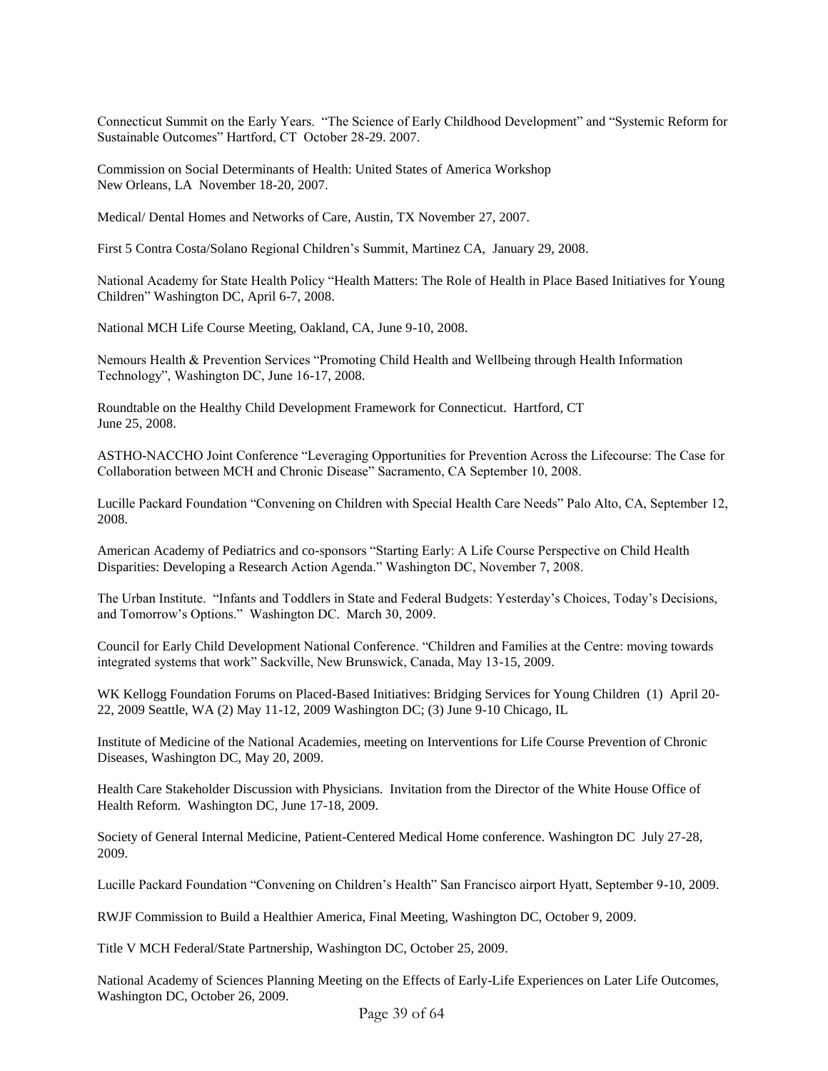Connecticut Summit on the Early Years. "The Science of Early Childhood Development" and "Systemic Reform for Sustainable Outcomes" Hartford, CT October 28-29. 2007.

Commission on Social Determinants of Health: United States of America Workshop
New Orleans, LA November 18-20, 2007.

Medical/ Dental Homes and Networks of Care, Austin, TX November 27, 2007.

First 5 Contra Costa/Solano Regional Children's Summit, Martinez CA, January 29, 2008.

National Academy for State Health Policy "Health Matters: The Role of Health in Place Based Initiatives for Young Children" Washington DC, April 6-7, 2008.

National MCH Life Course Meeting, Oakland, CA, June 9-10, 2008.

Nemours Health & Prevention Services "Promoting Child Health and Wellbeing through Health Information Technology", Washington DC, June 16-17, 2008.

Roundtable on the Healthy Child Development Framework for Connecticut. Hartford, CT
June 25, 2008.

ASTHO-NACCHO Joint Conference "Leveraging Opportunities for Prevention Across the Lifecourse: The Case for Collaboration between MCH and Chronic Disease" Sacramento, CA September 10, 2008.

Lucille Packard Foundation "Convening on Children with Special Health Care Needs" Palo Alto, CA, September 12, 2008.

American Academy of Pediatrics and co-sponsors "Starting Early: A Life Course Perspective on Child Health Disparities: Developing a Research Action Agenda." Washington DC, November 7, 2008.

The Urban Institute. "Infants and Toddlers in State and Federal Budgets: Yesterday's Choices, Today's Decisions, and Tomorrow's Options." Washington DC. March 30, 2009.

Council for Early Child Development National Conference. "Children and Families at the Centre: moving towards integrated systems that work" Sackville, New Brunswick, Canada, May 13-15, 2009.

WK Kellogg Foundation Forums on Placed-Based Initiatives: Bridging Services for Young Children (1) April 20-22, 2009 Seattle, WA (2) May 11-12, 2009 Washington DC; (3) June 9-10 Chicago, IL

Institute of Medicine of the National Academies, meeting on Interventions for Life Course Prevention of Chronic Diseases, Washington DC, May 20, 2009.

Health Care Stakeholder Discussion with Physicians. Invitation from the Director of the White House Office of Health Reform. Washington DC, June 17-18, 2009.

Society of General Internal Medicine, Patient-Centered Medical Home conference. Washington DC July 27-28, 2009.

Lucille Packard Foundation "Convening on Children's Health" San Francisco airport Hyatt, September 9-10, 2009.

RWJF Commission to Build a Healthier America, Final Meeting, Washington DC, October 9, 2009.

Title V MCH Federal/State Partnership, Washington DC, October 25, 2009.

National Academy of Sciences Planning Meeting on the Effects of Early-Life Experiences on Later Life Outcomes, Washington DC, October 26, 2009.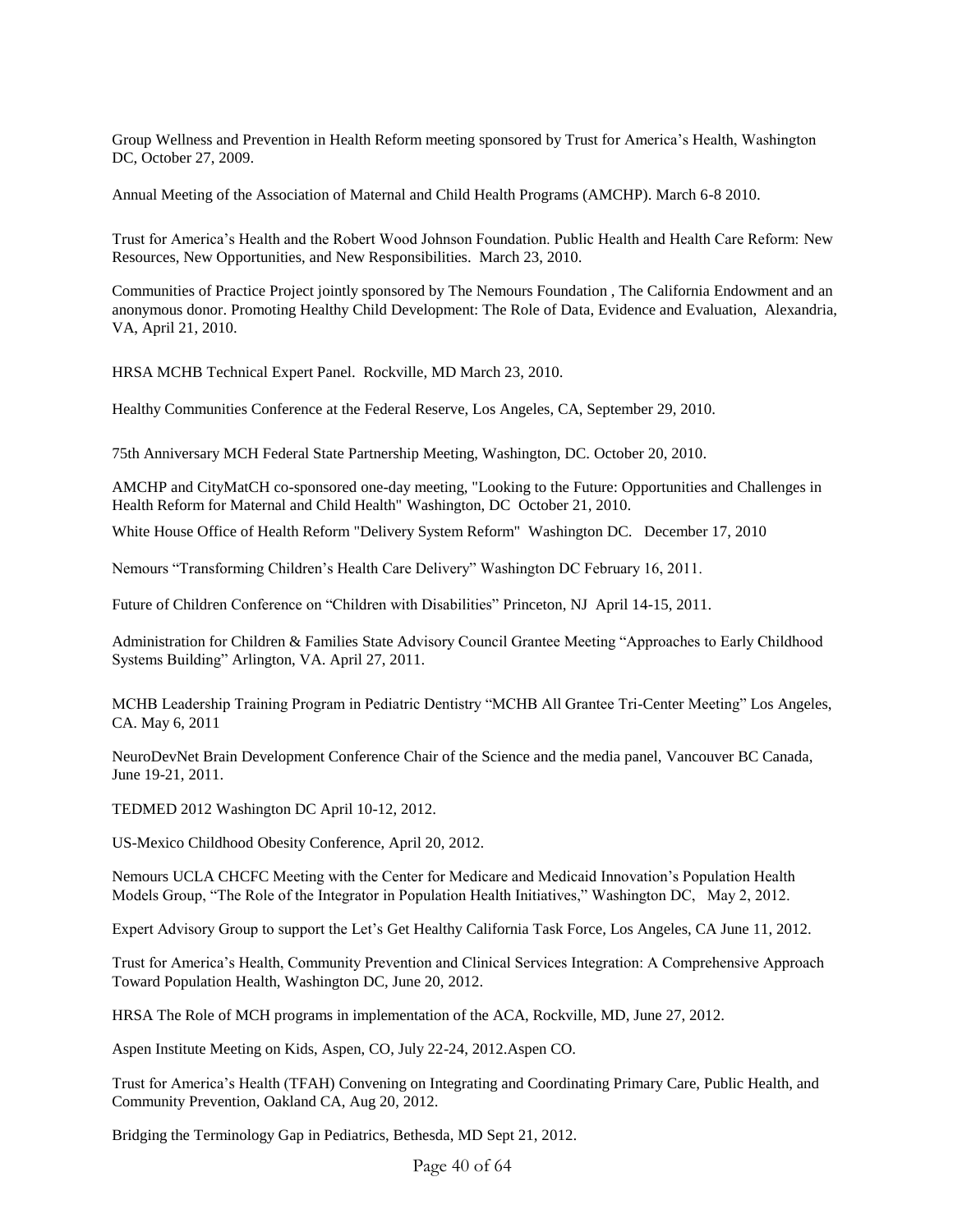Group Wellness and Prevention in Health Reform meeting sponsored by Trust for America's Health, Washington DC, October 27, 2009.

Annual Meeting of the Association of Maternal and Child Health Programs (AMCHP). March 6-8 2010.

Trust for America's Health and the Robert Wood Johnson Foundation. Public Health and Health Care Reform: New Resources, New Opportunities, and New Responsibilities. March 23, 2010.

Communities of Practice Project jointly sponsored by The Nemours Foundation , The California Endowment and an anonymous donor. Promoting Healthy Child Development: The Role of Data, Evidence and Evaluation, Alexandria, VA, April 21, 2010.

HRSA MCHB Technical Expert Panel. Rockville, MD March 23, 2010.

Healthy Communities Conference at the Federal Reserve, Los Angeles, CA, September 29, 2010.

75th Anniversary MCH Federal State Partnership Meeting, Washington, DC. October 20, 2010.

AMCHP and CityMatCH co-sponsored one-day meeting, "Looking to the Future: Opportunities and Challenges in Health Reform for Maternal and Child Health" Washington, DC October 21, 2010.

White House Office of Health Reform "Delivery System Reform" Washington DC. December 17, 2010

Nemours "Transforming Children's Health Care Delivery" Washington DC February 16, 2011.

Future of Children Conference on "Children with Disabilities" Princeton, NJ April 14-15, 2011.

Administration for Children & Families State Advisory Council Grantee Meeting "Approaches to Early Childhood Systems Building" Arlington, VA. April 27, 2011.

MCHB Leadership Training Program in Pediatric Dentistry "MCHB All Grantee Tri-Center Meeting" Los Angeles, CA. May 6, 2011

NeuroDevNet Brain Development Conference Chair of the Science and the media panel, Vancouver BC Canada, June 19-21, 2011.

TEDMED 2012 Washington DC April 10-12, 2012.

US-Mexico Childhood Obesity Conference, April 20, 2012.

Nemours UCLA CHCFC Meeting with the Center for Medicare and Medicaid Innovation's Population Health Models Group, "The Role of the Integrator in Population Health Initiatives," Washington DC, May 2, 2012.

Expert Advisory Group to support the Let's Get Healthy California Task Force, Los Angeles, CA June 11, 2012.

Trust for America's Health, Community Prevention and Clinical Services Integration: A Comprehensive Approach Toward Population Health, Washington DC, June 20, 2012.

HRSA The Role of MCH programs in implementation of the ACA, Rockville, MD, June 27, 2012.

Aspen Institute Meeting on Kids, Aspen, CO, July 22-24, 2012.Aspen CO.

Trust for America's Health (TFAH) Convening on Integrating and Coordinating Primary Care, Public Health, and Community Prevention, Oakland CA, Aug 20, 2012.

Bridging the Terminology Gap in Pediatrics, Bethesda, MD Sept 21, 2012.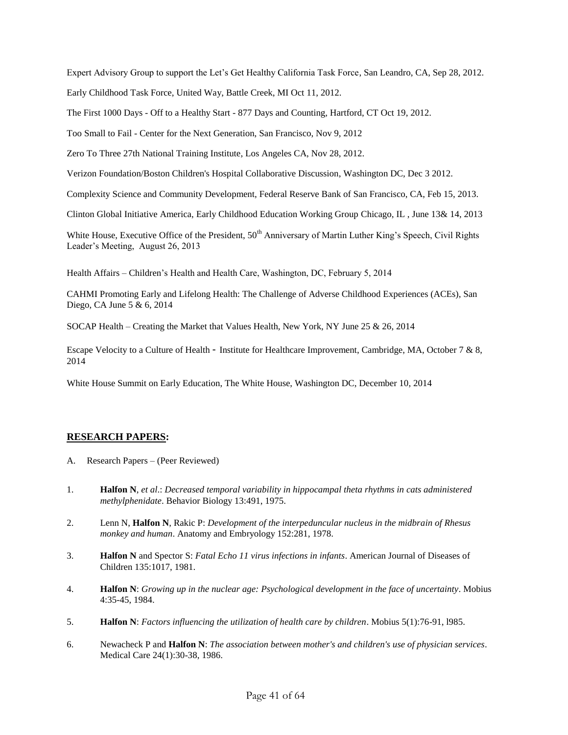Expert Advisory Group to support the Let's Get Healthy California Task Force, San Leandro, CA, Sep 28, 2012.

Early Childhood Task Force, United Way, Battle Creek, MI Oct 11, 2012.

The First 1000 Days - Off to a Healthy Start - 877 Days and Counting, Hartford, CT Oct 19, 2012.

Too Small to Fail - Center for the Next Generation, San Francisco, Nov 9, 2012

Zero To Three 27th National Training Institute, Los Angeles CA, Nov 28, 2012.

Verizon Foundation/Boston Children's Hospital Collaborative Discussion, Washington DC, Dec 3 2012.

Complexity Science and Community Development, Federal Reserve Bank of San Francisco, CA, Feb 15, 2013.

Clinton Global Initiative America, Early Childhood Education Working Group Chicago, IL , June 13& 14, 2013

White House, Executive Office of the President, 50th Anniversary of Martin Luther King's Speech, Civil Rights Leader's Meeting, August 26, 2013

Health Affairs – Children's Health and Health Care, Washington, DC, February 5, 2014

CAHMI Promoting Early and Lifelong Health: The Challenge of Adverse Childhood Experiences (ACEs), San Diego, CA June 5 & 6, 2014

SOCAP Health – Creating the Market that Values Health, New York, NY June 25 & 26, 2014

Escape Velocity to a Culture of Health - Institute for Healthcare Improvement, Cambridge, MA, October 7 & 8, 2014

White House Summit on Early Education, The White House, Washington DC, December 10, 2014

## RESEARCH PAPERS:

A. Research Papers – (Peer Reviewed)

1. **Halfon N**, *et al*.: *Decreased temporal variability in hippocampal theta rhythms in cats administered methylphenidate*. Behavior Biology 13:491, 1975.

2. Lenn N, **Halfon N**, Rakic P: *Development of the interpeduncular nucleus in the midbrain of Rhesus monkey and human*. Anatomy and Embryology 152:281, 1978.

3. **Halfon N** and Spector S: *Fatal Echo 11 virus infections in infants*. American Journal of Diseases of Children 135:1017, 1981.

4. **Halfon N**: *Growing up in the nuclear age: Psychological development in the face of uncertainty*. Mobius 4:35-45, 1984.

5. **Halfon N**: *Factors influencing the utilization of health care by children*. Mobius 5(1):76-91, l985.

6. Newacheck P and **Halfon N**: *The association between mother's and children's use of physician services*. Medical Care 24(1):30-38, 1986.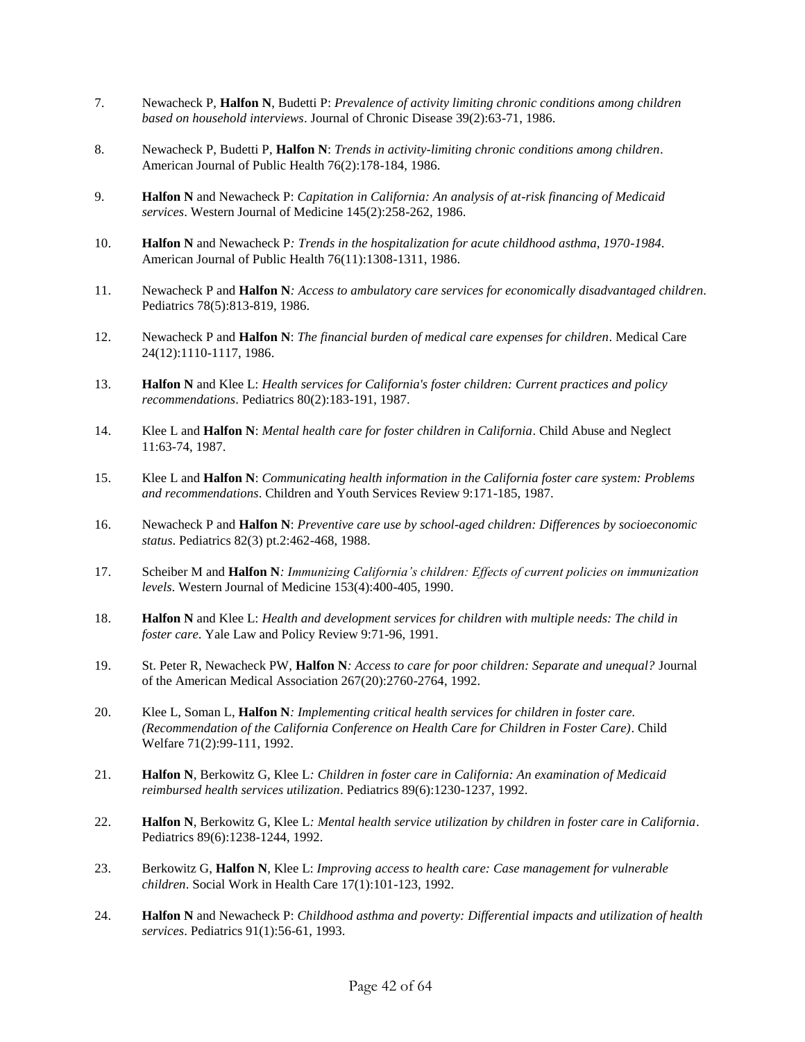7. Newacheck P, **Halfon N**, Budetti P: *Prevalence of activity limiting chronic conditions among children based on household interviews*. Journal of Chronic Disease 39(2):63-71, 1986.

8. Newacheck P, Budetti P, **Halfon N**: *Trends in activity-limiting chronic conditions among children*. American Journal of Public Health 76(2):178-184, 1986.

9. **Halfon N** and Newacheck P: *Capitation in California: An analysis of at-risk financing of Medicaid services*. Western Journal of Medicine 145(2):258-262, 1986.

10. **Halfon N** and Newacheck P*: Trends in the hospitalization for acute childhood asthma, 1970-1984*. American Journal of Public Health 76(11):1308-1311, 1986.

11. Newacheck P and **Halfon N***: Access to ambulatory care services for economically disadvantaged children*. Pediatrics 78(5):813-819, 1986.

12. Newacheck P and **Halfon N**: *The financial burden of medical care expenses for children*. Medical Care 24(12):1110-1117, 1986.

13. **Halfon N** and Klee L: *Health services for California's foster children: Current practices and policy recommendations*. Pediatrics 80(2):183-191, 1987.

14. Klee L and **Halfon N**: *Mental health care for foster children in California*. Child Abuse and Neglect 11:63-74, 1987.

15. Klee L and **Halfon N**: *Communicating health information in the California foster care system: Problems and recommendations*. Children and Youth Services Review 9:171-185, 1987.

16. Newacheck P and **Halfon N**: *Preventive care use by school-aged children: Differences by socioeconomic status*. Pediatrics 82(3) pt.2:462-468, 1988.

17. Scheiber M and **Halfon N***: Immunizing California's children: Effects of current policies on immunization levels*. Western Journal of Medicine 153(4):400-405, 1990.

18. **Halfon N** and Klee L: *Health and development services for children with multiple needs: The child in foster care*. Yale Law and Policy Review 9:71-96, 1991.

19. St. Peter R, Newacheck PW, **Halfon N***: Access to care for poor children: Separate and unequal?* Journal of the American Medical Association 267(20):2760-2764, 1992.

20. Klee L, Soman L, **Halfon N***: Implementing critical health services for children in foster care. (Recommendation of the California Conference on Health Care for Children in Foster Care)*. Child Welfare 71(2):99-111, 1992.

21. **Halfon N**, Berkowitz G, Klee L*: Children in foster care in California: An examination of Medicaid reimbursed health services utilization*. Pediatrics 89(6):1230-1237, 1992.

22. **Halfon N**, Berkowitz G, Klee L*: Mental health service utilization by children in foster care in California*. Pediatrics 89(6):1238-1244, 1992.

23. Berkowitz G, **Halfon N**, Klee L: *Improving access to health care: Case management for vulnerable children*. Social Work in Health Care 17(1):101-123, 1992.

24. **Halfon N** and Newacheck P: *Childhood asthma and poverty: Differential impacts and utilization of health services*. Pediatrics 91(1):56-61, 1993.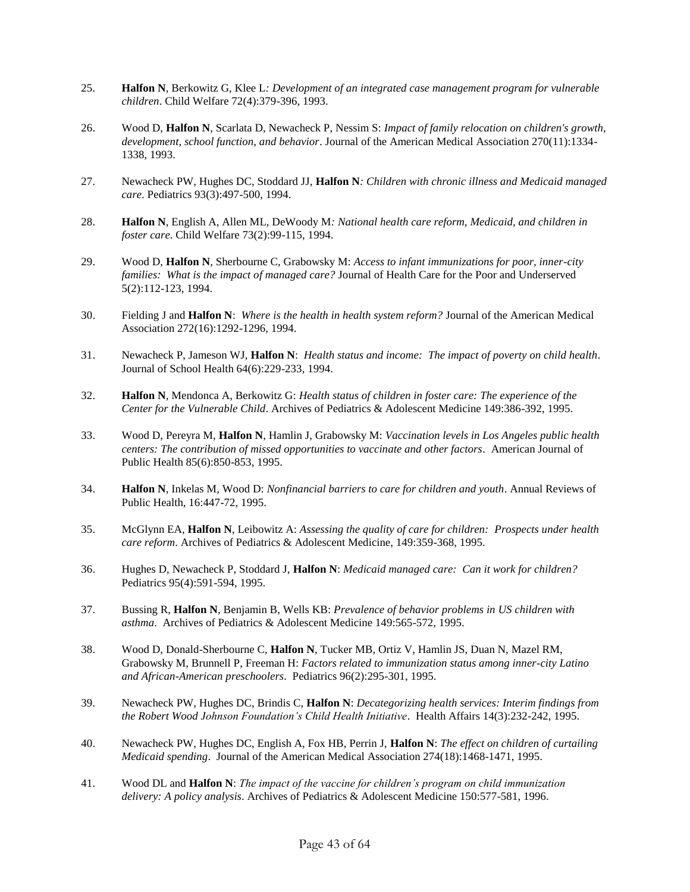25. **Halfon N**, Berkowitz G, Klee L*: Development of an integrated case management program for vulnerable children*. Child Welfare 72(4):379-396, 1993.

26. Wood D, **Halfon N**, Scarlata D, Newacheck P, Nessim S: *Impact of family relocation on children's growth, development, school function, and behavior*. Journal of the American Medical Association 270(11):1334-1338, 1993.

27. Newacheck PW, Hughes DC, Stoddard JJ, **Halfon N***: Children with chronic illness and Medicaid managed care*. Pediatrics 93(3):497-500, 1994.

28. **Halfon N**, English A, Allen ML, DeWoody M*: National health care reform, Medicaid, and children in foster care*. Child Welfare 73(2):99-115, 1994.

29. Wood D, **Halfon N**, Sherbourne C, Grabowsky M: *Access to infant immunizations for poor, inner-city families: What is the impact of managed care?* Journal of Health Care for the Poor and Underserved 5(2):112-123, 1994.

30. Fielding J and **Halfon N**: *Where is the health in health system reform?* Journal of the American Medical Association 272(16):1292-1296, 1994.

31. Newacheck P, Jameson WJ, **Halfon N**: *Health status and income: The impact of poverty on child health*. Journal of School Health 64(6):229-233, 1994.

32. **Halfon N**, Mendonca A, Berkowitz G: *Health status of children in foster care: The experience of the Center for the Vulnerable Child*. Archives of Pediatrics & Adolescent Medicine 149:386-392, 1995.

33. Wood D, Pereyra M, **Halfon N**, Hamlin J, Grabowsky M: *Vaccination levels in Los Angeles public health centers: The contribution of missed opportunities to vaccinate and other factors*. American Journal of Public Health 85(6):850-853, 1995.

34. **Halfon N**, Inkelas M, Wood D: *Nonfinancial barriers to care for children and youth*. Annual Reviews of Public Health, 16:447-72, 1995.

35. McGlynn EA, **Halfon N**, Leibowitz A: *Assessing the quality of care for children: Prospects under health care reform*. Archives of Pediatrics & Adolescent Medicine, 149:359-368, 1995.

36. Hughes D, Newacheck P, Stoddard J, **Halfon N**: *Medicaid managed care: Can it work for children?* Pediatrics 95(4):591-594, 1995.

37. Bussing R, **Halfon N**, Benjamin B, Wells KB: *Prevalence of behavior problems in US children with asthma*. Archives of Pediatrics & Adolescent Medicine 149:565-572, 1995.

38. Wood D, Donald-Sherbourne C, **Halfon N**, Tucker MB, Ortiz V, Hamlin JS, Duan N, Mazel RM, Grabowsky M, Brunnell P, Freeman H: *Factors related to immunization status among inner-city Latino and African-American preschoolers*. Pediatrics 96(2):295-301, 1995.

39. Newacheck PW, Hughes DC, Brindis C, **Halfon N**: *Decategorizing health services: Interim findings from the Robert Wood Johnson Foundation's Child Health Initiative*. Health Affairs 14(3):232-242, 1995.

40. Newacheck PW, Hughes DC, English A, Fox HB, Perrin J, **Halfon N**: *The effect on children of curtailing Medicaid spending*. Journal of the American Medical Association 274(18):1468-1471, 1995.

41. Wood DL and **Halfon N**: *The impact of the vaccine for children's program on child immunization delivery: A policy analysis*. Archives of Pediatrics & Adolescent Medicine 150:577-581, 1996.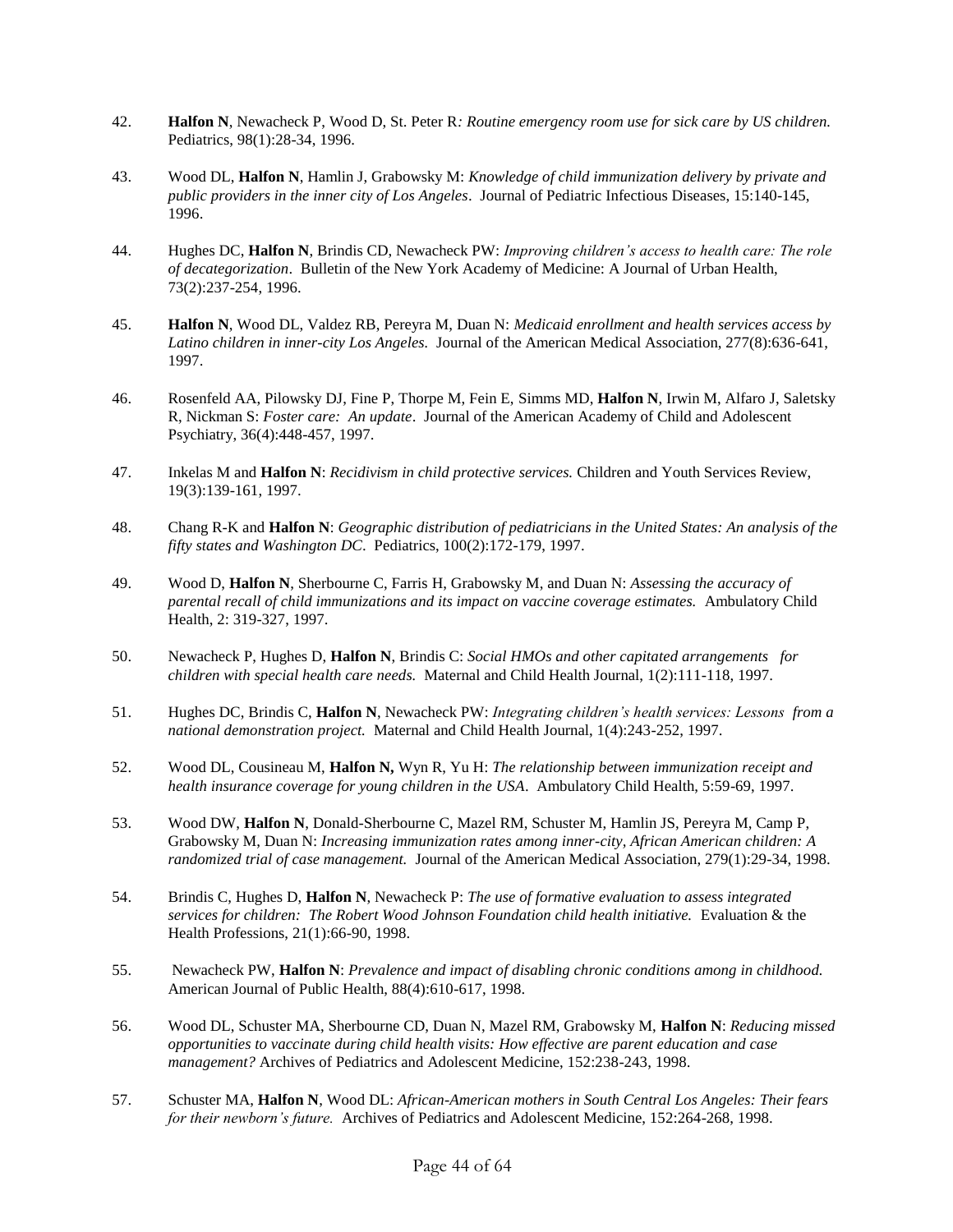42. **Halfon N**, Newacheck P, Wood D, St. Peter R*: Routine emergency room use for sick care by US children.* Pediatrics, 98(1):28-34, 1996.

43. Wood DL, **Halfon N**, Hamlin J, Grabowsky M: *Knowledge of child immunization delivery by private and public providers in the inner city of Los Angeles*. Journal of Pediatric Infectious Diseases, 15:140-145, 1996.

44. Hughes DC, **Halfon N**, Brindis CD, Newacheck PW: *Improving children's access to health care: The role of decategorization*. Bulletin of the New York Academy of Medicine: A Journal of Urban Health, 73(2):237-254, 1996.

45. **Halfon N**, Wood DL, Valdez RB, Pereyra M, Duan N: *Medicaid enrollment and health services access by Latino children in inner-city Los Angeles.* Journal of the American Medical Association, 277(8):636-641, 1997.

46. Rosenfeld AA, Pilowsky DJ, Fine P, Thorpe M, Fein E, Simms MD, **Halfon N**, Irwin M, Alfaro J, Saletsky R, Nickman S: *Foster care: An update*. Journal of the American Academy of Child and Adolescent Psychiatry, 36(4):448-457, 1997.

47. Inkelas M and **Halfon N**: *Recidivism in child protective services.* Children and Youth Services Review, 19(3):139-161, 1997.

48. Chang R-K and **Halfon N**: *Geographic distribution of pediatricians in the United States: An analysis of the fifty states and Washington DC*. Pediatrics, 100(2):172-179, 1997.

49. Wood D, **Halfon N**, Sherbourne C, Farris H, Grabowsky M, and Duan N: *Assessing the accuracy of parental recall of child immunizations and its impact on vaccine coverage estimates.* Ambulatory Child Health, 2: 319-327, 1997.

50. Newacheck P, Hughes D, **Halfon N**, Brindis C: *Social HMOs and other capitated arrangements for children with special health care needs.* Maternal and Child Health Journal, 1(2):111-118, 1997.

51. Hughes DC, Brindis C, **Halfon N**, Newacheck PW: *Integrating children's health services: Lessons from a national demonstration project.* Maternal and Child Health Journal, 1(4):243-252, 1997.

52. Wood DL, Cousineau M, **Halfon N,** Wyn R, Yu H: *The relationship between immunization receipt and health insurance coverage for young children in the USA*. Ambulatory Child Health, 5:59-69, 1997.

53. Wood DW, **Halfon N**, Donald-Sherbourne C, Mazel RM, Schuster M, Hamlin JS, Pereyra M, Camp P, Grabowsky M, Duan N: *Increasing immunization rates among inner-city, African American children: A randomized trial of case management.* Journal of the American Medical Association, 279(1):29-34, 1998.

54. Brindis C, Hughes D, **Halfon N**, Newacheck P: *The use of formative evaluation to assess integrated services for children: The Robert Wood Johnson Foundation child health initiative.* Evaluation & the Health Professions, 21(1):66-90, 1998.

55. Newacheck PW, **Halfon N**: *Prevalence and impact of disabling chronic conditions among in childhood.* American Journal of Public Health, 88(4):610-617, 1998.

56. Wood DL, Schuster MA, Sherbourne CD, Duan N, Mazel RM, Grabowsky M, **Halfon N**: *Reducing missed opportunities to vaccinate during child health visits: How effective are parent education and case management?* Archives of Pediatrics and Adolescent Medicine, 152:238-243, 1998.

57. Schuster MA, **Halfon N**, Wood DL: *African-American mothers in South Central Los Angeles: Their fears for their newborn's future.* Archives of Pediatrics and Adolescent Medicine, 152:264-268, 1998.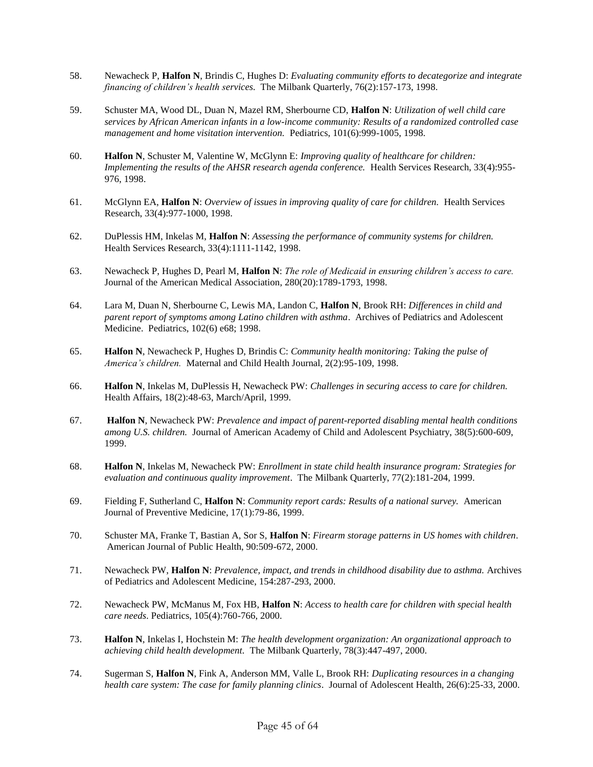58. Newacheck P, **Halfon N**, Brindis C, Hughes D: *Evaluating community efforts to decategorize and integrate financing of children's health services.* The Milbank Quarterly, 76(2):157-173, 1998.

59. Schuster MA, Wood DL, Duan N, Mazel RM, Sherbourne CD, **Halfon N**: *Utilization of well child care services by African American infants in a low-income community: Results of a randomized controlled case management and home visitation intervention.* Pediatrics, 101(6):999-1005, 1998.

60. **Halfon N**, Schuster M, Valentine W, McGlynn E: *Improving quality of healthcare for children: Implementing the results of the AHSR research agenda conference.* Health Services Research, 33(4):955-976, 1998.

61. McGlynn EA, **Halfon N**: *Overview of issues in improving quality of care for children.* Health Services Research, 33(4):977-1000, 1998.

62. DuPlessis HM, Inkelas M, **Halfon N**: *Assessing the performance of community systems for children.* Health Services Research, 33(4):1111-1142, 1998.

63. Newacheck P, Hughes D, Pearl M, **Halfon N**: *The role of Medicaid in ensuring children's access to care.* Journal of the American Medical Association, 280(20):1789-1793, 1998.

64. Lara M, Duan N, Sherbourne C, Lewis MA, Landon C, **Halfon N**, Brook RH: *Differences in child and parent report of symptoms among Latino children with asthma*. Archives of Pediatrics and Adolescent Medicine. Pediatrics, 102(6) e68; 1998.

65. **Halfon N**, Newacheck P, Hughes D, Brindis C: *Community health monitoring: Taking the pulse of America's children.* Maternal and Child Health Journal, 2(2):95-109, 1998.

66. **Halfon N**, Inkelas M, DuPlessis H, Newacheck PW: *Challenges in securing access to care for children.* Health Affairs, 18(2):48-63, March/April, 1999.

67. **Halfon N**, Newacheck PW: *Prevalence and impact of parent-reported disabling mental health conditions among U.S. children.* Journal of American Academy of Child and Adolescent Psychiatry, 38(5):600-609, 1999.

68. **Halfon N**, Inkelas M, Newacheck PW: *Enrollment in state child health insurance program: Strategies for evaluation and continuous quality improvement*. The Milbank Quarterly, 77(2):181-204, 1999.

69. Fielding F, Sutherland C, **Halfon N**: *Community report cards: Results of a national survey.* American Journal of Preventive Medicine, 17(1):79-86, 1999.

70. Schuster MA, Franke T, Bastian A, Sor S, **Halfon N**: *Firearm storage patterns in US homes with children*. American Journal of Public Health, 90:509-672, 2000.

71. Newacheck PW, **Halfon N**: *Prevalence, impact, and trends in childhood disability due to asthma.* Archives of Pediatrics and Adolescent Medicine, 154:287-293, 2000.

72. Newacheck PW, McManus M, Fox HB, **Halfon N**: *Access to health care for children with special health care needs*. Pediatrics, 105(4):760-766, 2000.

73. **Halfon N**, Inkelas I, Hochstein M: *The health development organization: An organizational approach to achieving child health development.* The Milbank Quarterly, 78(3):447-497, 2000.

74. Sugerman S, **Halfon N**, Fink A, Anderson MM, Valle L, Brook RH: *Duplicating resources in a changing health care system: The case for family planning clinics*. Journal of Adolescent Health, 26(6):25-33, 2000.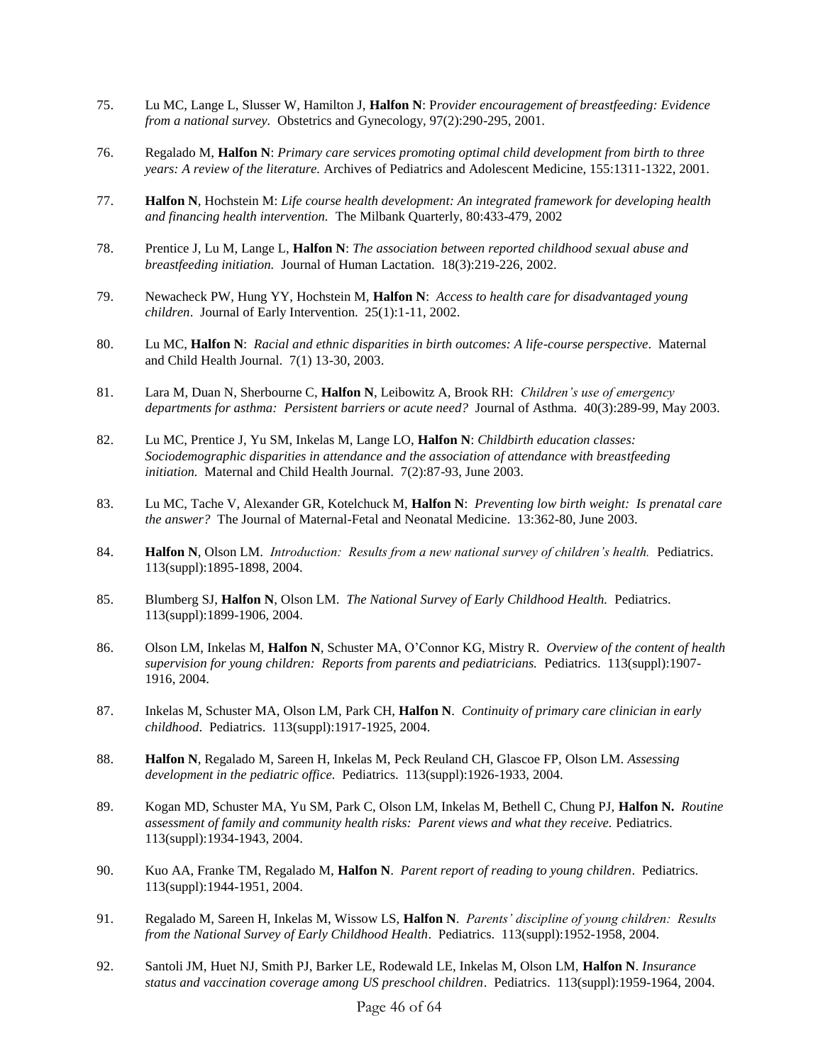75. Lu MC, Lange L, Slusser W, Hamilton J, **Halfon N**: *Provider encouragement of breastfeeding: Evidence from a national survey*. Obstetrics and Gynecology, 97(2):290-295, 2001.

76. Regalado M, **Halfon N**: *Primary care services promoting optimal child development from birth to three years: A review of the literature.* Archives of Pediatrics and Adolescent Medicine, 155:1311-1322, 2001.

77. **Halfon N**, Hochstein M: *Life course health development: An integrated framework for developing health and financing health intervention.* The Milbank Quarterly, 80:433-479, 2002

78. Prentice J, Lu M, Lange L, **Halfon N**: *The association between reported childhood sexual abuse and breastfeeding initiation.* Journal of Human Lactation. 18(3):219-226, 2002.

79. Newacheck PW, Hung YY, Hochstein M, **Halfon N**: *Access to health care for disadvantaged young children*. Journal of Early Intervention. 25(1):1-11, 2002.

80. Lu MC, **Halfon N**: *Racial and ethnic disparities in birth outcomes: A life-course perspective*. Maternal and Child Health Journal. 7(1) 13-30, 2003.

81. Lara M, Duan N, Sherbourne C, **Halfon N**, Leibowitz A, Brook RH: *Children's use of emergency departments for asthma: Persistent barriers or acute need?* Journal of Asthma. 40(3):289-99, May 2003.

82. Lu MC, Prentice J, Yu SM, Inkelas M, Lange LO, **Halfon N**: *Childbirth education classes: Sociodemographic disparities in attendance and the association of attendance with breastfeeding initiation.* Maternal and Child Health Journal. 7(2):87-93, June 2003.

83. Lu MC, Tache V, Alexander GR, Kotelchuck M, **Halfon N**: *Preventing low birth weight: Is prenatal care the answer?* The Journal of Maternal-Fetal and Neonatal Medicine. 13:362-80, June 2003.

84. **Halfon N**, Olson LM. *Introduction: Results from a new national survey of children's health.* Pediatrics. 113(suppl):1895-1898, 2004.

85. Blumberg SJ, **Halfon N**, Olson LM. *The National Survey of Early Childhood Health.* Pediatrics. 113(suppl):1899-1906, 2004.

86. Olson LM, Inkelas M, **Halfon N**, Schuster MA, O'Connor KG, Mistry R. *Overview of the content of health supervision for young children: Reports from parents and pediatricians.* Pediatrics. 113(suppl):1907-1916, 2004.

87. Inkelas M, Schuster MA, Olson LM, Park CH, **Halfon N**. *Continuity of primary care clinician in early childhood*. Pediatrics. 113(suppl):1917-1925, 2004.

88. **Halfon N**, Regalado M, Sareen H, Inkelas M, Peck Reuland CH, Glascoe FP, Olson LM. *Assessing development in the pediatric office.* Pediatrics. 113(suppl):1926-1933, 2004.

89. Kogan MD, Schuster MA, Yu SM, Park C, Olson LM, Inkelas M, Bethell C, Chung PJ, **Halfon N.** *Routine assessment of family and community health risks: Parent views and what they receive.* Pediatrics. 113(suppl):1934-1943, 2004.

90. Kuo AA, Franke TM, Regalado M, **Halfon N**. *Parent report of reading to young children*. Pediatrics. 113(suppl):1944-1951, 2004.

91. Regalado M, Sareen H, Inkelas M, Wissow LS, **Halfon N**. *Parents' discipline of young children: Results from the National Survey of Early Childhood Health*. Pediatrics. 113(suppl):1952-1958, 2004.

92. Santoli JM, Huet NJ, Smith PJ, Barker LE, Rodewald LE, Inkelas M, Olson LM, **Halfon N**. *Insurance status and vaccination coverage among US preschool children*. Pediatrics. 113(suppl):1959-1964, 2004.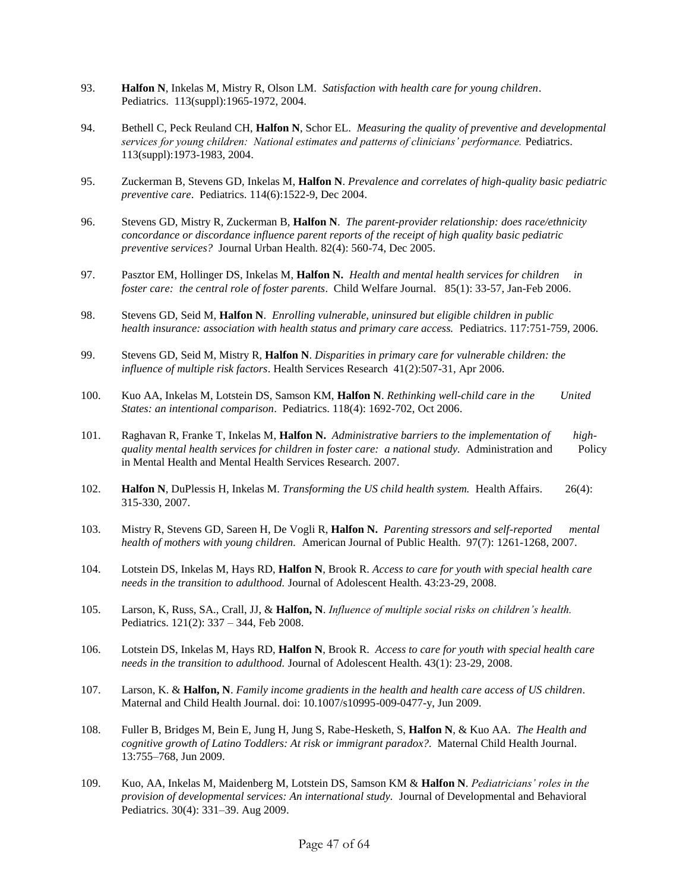93. **Halfon N**, Inkelas M, Mistry R, Olson LM. *Satisfaction with health care for young children*. Pediatrics. 113(suppl):1965-1972, 2004.

94. Bethell C, Peck Reuland CH, **Halfon N**, Schor EL. *Measuring the quality of preventive and developmental services for young children: National estimates and patterns of clinicians' performance.* Pediatrics. 113(suppl):1973-1983, 2004.

95. Zuckerman B, Stevens GD, Inkelas M, **Halfon N**. *Prevalence and correlates of high-quality basic pediatric preventive care*. Pediatrics. 114(6):1522-9, Dec 2004.

96. Stevens GD, Mistry R, Zuckerman B, **Halfon N**. *The parent-provider relationship: does race/ethnicity concordance or discordance influence parent reports of the receipt of high quality basic pediatric preventive services?* Journal Urban Health. 82(4): 560-74, Dec 2005.

97. Pasztor EM, Hollinger DS, Inkelas M, **Halfon N.** *Health and mental health services for children in foster care: the central role of foster parents*. Child Welfare Journal. 85(1): 33-57, Jan-Feb 2006.

98. Stevens GD, Seid M, **Halfon N**. *Enrolling vulnerable, uninsured but eligible children in public health insurance: association with health status and primary care access.* Pediatrics. 117:751-759, 2006.

99. Stevens GD, Seid M, Mistry R, **Halfon N**. *Disparities in primary care for vulnerable children: the influence of multiple risk factors*. Health Services Research 41(2):507-31, Apr 2006.

100. Kuo AA, Inkelas M, Lotstein DS, Samson KM, **Halfon N**. *Rethinking well-child care in the United States: an intentional comparison*. Pediatrics. 118(4): 1692-702, Oct 2006.

101. Raghavan R, Franke T, Inkelas M, **Halfon N.** *Administrative barriers to the implementation of high-quality mental health services for children in foster care: a national study.* Administration and Policy in Mental Health and Mental Health Services Research. 2007.

102. **Halfon N**, DuPlessis H, Inkelas M. *Transforming the US child health system.* Health Affairs. 26(4): 315-330, 2007.

103. Mistry R, Stevens GD, Sareen H, De Vogli R, **Halfon N.** *Parenting stressors and self-reported mental health of mothers with young children.* American Journal of Public Health. 97(7): 1261-1268, 2007.

104. Lotstein DS, Inkelas M, Hays RD, **Halfon N**, Brook R. *Access to care for youth with special health care needs in the transition to adulthood.* Journal of Adolescent Health. 43:23-29, 2008.

105. Larson, K, Russ, SA., Crall, JJ, & **Halfon, N**. *Influence of multiple social risks on children's health.* Pediatrics. 121(2): 337 – 344, Feb 2008.

106. Lotstein DS, Inkelas M, Hays RD, **Halfon N**, Brook R. *Access to care for youth with special health care needs in the transition to adulthood.* Journal of Adolescent Health. 43(1): 23-29, 2008.

107. Larson, K. & **Halfon, N**. *Family income gradients in the health and health care access of US children*. Maternal and Child Health Journal. doi: 10.1007/s10995-009-0477-y, Jun 2009.

108. Fuller B, Bridges M, Bein E, Jung H, Jung S, Rabe-Hesketh, S, **Halfon N**, & Kuo AA. *The Health and cognitive growth of Latino Toddlers: At risk or immigrant paradox?.* Maternal Child Health Journal. 13:755–768, Jun 2009.

109. Kuo, AA, Inkelas M, Maidenberg M, Lotstein DS, Samson KM & **Halfon N**. *Pediatricians' roles in the provision of developmental services: An international study.* Journal of Developmental and Behavioral Pediatrics. 30(4): 331–39. Aug 2009.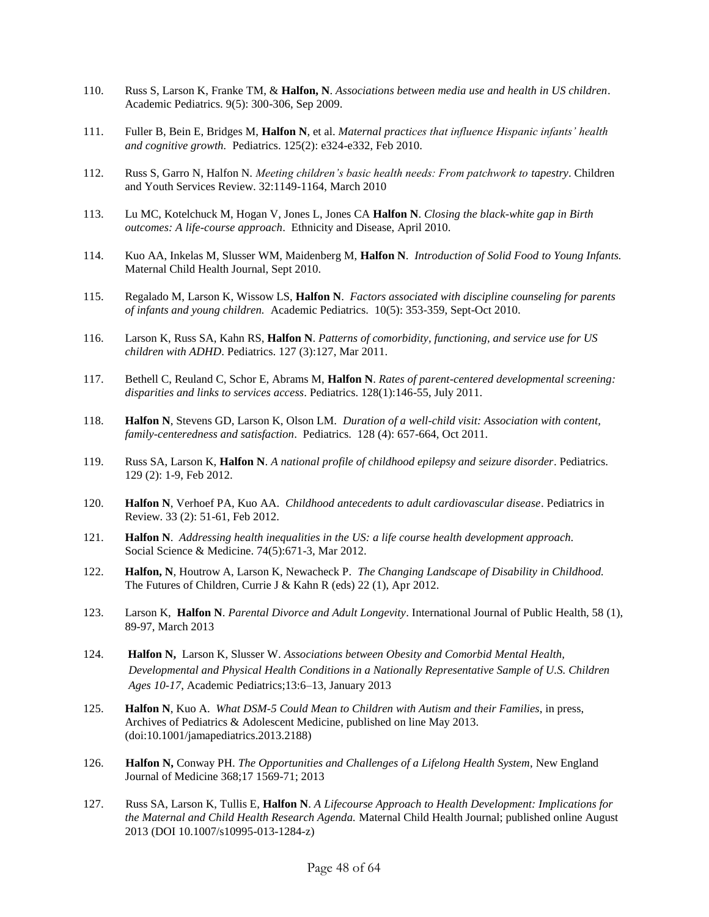110. Russ S, Larson K, Franke TM, & **Halfon, N**. *Associations between media use and health in US children*. Academic Pediatrics. 9(5): 300-306, Sep 2009.

111. Fuller B, Bein E, Bridges M, **Halfon N**, et al. *Maternal practices that influence Hispanic infants' health and cognitive growth.* Pediatrics. 125(2): e324-e332, Feb 2010.

112. Russ S, Garro N, Halfon N. *Meeting children's basic health needs: From patchwork to tapestry*. Children and Youth Services Review. 32:1149-1164, March 2010

113. Lu MC, Kotelchuck M, Hogan V, Jones L, Jones CA **Halfon N**. *Closing the black-white gap in Birth outcomes: A life-course approach*. Ethnicity and Disease, April 2010.

114. Kuo AA, Inkelas M, Slusser WM, Maidenberg M, **Halfon N**. *Introduction of Solid Food to Young Infants.* Maternal Child Health Journal, Sept 2010.

115. Regalado M, Larson K, Wissow LS, **Halfon N**. *Factors associated with discipline counseling for parents of infants and young children.* Academic Pediatrics. 10(5): 353-359, Sept-Oct 2010.

116. Larson K, Russ SA, Kahn RS, **Halfon N**. *Patterns of comorbidity, functioning, and service use for US children with ADHD*. Pediatrics. 127 (3):127, Mar 2011.

117. Bethell C, Reuland C, Schor E, Abrams M, **Halfon N**. *Rates of parent-centered developmental screening: disparities and links to services access*. Pediatrics. 128(1):146-55, July 2011.

118. **Halfon N**, Stevens GD, Larson K, Olson LM. *Duration of a well-child visit: Association with content, family-centeredness and satisfaction*. Pediatrics. 128 (4): 657-664, Oct 2011.

119. Russ SA, Larson K, **Halfon N**. *A national profile of childhood epilepsy and seizure disorder*. Pediatrics. 129 (2): 1-9, Feb 2012.

120. **Halfon N**, Verhoef PA, Kuo AA. *Childhood antecedents to adult cardiovascular disease*. Pediatrics in Review. 33 (2): 51-61, Feb 2012.

121. **Halfon N**. *Addressing health inequalities in the US: a life course health development approach.* Social Science & Medicine. 74(5):671-3, Mar 2012.

122. **Halfon, N**, Houtrow A, Larson K, Newacheck P. *The Changing Landscape of Disability in Childhood.* The Futures of Children, Currie J & Kahn R (eds) 22 (1), Apr 2012.

123. Larson K, **Halfon N**. *Parental Divorce and Adult Longevity*. International Journal of Public Health, 58 (1), 89-97, March 2013

124. **Halfon N,** Larson K, Slusser W. *Associations between Obesity and Comorbid Mental Health, Developmental and Physical Health Conditions in a Nationally Representative Sample of U.S. Children Ages 10-17*, Academic Pediatrics;13:6–13, January 2013

125. **Halfon N**, Kuo A. *What DSM-5 Could Mean to Children with Autism and their Families*, in press, Archives of Pediatrics & Adolescent Medicine, published on line May 2013. (doi:10.1001/jamapediatrics.2013.2188)

126. **Halfon N,** Conway PH. *The Opportunities and Challenges of a Lifelong Health System*, New England Journal of Medicine 368;17 1569-71; 2013

127. Russ SA, Larson K, Tullis E, **Halfon N**. *A Lifecourse Approach to Health Development: Implications for the Maternal and Child Health Research Agenda.* Maternal Child Health Journal; published online August 2013 (DOI 10.1007/s10995-013-1284-z)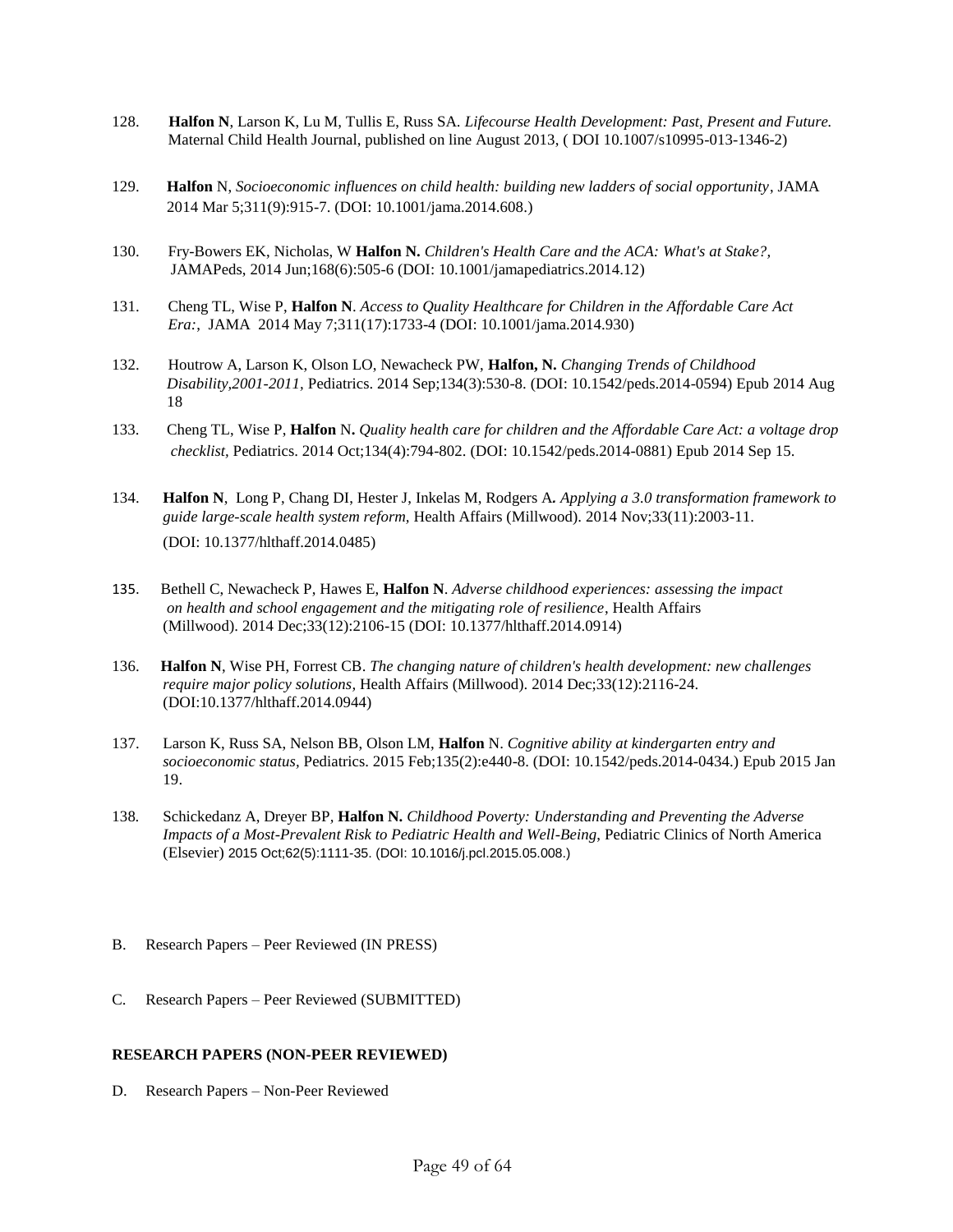128. **Halfon N**, Larson K, Lu M, Tullis E, Russ SA. *Lifecourse Health Development: Past, Present and Future.* Maternal Child Health Journal, published on line August 2013, ( DOI 10.1007/s10995-013-1346-2)

129. **Halfon** N, *Socioeconomic influences on child health: building new ladders of social opportunity*, JAMA 2014 Mar 5;311(9):915-7. (DOI: 10.1001/jama.2014.608.)

130. Fry-Bowers EK, Nicholas, W **Halfon N.** *Children's Health Care and the ACA: What's at Stake?,* JAMAPeds, 2014 Jun;168(6):505-6 (DOI: 10.1001/jamapediatrics.2014.12)

131. Cheng TL, Wise P, **Halfon N**. *Access to Quality Healthcare for Children in the Affordable Care Act Era:*, JAMA 2014 May 7;311(17):1733-4 (DOI: 10.1001/jama.2014.930)

132. Houtrow A, Larson K, Olson LO, Newacheck PW, **Halfon, N.** *Changing Trends of Childhood Disability,2001-2011,* Pediatrics. 2014 Sep;134(3):530-8. (DOI: 10.1542/peds.2014-0594) Epub 2014 Aug 18

133. Cheng TL, Wise P, **Halfon** N**.** *Quality health care for children and the Affordable Care Act: a voltage drop checklist,* Pediatrics. 2014 Oct;134(4):794-802. (DOI: 10.1542/peds.2014-0881) Epub 2014 Sep 15.

134. **Halfon N**, Long P, Chang DI, Hester J, Inkelas M, Rodgers A**.** *Applying a 3.0 transformation framework to guide large-scale health system reform,* Health Affairs (Millwood). 2014 Nov;33(11):2003-11. (DOI: 10.1377/hlthaff.2014.0485)

135. Bethell C, Newacheck P, Hawes E, **Halfon N**. *Adverse childhood experiences: assessing the impact on health and school engagement and the mitigating role of resilience*, Health Affairs (Millwood). 2014 Dec;33(12):2106-15 (DOI: 10.1377/hlthaff.2014.0914)

136. **Halfon N**, Wise PH, Forrest CB. *The changing nature of children's health development: new challenges require major policy solutions,* Health Affairs (Millwood). 2014 Dec;33(12):2116-24. (DOI:10.1377/hlthaff.2014.0944)

137. Larson K, Russ SA, Nelson BB, Olson LM, **Halfon** N. *Cognitive ability at kindergarten entry and socioeconomic status,* Pediatrics. 2015 Feb;135(2):e440-8. (DOI: 10.1542/peds.2014-0434.) Epub 2015 Jan 19.

138. Schickedanz A, Dreyer BP, **Halfon N.** *Childhood Poverty: Understanding and Preventing the Adverse Impacts of a Most-Prevalent Risk to Pediatric Health and Well-Being,* Pediatric Clinics of North America (Elsevier) 2015 Oct;62(5):1111-35. (DOI: 10.1016/j.pcl.2015.05.008.)

B. Research Papers – Peer Reviewed (IN PRESS)

C. Research Papers – Peer Reviewed (SUBMITTED)

**RESEARCH PAPERS (NON-PEER REVIEWED)**

D. Research Papers – Non-Peer Reviewed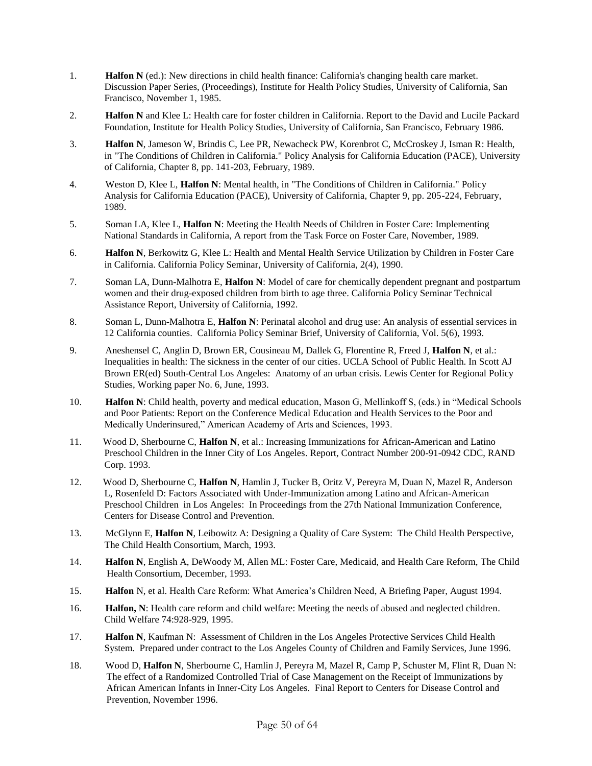1. **Halfon N** (ed.): New directions in child health finance: California's changing health care market. Discussion Paper Series, (Proceedings), Institute for Health Policy Studies, University of California, San Francisco, November 1, 1985.

2. **Halfon N** and Klee L: Health care for foster children in California. Report to the David and Lucile Packard Foundation, Institute for Health Policy Studies, University of California, San Francisco, February 1986.

3. **Halfon N**, Jameson W, Brindis C, Lee PR, Newacheck PW, Korenbrot C, McCroskey J, Isman R: Health, in "The Conditions of Children in California." Policy Analysis for California Education (PACE), University of California, Chapter 8, pp. 141-203, February, 1989.

4. Weston D, Klee L, **Halfon N**: Mental health, in "The Conditions of Children in California." Policy Analysis for California Education (PACE), University of California, Chapter 9, pp. 205-224, February, 1989.

5. Soman LA, Klee L, **Halfon N**: Meeting the Health Needs of Children in Foster Care: Implementing National Standards in California, A report from the Task Force on Foster Care, November, 1989.

6. **Halfon N**, Berkowitz G, Klee L: Health and Mental Health Service Utilization by Children in Foster Care in California. California Policy Seminar, University of California, 2(4), 1990.

7. Soman LA, Dunn-Malhotra E, **Halfon N**: Model of care for chemically dependent pregnant and postpartum women and their drug-exposed children from birth to age three. California Policy Seminar Technical Assistance Report, University of California, 1992.

8. Soman L, Dunn-Malhotra E, **Halfon N**: Perinatal alcohol and drug use: An analysis of essential services in 12 California counties. California Policy Seminar Brief, University of California, Vol. 5(6), 1993.

9. Aneshensel C, Anglin D, Brown ER, Cousineau M, Dallek G, Florentine R, Freed J, **Halfon N**, et al.: Inequalities in health: The sickness in the center of our cities. UCLA School of Public Health. In Scott AJ Brown ER(ed) South-Central Los Angeles: Anatomy of an urban crisis. Lewis Center for Regional Policy Studies, Working paper No. 6, June, 1993.

10. **Halfon N**: Child health, poverty and medical education, Mason G, Mellinkoff S, (eds.) in "Medical Schools and Poor Patients: Report on the Conference Medical Education and Health Services to the Poor and Medically Underinsured," American Academy of Arts and Sciences, 1993.

11. Wood D, Sherbourne C, **Halfon N**, et al.: Increasing Immunizations for African-American and Latino Preschool Children in the Inner City of Los Angeles. Report, Contract Number 200-91-0942 CDC, RAND Corp. 1993.

12. Wood D, Sherbourne C, **Halfon N**, Hamlin J, Tucker B, Oritz V, Pereyra M, Duan N, Mazel R, Anderson L, Rosenfeld D: Factors Associated with Under-Immunization among Latino and African-American Preschool Children in Los Angeles: In Proceedings from the 27th National Immunization Conference, Centers for Disease Control and Prevention.

13. McGlynn E, **Halfon N**, Leibowitz A: Designing a Quality of Care System: The Child Health Perspective, The Child Health Consortium, March, 1993.

14. **Halfon N**, English A, DeWoody M, Allen ML: Foster Care, Medicaid, and Health Care Reform, The Child Health Consortium, December, 1993.

15. **Halfon** N, et al. Health Care Reform: What America's Children Need, A Briefing Paper, August 1994.

16. **Halfon, N**: Health care reform and child welfare: Meeting the needs of abused and neglected children. Child Welfare 74:928-929, 1995.

17. **Halfon N**, Kaufman N: Assessment of Children in the Los Angeles Protective Services Child Health System. Prepared under contract to the Los Angeles County of Children and Family Services, June 1996.

18. Wood D, **Halfon N**, Sherbourne C, Hamlin J, Pereyra M, Mazel R, Camp P, Schuster M, Flint R, Duan N: The effect of a Randomized Controlled Trial of Case Management on the Receipt of Immunizations by African American Infants in Inner-City Los Angeles. Final Report to Centers for Disease Control and Prevention, November 1996.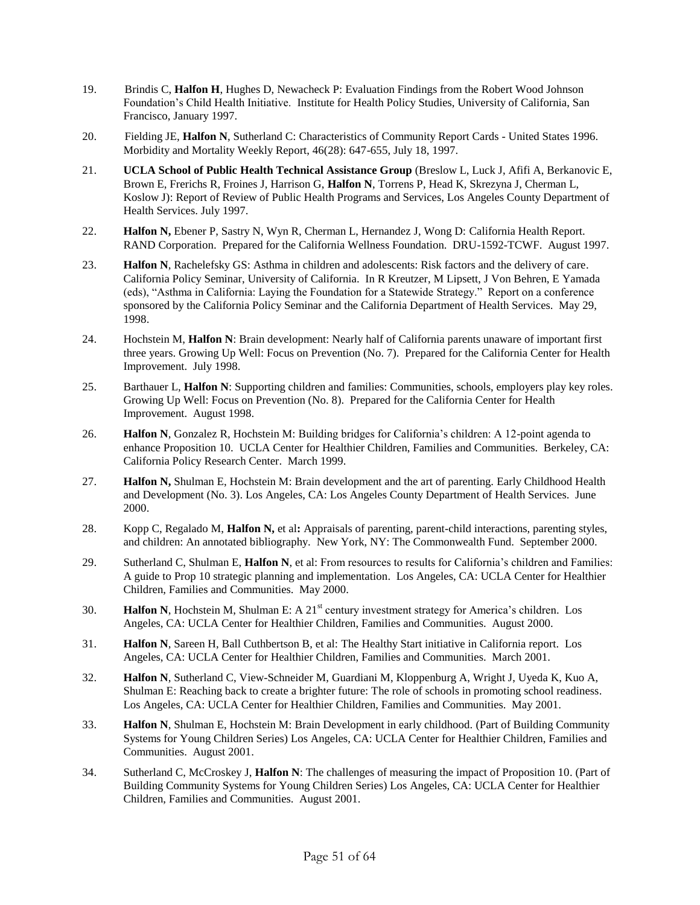19. Brindis C, **Halfon H**, Hughes D, Newacheck P: Evaluation Findings from the Robert Wood Johnson Foundation's Child Health Initiative. Institute for Health Policy Studies, University of California, San Francisco, January 1997.

20. Fielding JE, **Halfon N**, Sutherland C: Characteristics of Community Report Cards - United States 1996. Morbidity and Mortality Weekly Report, 46(28): 647-655, July 18, 1997.

21. **UCLA School of Public Health Technical Assistance Group** (Breslow L, Luck J, Afifi A, Berkanovic E, Brown E, Frerichs R, Froines J, Harrison G, **Halfon N**, Torrens P, Head K, Skrezyna J, Cherman L, Koslow J): Report of Review of Public Health Programs and Services, Los Angeles County Department of Health Services. July 1997.

22. **Halfon N,** Ebener P, Sastry N, Wyn R, Cherman L, Hernandez J, Wong D: California Health Report. RAND Corporation. Prepared for the California Wellness Foundation. DRU-1592-TCWF. August 1997.

23. **Halfon N**, Rachelefsky GS: Asthma in children and adolescents: Risk factors and the delivery of care. California Policy Seminar, University of California. In R Kreutzer, M Lipsett, J Von Behren, E Yamada (eds), "Asthma in California: Laying the Foundation for a Statewide Strategy." Report on a conference sponsored by the California Policy Seminar and the California Department of Health Services. May 29, 1998.

24. Hochstein M, **Halfon N**: Brain development: Nearly half of California parents unaware of important first three years. Growing Up Well: Focus on Prevention (No. 7). Prepared for the California Center for Health Improvement. July 1998.

25. Barthauer L, **Halfon N**: Supporting children and families: Communities, schools, employers play key roles. Growing Up Well: Focus on Prevention (No. 8). Prepared for the California Center for Health Improvement. August 1998.

26. **Halfon N**, Gonzalez R, Hochstein M: Building bridges for California's children: A 12-point agenda to enhance Proposition 10. UCLA Center for Healthier Children, Families and Communities. Berkeley, CA: California Policy Research Center. March 1999.

27. **Halfon N,** Shulman E, Hochstein M: Brain development and the art of parenting. Early Childhood Health and Development (No. 3). Los Angeles, CA: Los Angeles County Department of Health Services. June 2000.

28. Kopp C, Regalado M, **Halfon N,** et al**:** Appraisals of parenting, parent-child interactions, parenting styles, and children: An annotated bibliography. New York, NY: The Commonwealth Fund. September 2000.

29. Sutherland C, Shulman E, **Halfon N**, et al: From resources to results for California's children and Families: A guide to Prop 10 strategic planning and implementation. Los Angeles, CA: UCLA Center for Healthier Children, Families and Communities. May 2000.

30. **Halfon N**, Hochstein M, Shulman E: A 21st century investment strategy for America's children. Los Angeles, CA: UCLA Center for Healthier Children, Families and Communities. August 2000.

31. **Halfon N**, Sareen H, Ball Cuthbertson B, et al: The Healthy Start initiative in California report. Los Angeles, CA: UCLA Center for Healthier Children, Families and Communities. March 2001.

32. **Halfon N**, Sutherland C, View-Schneider M, Guardiani M, Kloppenburg A, Wright J, Uyeda K, Kuo A, Shulman E: Reaching back to create a brighter future: The role of schools in promoting school readiness. Los Angeles, CA: UCLA Center for Healthier Children, Families and Communities. May 2001.

33. **Halfon N**, Shulman E, Hochstein M: Brain Development in early childhood. (Part of Building Community Systems for Young Children Series) Los Angeles, CA: UCLA Center for Healthier Children, Families and Communities. August 2001.

34. Sutherland C, McCroskey J, **Halfon N**: The challenges of measuring the impact of Proposition 10. (Part of Building Community Systems for Young Children Series) Los Angeles, CA: UCLA Center for Healthier Children, Families and Communities. August 2001.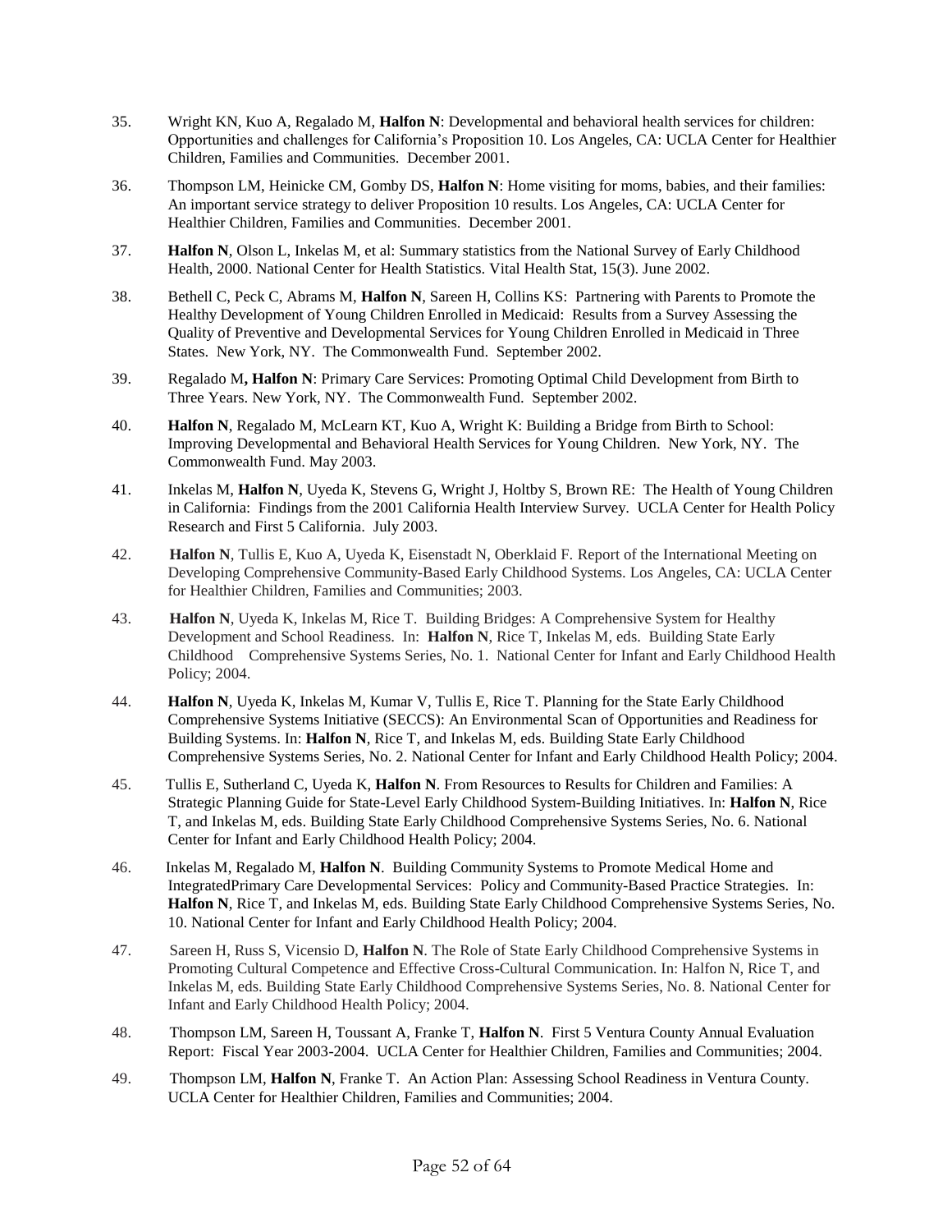35. Wright KN, Kuo A, Regalado M, **Halfon N**: Developmental and behavioral health services for children: Opportunities and challenges for California's Proposition 10. Los Angeles, CA: UCLA Center for Healthier Children, Families and Communities. December 2001.

36. Thompson LM, Heinicke CM, Gomby DS, **Halfon N**: Home visiting for moms, babies, and their families: An important service strategy to deliver Proposition 10 results. Los Angeles, CA: UCLA Center for Healthier Children, Families and Communities. December 2001.

37. **Halfon N**, Olson L, Inkelas M, et al: Summary statistics from the National Survey of Early Childhood Health, 2000. National Center for Health Statistics. Vital Health Stat, 15(3). June 2002.

38. Bethell C, Peck C, Abrams M, **Halfon N**, Sareen H, Collins KS: Partnering with Parents to Promote the Healthy Development of Young Children Enrolled in Medicaid: Results from a Survey Assessing the Quality of Preventive and Developmental Services for Young Children Enrolled in Medicaid in Three States. New York, NY. The Commonwealth Fund. September 2002.

39. Regalado M**, Halfon N**: Primary Care Services: Promoting Optimal Child Development from Birth to Three Years. New York, NY. The Commonwealth Fund. September 2002.

40. **Halfon N**, Regalado M, McLearn KT, Kuo A, Wright K: Building a Bridge from Birth to School: Improving Developmental and Behavioral Health Services for Young Children. New York, NY. The Commonwealth Fund. May 2003.

41. Inkelas M, **Halfon N**, Uyeda K, Stevens G, Wright J, Holtby S, Brown RE: The Health of Young Children in California: Findings from the 2001 California Health Interview Survey. UCLA Center for Health Policy Research and First 5 California. July 2003.

42. **Halfon N**, Tullis E, Kuo A, Uyeda K, Eisenstadt N, Oberklaid F. Report of the International Meeting on Developing Comprehensive Community-Based Early Childhood Systems. Los Angeles, CA: UCLA Center for Healthier Children, Families and Communities; 2003.

43. **Halfon N**, Uyeda K, Inkelas M, Rice T. Building Bridges: A Comprehensive System for Healthy Development and School Readiness. In: **Halfon N**, Rice T, Inkelas M, eds. Building State Early Childhood Comprehensive Systems Series, No. 1. National Center for Infant and Early Childhood Health Policy; 2004.

44. **Halfon N**, Uyeda K, Inkelas M, Kumar V, Tullis E, Rice T. Planning for the State Early Childhood Comprehensive Systems Initiative (SECCS): An Environmental Scan of Opportunities and Readiness for Building Systems. In: **Halfon N**, Rice T, and Inkelas M, eds. Building State Early Childhood Comprehensive Systems Series, No. 2. National Center for Infant and Early Childhood Health Policy; 2004.

45. Tullis E, Sutherland C, Uyeda K, **Halfon N**. From Resources to Results for Children and Families: A Strategic Planning Guide for State-Level Early Childhood System-Building Initiatives. In: **Halfon N**, Rice T, and Inkelas M, eds. Building State Early Childhood Comprehensive Systems Series, No. 6. National Center for Infant and Early Childhood Health Policy; 2004.

46. Inkelas M, Regalado M, **Halfon N**. Building Community Systems to Promote Medical Home and IntegratedPrimary Care Developmental Services: Policy and Community-Based Practice Strategies. In: **Halfon N**, Rice T, and Inkelas M, eds. Building State Early Childhood Comprehensive Systems Series, No. 10. National Center for Infant and Early Childhood Health Policy; 2004.

47. Sareen H, Russ S, Vicensio D, **Halfon N**. The Role of State Early Childhood Comprehensive Systems in Promoting Cultural Competence and Effective Cross-Cultural Communication. In: Halfon N, Rice T, and Inkelas M, eds. Building State Early Childhood Comprehensive Systems Series, No. 8. National Center for Infant and Early Childhood Health Policy; 2004.

48. Thompson LM, Sareen H, Toussant A, Franke T, **Halfon N**. First 5 Ventura County Annual Evaluation Report: Fiscal Year 2003-2004. UCLA Center for Healthier Children, Families and Communities; 2004.

49. Thompson LM, **Halfon N**, Franke T. An Action Plan: Assessing School Readiness in Ventura County. UCLA Center for Healthier Children, Families and Communities; 2004.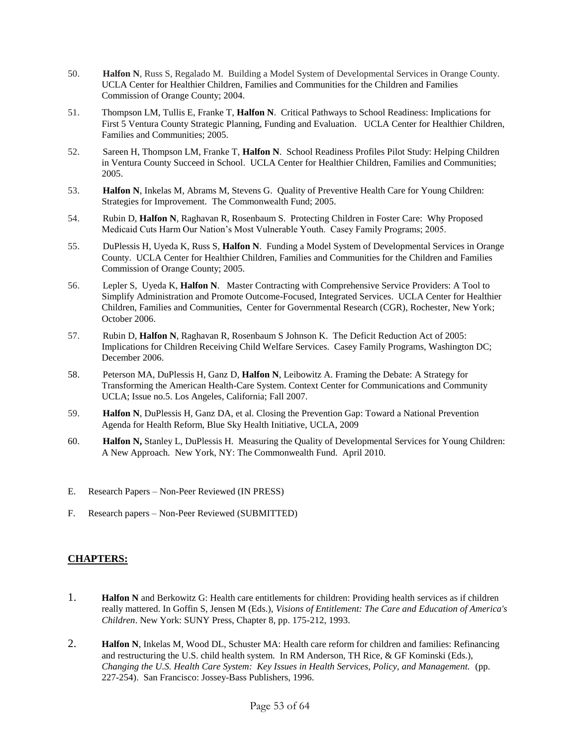50. **Halfon N**, Russ S, Regalado M. Building a Model System of Developmental Services in Orange County. UCLA Center for Healthier Children, Families and Communities for the Children and Families Commission of Orange County; 2004.

51. Thompson LM, Tullis E, Franke T, **Halfon N**. Critical Pathways to School Readiness: Implications for First 5 Ventura County Strategic Planning, Funding and Evaluation. UCLA Center for Healthier Children, Families and Communities; 2005.

52. Sareen H, Thompson LM, Franke T, **Halfon N**. School Readiness Profiles Pilot Study: Helping Children in Ventura County Succeed in School. UCLA Center for Healthier Children, Families and Communities; 2005.

53. **Halfon N**, Inkelas M, Abrams M, Stevens G. Quality of Preventive Health Care for Young Children: Strategies for Improvement. The Commonwealth Fund; 2005.

54. Rubin D, **Halfon N**, Raghavan R, Rosenbaum S. Protecting Children in Foster Care: Why Proposed Medicaid Cuts Harm Our Nation's Most Vulnerable Youth. Casey Family Programs; 2005.

55. DuPlessis H, Uyeda K, Russ S, **Halfon N**. Funding a Model System of Developmental Services in Orange County. UCLA Center for Healthier Children, Families and Communities for the Children and Families Commission of Orange County; 2005.

56. Lepler S, Uyeda K, **Halfon N**. Master Contracting with Comprehensive Service Providers: A Tool to Simplify Administration and Promote Outcome-Focused, Integrated Services. UCLA Center for Healthier Children, Families and Communities, Center for Governmental Research (CGR), Rochester, New York; October 2006.

57. Rubin D, **Halfon N**, Raghavan R, Rosenbaum S Johnson K. The Deficit Reduction Act of 2005: Implications for Children Receiving Child Welfare Services. Casey Family Programs, Washington DC; December 2006.

58. Peterson MA, DuPlessis H, Ganz D, **Halfon N**, Leibowitz A. Framing the Debate: A Strategy for Transforming the American Health-Care System. Context Center for Communications and Community UCLA; Issue no.5. Los Angeles, California; Fall 2007.

59. **Halfon N**, DuPlessis H, Ganz DA, et al. Closing the Prevention Gap: Toward a National Prevention Agenda for Health Reform, Blue Sky Health Initiative, UCLA, 2009

60. **Halfon N,** Stanley L, DuPlessis H. Measuring the Quality of Developmental Services for Young Children: A New Approach. New York, NY: The Commonwealth Fund. April 2010.

E. Research Papers – Non-Peer Reviewed (IN PRESS)

F. Research papers – Non-Peer Reviewed (SUBMITTED)

## CHAPTERS:

1. **Halfon N** and Berkowitz G: Health care entitlements for children: Providing health services as if children really mattered. In Goffin S, Jensen M (Eds.), *Visions of Entitlement: The Care and Education of America's Children*. New York: SUNY Press, Chapter 8, pp. 175-212, 1993.

2. **Halfon N**, Inkelas M, Wood DL, Schuster MA: Health care reform for children and families: Refinancing and restructuring the U.S. child health system. In RM Anderson, TH Rice, & GF Kominski (Eds.), *Changing the U.S. Health Care System: Key Issues in Health Services, Policy, and Management.* (pp. 227-254). San Francisco: Jossey-Bass Publishers, 1996.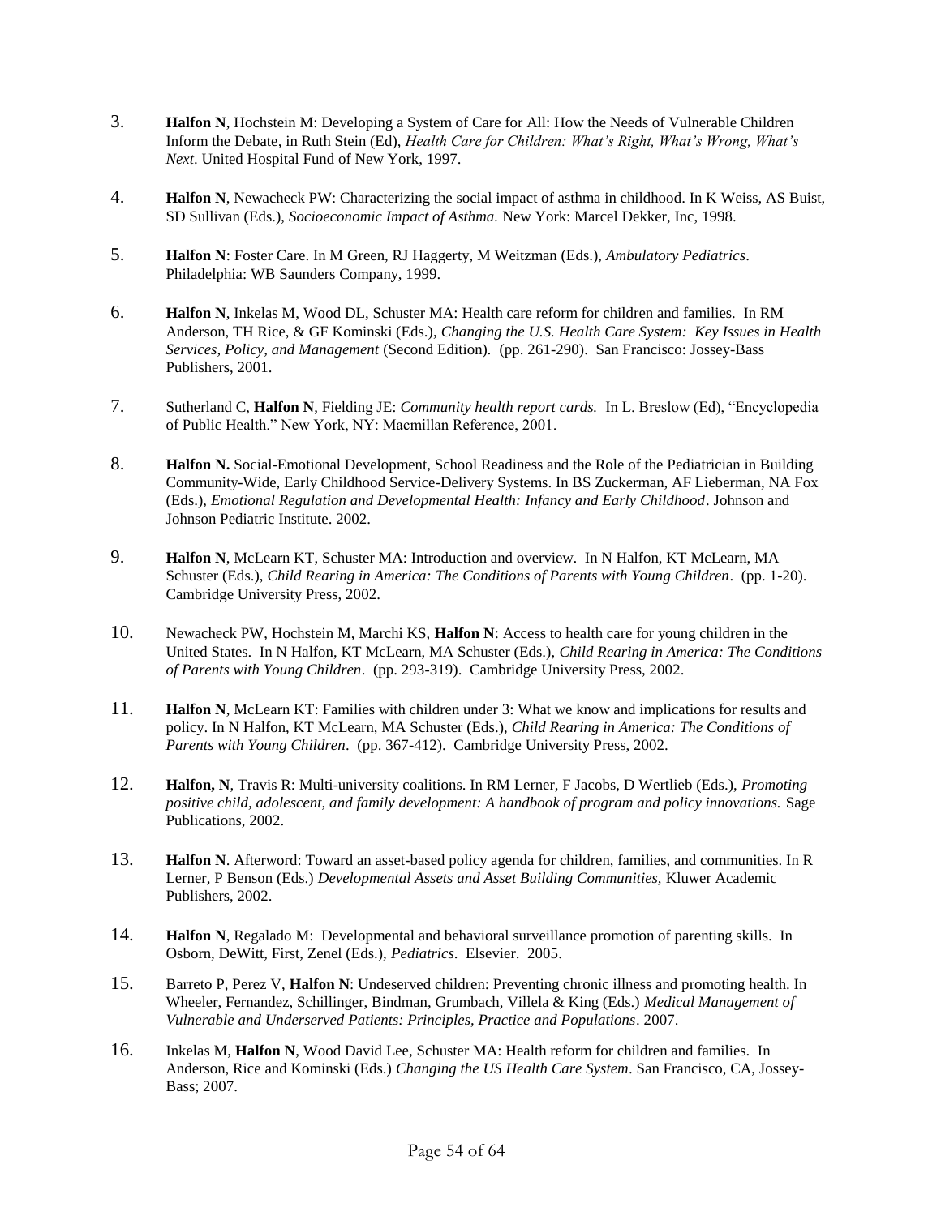3. **Halfon N**, Hochstein M: Developing a System of Care for All: How the Needs of Vulnerable Children Inform the Debate, in Ruth Stein (Ed), *Health Care for Children: What's Right, What's Wrong, What's Next*. United Hospital Fund of New York, 1997.

4. **Halfon N**, Newacheck PW: Characterizing the social impact of asthma in childhood. In K Weiss, AS Buist, SD Sullivan (Eds.), *Socioeconomic Impact of Asthma.* New York: Marcel Dekker, Inc, 1998.

5. **Halfon N**: Foster Care. In M Green, RJ Haggerty, M Weitzman (Eds.), *Ambulatory Pediatrics*. Philadelphia: WB Saunders Company, 1999.

6. **Halfon N**, Inkelas M, Wood DL, Schuster MA: Health care reform for children and families. In RM Anderson, TH Rice, & GF Kominski (Eds.), *Changing the U.S. Health Care System: Key Issues in Health Services, Policy, and Management* (Second Edition). (pp. 261-290). San Francisco: Jossey-Bass Publishers, 2001.

7. Sutherland C, **Halfon N**, Fielding JE: *Community health report cards.* In L. Breslow (Ed), "Encyclopedia of Public Health." New York, NY: Macmillan Reference, 2001.

8. **Halfon N.** Social-Emotional Development, School Readiness and the Role of the Pediatrician in Building Community-Wide, Early Childhood Service-Delivery Systems. In BS Zuckerman, AF Lieberman, NA Fox (Eds.), *Emotional Regulation and Developmental Health: Infancy and Early Childhood*. Johnson and Johnson Pediatric Institute. 2002.

9. **Halfon N**, McLearn KT, Schuster MA: Introduction and overview. In N Halfon, KT McLearn, MA Schuster (Eds.), *Child Rearing in America: The Conditions of Parents with Young Children*. (pp. 1-20). Cambridge University Press, 2002.

10. Newacheck PW, Hochstein M, Marchi KS, **Halfon N**: Access to health care for young children in the United States. In N Halfon, KT McLearn, MA Schuster (Eds.), *Child Rearing in America: The Conditions of Parents with Young Children*. (pp. 293-319). Cambridge University Press, 2002.

11. **Halfon N**, McLearn KT: Families with children under 3: What we know and implications for results and policy. In N Halfon, KT McLearn, MA Schuster (Eds.), *Child Rearing in America: The Conditions of Parents with Young Children*. (pp. 367-412). Cambridge University Press, 2002.

12. **Halfon, N**, Travis R: Multi-university coalitions. In RM Lerner, F Jacobs, D Wertlieb (Eds.), *Promoting positive child, adolescent, and family development: A handbook of program and policy innovations.* Sage Publications, 2002.

13. **Halfon N**. Afterword: Toward an asset-based policy agenda for children, families, and communities. In R Lerner, P Benson (Eds.) *Developmental Assets and Asset Building Communities,* Kluwer Academic Publishers, 2002.

14. **Halfon N**, Regalado M: Developmental and behavioral surveillance promotion of parenting skills. In Osborn, DeWitt, First, Zenel (Eds.), *Pediatrics*. Elsevier. 2005.

15. Barreto P, Perez V, **Halfon N**: Undeserved children: Preventing chronic illness and promoting health. In Wheeler, Fernandez, Schillinger, Bindman, Grumbach, Villela & King (Eds.) *Medical Management of Vulnerable and Underserved Patients: Principles, Practice and Populations*. 2007.

16. Inkelas M, **Halfon N**, Wood David Lee, Schuster MA: Health reform for children and families. In Anderson, Rice and Kominski (Eds.) *Changing the US Health Care System*. San Francisco, CA, Jossey-Bass; 2007.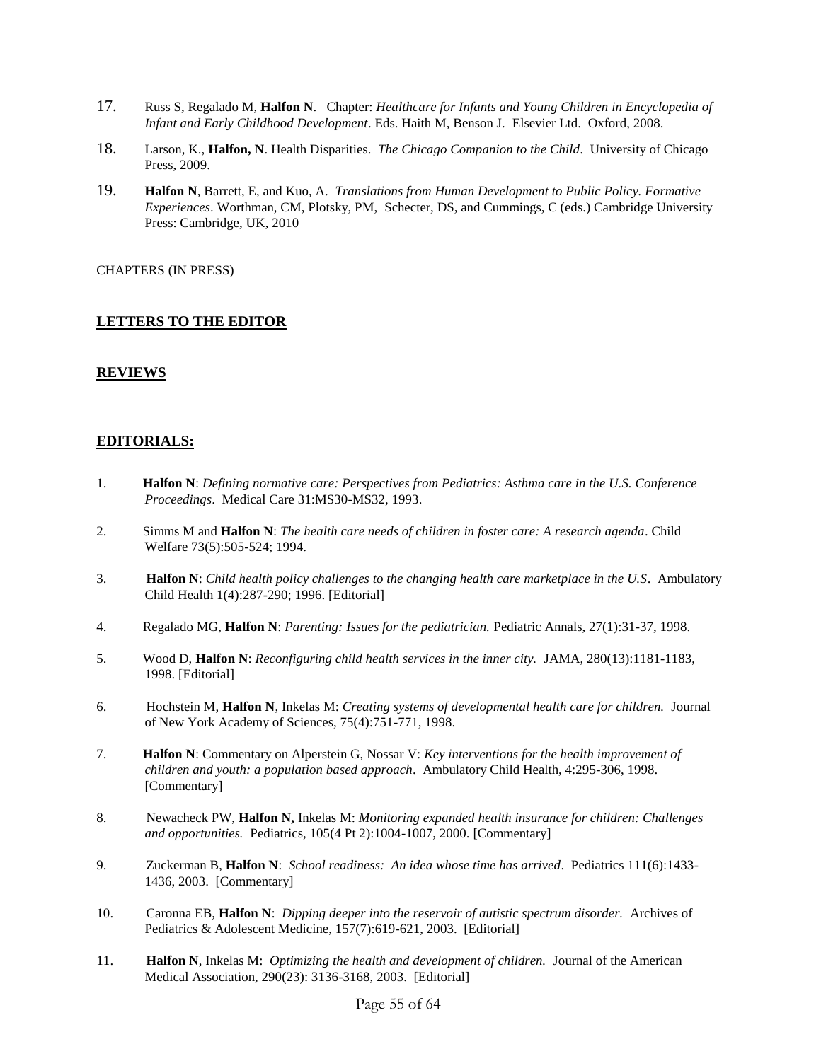17. Russ S, Regalado M, **Halfon N**. Chapter: *Healthcare for Infants and Young Children in Encyclopedia of Infant and Early Childhood Development*. Eds. Haith M, Benson J. Elsevier Ltd. Oxford, 2008.

18. Larson, K., **Halfon, N**. Health Disparities. *The Chicago Companion to the Child*. University of Chicago Press, 2009.

19. **Halfon N**, Barrett, E, and Kuo, A. *Translations from Human Development to Public Policy. Formative Experiences*. Worthman, CM, Plotsky, PM, Schecter, DS, and Cummings, C (eds.) Cambridge University Press: Cambridge, UK, 2010

CHAPTERS (IN PRESS)

## LETTERS TO THE EDITOR

## REVIEWS

## EDITORIALS:

1. **Halfon N**: *Defining normative care: Perspectives from Pediatrics: Asthma care in the U.S. Conference Proceedings*. Medical Care 31:MS30-MS32, 1993.

2. Simms M and **Halfon N**: *The health care needs of children in foster care: A research agenda*. Child Welfare 73(5):505-524; 1994.

3. **Halfon N**: *Child health policy challenges to the changing health care marketplace in the U.S*. Ambulatory Child Health 1(4):287-290; 1996. [Editorial]

4. Regalado MG, **Halfon N**: *Parenting: Issues for the pediatrician.* Pediatric Annals, 27(1):31-37, 1998.

5. Wood D, **Halfon N**: *Reconfiguring child health services in the inner city.* JAMA, 280(13):1181-1183, 1998. [Editorial]

6. Hochstein M, **Halfon N**, Inkelas M: *Creating systems of developmental health care for children.* Journal of New York Academy of Sciences, 75(4):751-771, 1998.

7. **Halfon N**: Commentary on Alperstein G, Nossar V: *Key interventions for the health improvement of children and youth: a population based approach*. Ambulatory Child Health, 4:295-306, 1998. [Commentary]

8. Newacheck PW, **Halfon N,** Inkelas M: *Monitoring expanded health insurance for children: Challenges and opportunities.* Pediatrics, 105(4 Pt 2):1004-1007, 2000. [Commentary]

9. Zuckerman B, **Halfon N**: *School readiness: An idea whose time has arrived*. Pediatrics 111(6):1433-1436, 2003. [Commentary]

10. Caronna EB, **Halfon N**: *Dipping deeper into the reservoir of autistic spectrum disorder.* Archives of Pediatrics & Adolescent Medicine, 157(7):619-621, 2003. [Editorial]

11. **Halfon N**, Inkelas M: *Optimizing the health and development of children.* Journal of the American Medical Association, 290(23): 3136-3168, 2003. [Editorial]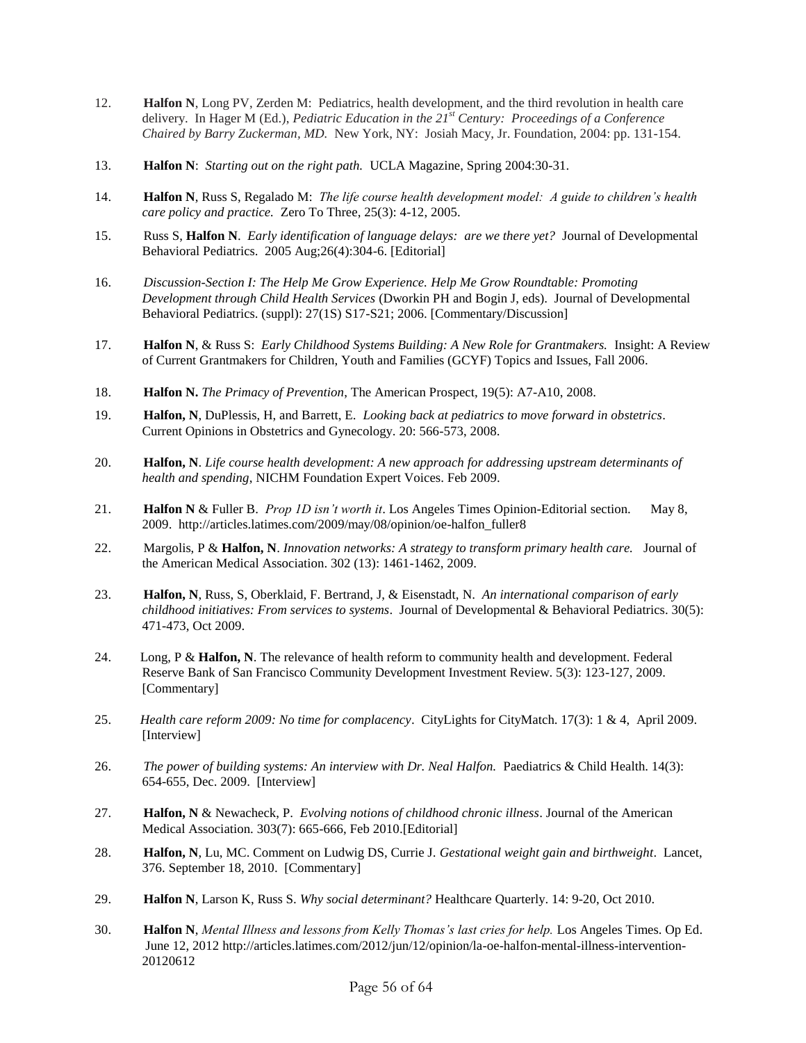12. **Halfon N**, Long PV, Zerden M: Pediatrics, health development, and the third revolution in health care delivery. In Hager M (Ed.), *Pediatric Education in the 21st Century: Proceedings of a Conference Chaired by Barry Zuckerman, MD.* New York, NY: Josiah Macy, Jr. Foundation, 2004: pp. 131-154.

13. **Halfon N**: *Starting out on the right path.* UCLA Magazine, Spring 2004:30-31.

14. **Halfon N**, Russ S, Regalado M: *The life course health development model: A guide to children's health care policy and practice.* Zero To Three, 25(3): 4-12, 2005.

15. Russ S, **Halfon N**. *Early identification of language delays: are we there yet?* Journal of Developmental Behavioral Pediatrics. 2005 Aug;26(4):304-6. [Editorial]

16. *Discussion-Section I: The Help Me Grow Experience. Help Me Grow Roundtable: Promoting Development through Child Health Services* (Dworkin PH and Bogin J, eds). Journal of Developmental Behavioral Pediatrics. (suppl): 27(1S) S17-S21; 2006. [Commentary/Discussion]

17. **Halfon N**, & Russ S: *Early Childhood Systems Building: A New Role for Grantmakers.* Insight: A Review of Current Grantmakers for Children, Youth and Families (GCYF) Topics and Issues, Fall 2006.

18. **Halfon N.** *The Primacy of Prevention*, The American Prospect, 19(5): A7-A10, 2008.

19. **Halfon, N**, DuPlessis, H, and Barrett, E. *Looking back at pediatrics to move forward in obstetrics*. Current Opinions in Obstetrics and Gynecology. 20: 566-573, 2008.

20. **Halfon, N**. *Life course health development: A new approach for addressing upstream determinants of health and spending*, NICHM Foundation Expert Voices. Feb 2009.

21. **Halfon N** & Fuller B. *Prop 1D isn't worth it*. Los Angeles Times Opinion-Editorial section. May 8, 2009. http://articles.latimes.com/2009/may/08/opinion/oe-halfon_fuller8

22. Margolis, P & **Halfon, N**. *Innovation networks: A strategy to transform primary health care.* Journal of the American Medical Association. 302 (13): 1461-1462, 2009.

23. **Halfon, N**, Russ, S, Oberklaid, F. Bertrand, J, & Eisenstadt, N. *An international comparison of early childhood initiatives: From services to systems*. Journal of Developmental & Behavioral Pediatrics. 30(5): 471-473, Oct 2009.

24. Long, P & **Halfon, N**. The relevance of health reform to community health and development. Federal Reserve Bank of San Francisco Community Development Investment Review. 5(3): 123-127, 2009. [Commentary]

25. *Health care reform 2009: No time for complacency*. CityLights for CityMatch. 17(3): 1 & 4, April 2009. [Interview]

26. *The power of building systems: An interview with Dr. Neal Halfon.* Paediatrics & Child Health. 14(3): 654-655, Dec. 2009. [Interview]

27. **Halfon, N** & Newacheck, P. *Evolving notions of childhood chronic illness*. Journal of the American Medical Association. 303(7): 665-666, Feb 2010.[Editorial]

28. **Halfon, N**, Lu, MC. Comment on Ludwig DS, Currie J. *Gestational weight gain and birthweight*. Lancet, 376. September 18, 2010. [Commentary]

29. **Halfon N**, Larson K, Russ S. *Why social determinant?* Healthcare Quarterly. 14: 9-20, Oct 2010.

30. **Halfon N**, *Mental Illness and lessons from Kelly Thomas's last cries for help.* Los Angeles Times. Op Ed. June 12, 2012 http://articles.latimes.com/2012/jun/12/opinion/la-oe-halfon-mental-illness-intervention-20120612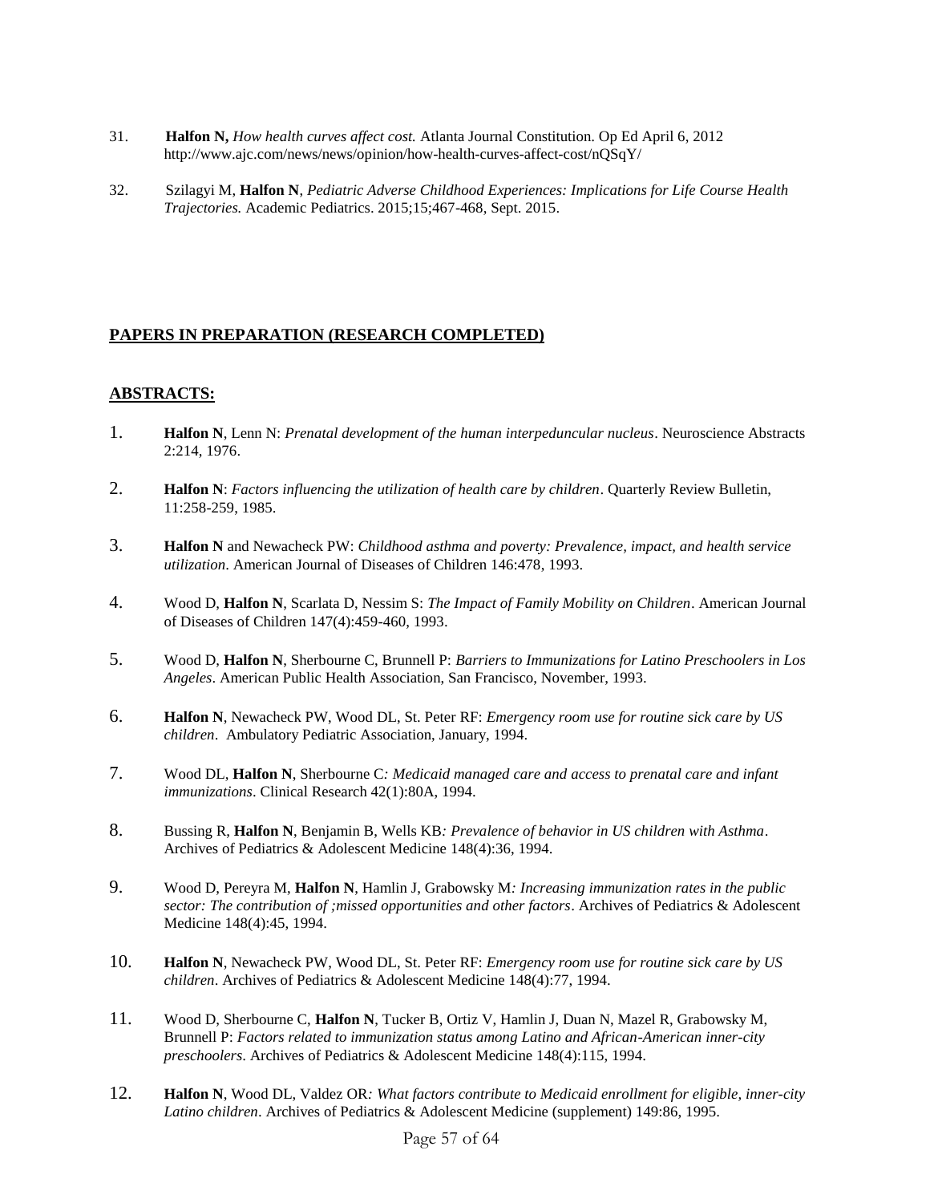31. **Halfon N,** *How health curves affect cost.* Atlanta Journal Constitution. Op Ed April 6, 2012 http://www.ajc.com/news/news/opinion/how-health-curves-affect-cost/nQSqY/

32. Szilagyi M, **Halfon N**, *Pediatric Adverse Childhood Experiences: Implications for Life Course Health Trajectories.* Academic Pediatrics. 2015;15;467-468, Sept. 2015.

## PAPERS IN PREPARATION (RESEARCH COMPLETED)

## ABSTRACTS:

1. **Halfon N**, Lenn N: *Prenatal development of the human interpeduncular nucleus*. Neuroscience Abstracts 2:214, 1976.

2. **Halfon N**: *Factors influencing the utilization of health care by children*. Quarterly Review Bulletin, 11:258-259, 1985.

3. **Halfon N** and Newacheck PW: *Childhood asthma and poverty: Prevalence, impact, and health service utilization*. American Journal of Diseases of Children 146:478, 1993.

4. Wood D, **Halfon N**, Scarlata D, Nessim S: *The Impact of Family Mobility on Children*. American Journal of Diseases of Children 147(4):459-460, 1993.

5. Wood D, **Halfon N**, Sherbourne C, Brunnell P: *Barriers to Immunizations for Latino Preschoolers in Los Angeles*. American Public Health Association, San Francisco, November, 1993.

6. **Halfon N**, Newacheck PW, Wood DL, St. Peter RF: *Emergency room use for routine sick care by US children*. Ambulatory Pediatric Association, January, 1994.

7. Wood DL, **Halfon N**, Sherbourne C*: Medicaid managed care and access to prenatal care and infant immunizations*. Clinical Research 42(1):80A, 1994.

8. Bussing R, **Halfon N**, Benjamin B, Wells KB*: Prevalence of behavior in US children with Asthma*. Archives of Pediatrics & Adolescent Medicine 148(4):36, 1994.

9. Wood D, Pereyra M, **Halfon N**, Hamlin J, Grabowsky M*: Increasing immunization rates in the public sector: The contribution of ;missed opportunities and other factors*. Archives of Pediatrics & Adolescent Medicine 148(4):45, 1994.

10. **Halfon N**, Newacheck PW, Wood DL, St. Peter RF: *Emergency room use for routine sick care by US children*. Archives of Pediatrics & Adolescent Medicine 148(4):77, 1994.

11. Wood D, Sherbourne C, **Halfon N**, Tucker B, Ortiz V, Hamlin J, Duan N, Mazel R, Grabowsky M, Brunnell P: *Factors related to immunization status among Latino and African-American inner-city preschoolers*. Archives of Pediatrics & Adolescent Medicine 148(4):115, 1994.

12. **Halfon N**, Wood DL, Valdez OR*: What factors contribute to Medicaid enrollment for eligible, inner-city Latino children*. Archives of Pediatrics & Adolescent Medicine (supplement) 149:86, 1995.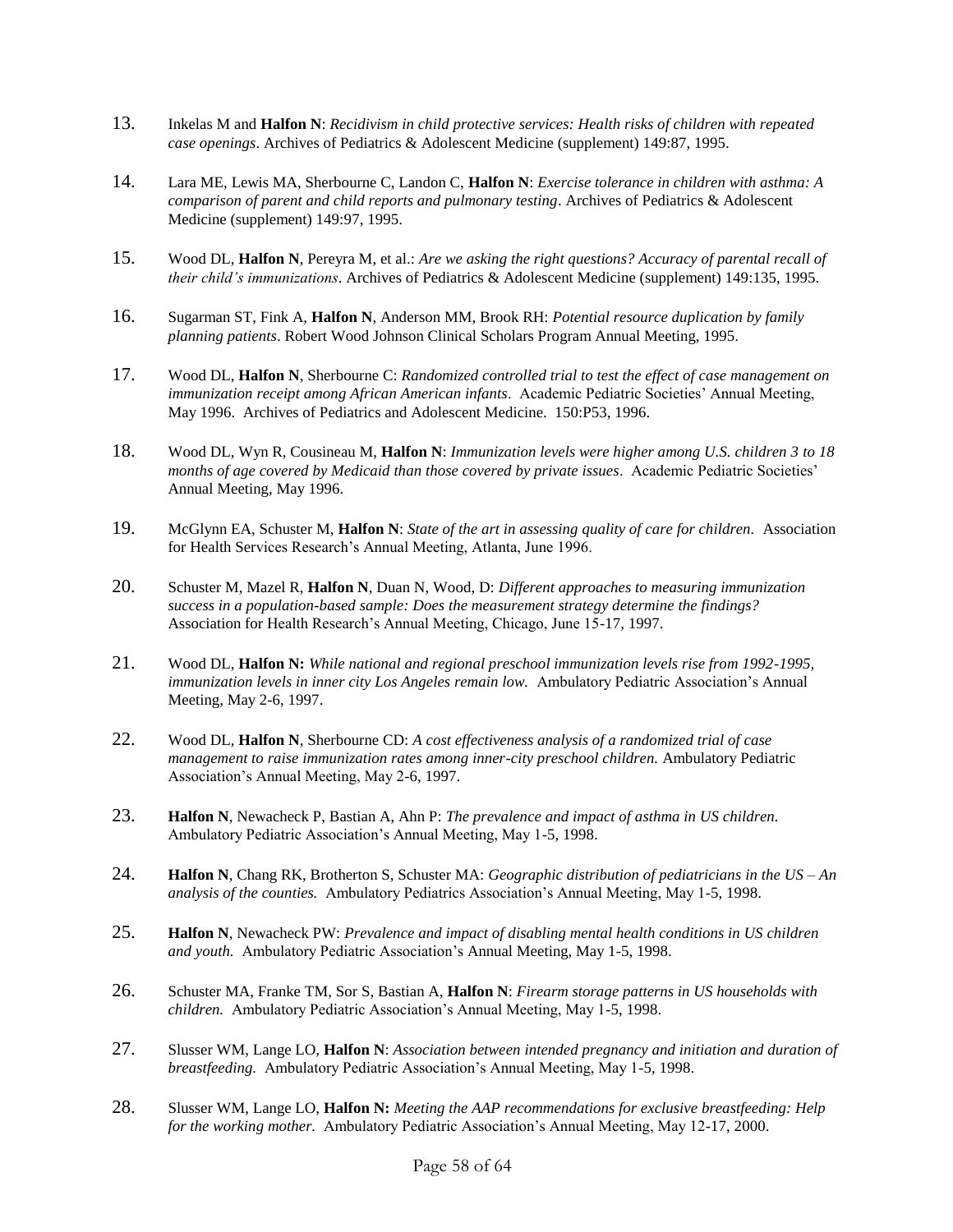13. Inkelas M and **Halfon N**: *Recidivism in child protective services: Health risks of children with repeated case openings*. Archives of Pediatrics & Adolescent Medicine (supplement) 149:87, 1995.

14. Lara ME, Lewis MA, Sherbourne C, Landon C, **Halfon N**: *Exercise tolerance in children with asthma: A comparison of parent and child reports and pulmonary testing*. Archives of Pediatrics & Adolescent Medicine (supplement) 149:97, 1995.

15. Wood DL, **Halfon N**, Pereyra M, et al.: *Are we asking the right questions? Accuracy of parental recall of their child's immunizations*. Archives of Pediatrics & Adolescent Medicine (supplement) 149:135, 1995.

16. Sugarman ST, Fink A, **Halfon N**, Anderson MM, Brook RH: *Potential resource duplication by family planning patients*. Robert Wood Johnson Clinical Scholars Program Annual Meeting, 1995.

17. Wood DL, **Halfon N**, Sherbourne C: *Randomized controlled trial to test the effect of case management on immunization receipt among African American infants*. Academic Pediatric Societies' Annual Meeting, May 1996. Archives of Pediatrics and Adolescent Medicine. 150:P53, 1996.

18. Wood DL, Wyn R, Cousineau M, **Halfon N**: *Immunization levels were higher among U.S. children 3 to 18 months of age covered by Medicaid than those covered by private issues*. Academic Pediatric Societies' Annual Meeting, May 1996.

19. McGlynn EA, Schuster M, **Halfon N**: *State of the art in assessing quality of care for children.* Association for Health Services Research's Annual Meeting, Atlanta, June 1996.

20. Schuster M, Mazel R, **Halfon N**, Duan N, Wood, D: *Different approaches to measuring immunization success in a population-based sample: Does the measurement strategy determine the findings?* Association for Health Research's Annual Meeting, Chicago, June 15-17, 1997.

21. Wood DL, **Halfon N:** *While national and regional preschool immunization levels rise from 1992-1995, immunization levels in inner city Los Angeles remain low.* Ambulatory Pediatric Association's Annual Meeting, May 2-6, 1997.

22. Wood DL, **Halfon N**, Sherbourne CD: *A cost effectiveness analysis of a randomized trial of case management to raise immunization rates among inner-city preschool children.* Ambulatory Pediatric Association's Annual Meeting, May 2-6, 1997.

23. **Halfon N**, Newacheck P, Bastian A, Ahn P: *The prevalence and impact of asthma in US children.* Ambulatory Pediatric Association's Annual Meeting, May 1-5, 1998.

24. **Halfon N**, Chang RK, Brotherton S, Schuster MA: *Geographic distribution of pediatricians in the US – An analysis of the counties.* Ambulatory Pediatrics Association's Annual Meeting, May 1-5, 1998.

25. **Halfon N**, Newacheck PW: *Prevalence and impact of disabling mental health conditions in US children and youth.* Ambulatory Pediatric Association's Annual Meeting, May 1-5, 1998.

26. Schuster MA, Franke TM, Sor S, Bastian A, **Halfon N**: *Firearm storage patterns in US households with children.* Ambulatory Pediatric Association's Annual Meeting, May 1-5, 1998.

27. Slusser WM, Lange LO, **Halfon N**: *Association between intended pregnancy and initiation and duration of breastfeeding.* Ambulatory Pediatric Association's Annual Meeting, May 1-5, 1998.

28. Slusser WM, Lange LO, **Halfon N:** *Meeting the AAP recommendations for exclusive breastfeeding: Help for the working mother.* Ambulatory Pediatric Association's Annual Meeting, May 12-17, 2000.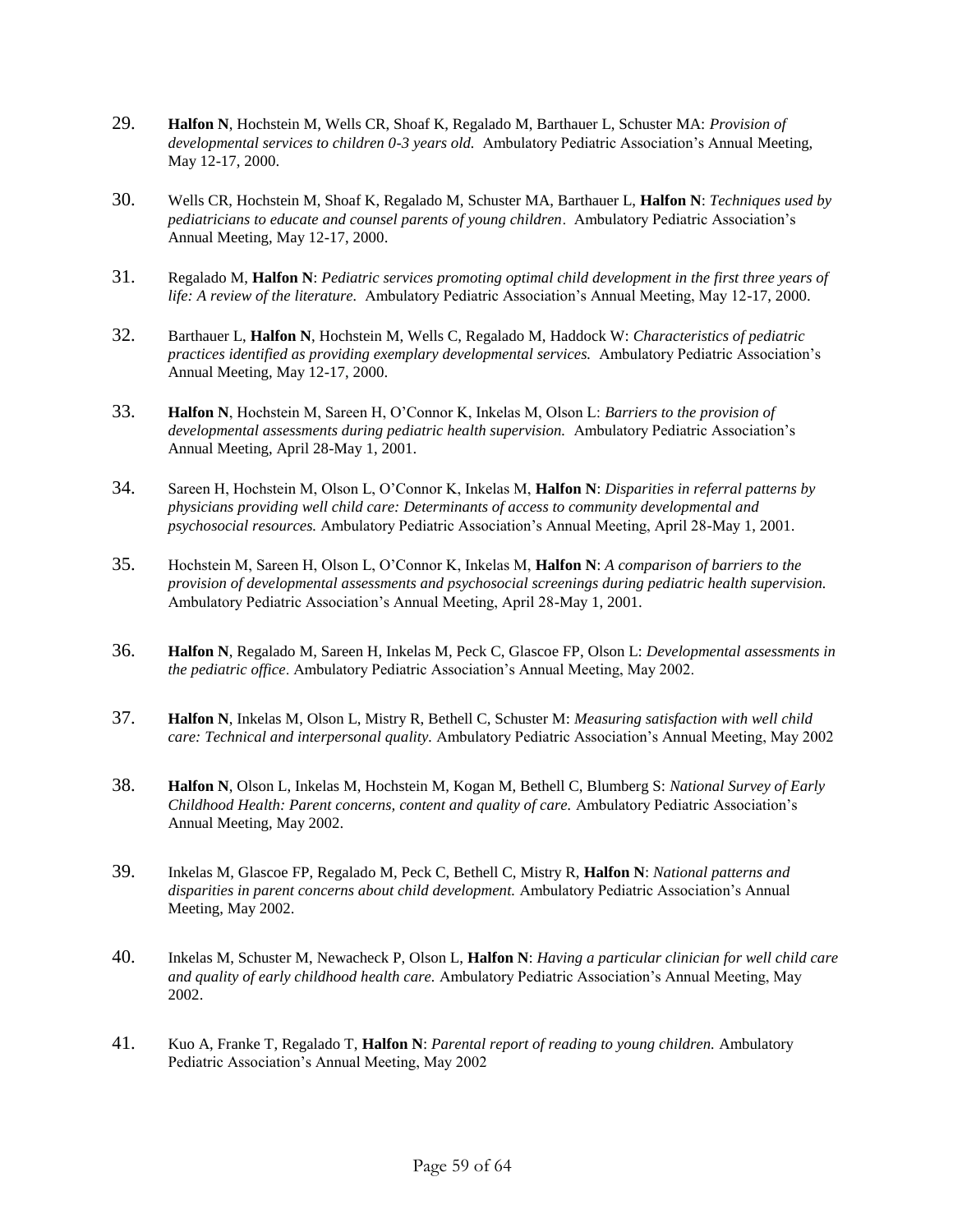29. **Halfon N**, Hochstein M, Wells CR, Shoaf K, Regalado M, Barthauer L, Schuster MA: *Provision of developmental services to children 0-3 years old.* Ambulatory Pediatric Association's Annual Meeting, May 12-17, 2000.

30. Wells CR, Hochstein M, Shoaf K, Regalado M, Schuster MA, Barthauer L, **Halfon N**: *Techniques used by pediatricians to educate and counsel parents of young children*. Ambulatory Pediatric Association's Annual Meeting, May 12-17, 2000.

31. Regalado M, **Halfon N**: *Pediatric services promoting optimal child development in the first three years of life: A review of the literature.* Ambulatory Pediatric Association's Annual Meeting, May 12-17, 2000.

32. Barthauer L, **Halfon N**, Hochstein M, Wells C, Regalado M, Haddock W: *Characteristics of pediatric practices identified as providing exemplary developmental services.* Ambulatory Pediatric Association's Annual Meeting, May 12-17, 2000.

33. **Halfon N**, Hochstein M, Sareen H, O'Connor K, Inkelas M, Olson L: *Barriers to the provision of developmental assessments during pediatric health supervision.* Ambulatory Pediatric Association's Annual Meeting, April 28-May 1, 2001.

34. Sareen H, Hochstein M, Olson L, O'Connor K, Inkelas M, **Halfon N**: *Disparities in referral patterns by physicians providing well child care: Determinants of access to community developmental and psychosocial resources.* Ambulatory Pediatric Association's Annual Meeting, April 28-May 1, 2001.

35. Hochstein M, Sareen H, Olson L, O'Connor K, Inkelas M, **Halfon N**: *A comparison of barriers to the provision of developmental assessments and psychosocial screenings during pediatric health supervision.* Ambulatory Pediatric Association's Annual Meeting, April 28-May 1, 2001.

36. **Halfon N**, Regalado M, Sareen H, Inkelas M, Peck C, Glascoe FP, Olson L: *Developmental assessments in the pediatric office*. Ambulatory Pediatric Association's Annual Meeting, May 2002.

37. **Halfon N**, Inkelas M, Olson L, Mistry R, Bethell C, Schuster M: *Measuring satisfaction with well child care: Technical and interpersonal quality.* Ambulatory Pediatric Association's Annual Meeting, May 2002

38. **Halfon N**, Olson L, Inkelas M, Hochstein M, Kogan M, Bethell C, Blumberg S: *National Survey of Early Childhood Health: Parent concerns, content and quality of care.* Ambulatory Pediatric Association's Annual Meeting, May 2002.

39. Inkelas M, Glascoe FP, Regalado M, Peck C, Bethell C, Mistry R, **Halfon N**: *National patterns and disparities in parent concerns about child development.* Ambulatory Pediatric Association's Annual Meeting, May 2002.

40. Inkelas M, Schuster M, Newacheck P, Olson L, **Halfon N**: *Having a particular clinician for well child care and quality of early childhood health care.* Ambulatory Pediatric Association's Annual Meeting, May 2002.

41. Kuo A, Franke T, Regalado T, **Halfon N**: *Parental report of reading to young children.* Ambulatory Pediatric Association's Annual Meeting, May 2002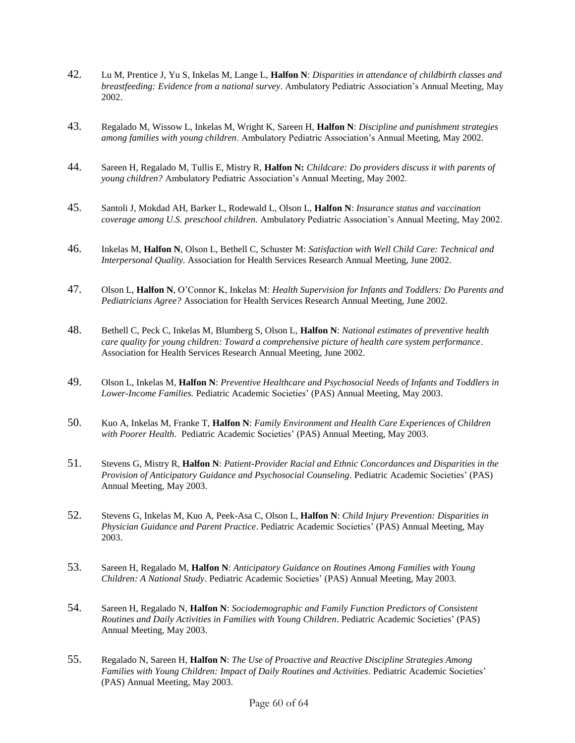42. Lu M, Prentice J, Yu S, Inkelas M, Lange L, **Halfon N**: *Disparities in attendance of childbirth classes and breastfeeding: Evidence from a national survey*. Ambulatory Pediatric Association's Annual Meeting, May 2002.

43. Regalado M, Wissow L, Inkelas M, Wright K, Sareen H, **Halfon N**: *Discipline and punishment strategies among families with young children*. Ambulatory Pediatric Association's Annual Meeting, May 2002.

44. Sareen H, Regalado M, Tullis E, Mistry R, **Halfon N:** *Childcare: Do providers discuss it with parents of young children?* Ambulatory Pediatric Association's Annual Meeting, May 2002.

45. Santoli J, Mokdad AH, Barker L, Rodewald L, Olson L, **Halfon N**: *Insurance status and vaccination coverage among U.S. preschool children.* Ambulatory Pediatric Association's Annual Meeting, May 2002.

46. Inkelas M, **Halfon N**, Olson L, Bethell C, Schuster M: *Satisfaction with Well Child Care: Technical and Interpersonal Quality.* Association for Health Services Research Annual Meeting, June 2002.

47. Olson L, **Halfon N**, O'Connor K, Inkelas M: *Health Supervision for Infants and Toddlers: Do Parents and Pediatricians Agree?* Association for Health Services Research Annual Meeting, June 2002.

48. Bethell C, Peck C, Inkelas M, Blumberg S, Olson L, **Halfon N**: *National estimates of preventive health care quality for young children: Toward a comprehensive picture of health care system performance*. Association for Health Services Research Annual Meeting, June 2002.

49. Olson L, Inkelas M, **Halfon N**: *Preventive Healthcare and Psychosocial Needs of Infants and Toddlers in Lower-Income Families.* Pediatric Academic Societies' (PAS) Annual Meeting, May 2003.

50. Kuo A, Inkelas M, Franke T, **Halfon N**: *Family Environment and Health Care Experiences of Children with Poorer Health*. Pediatric Academic Societies' (PAS) Annual Meeting, May 2003.

51. Stevens G, Mistry R, **Halfon N**: *Patient-Provider Racial and Ethnic Concordances and Disparities in the Provision of Anticipatory Guidance and Psychosocial Counseling*. Pediatric Academic Societies' (PAS) Annual Meeting, May 2003.

52. Stevens G, Inkelas M, Kuo A, Peek-Asa C, Olson L, **Halfon N**: *Child Injury Prevention: Disparities in Physician Guidance and Parent Practice*. Pediatric Academic Societies' (PAS) Annual Meeting, May 2003.

53. Sareen H, Regalado M, **Halfon N**: *Anticipatory Guidance on Routines Among Families with Young Children: A National Study*. Pediatric Academic Societies' (PAS) Annual Meeting, May 2003.

54. Sareen H, Regalado N, **Halfon N**: *Sociodemographic and Family Function Predictors of Consistent Routines and Daily Activities in Families with Young Children*. Pediatric Academic Societies' (PAS) Annual Meeting, May 2003.

55. Regalado N, Sareen H, **Halfon N**: *The Use of Proactive and Reactive Discipline Strategies Among Families with Young Children: Impact of Daily Routines and Activities*. Pediatric Academic Societies' (PAS) Annual Meeting, May 2003.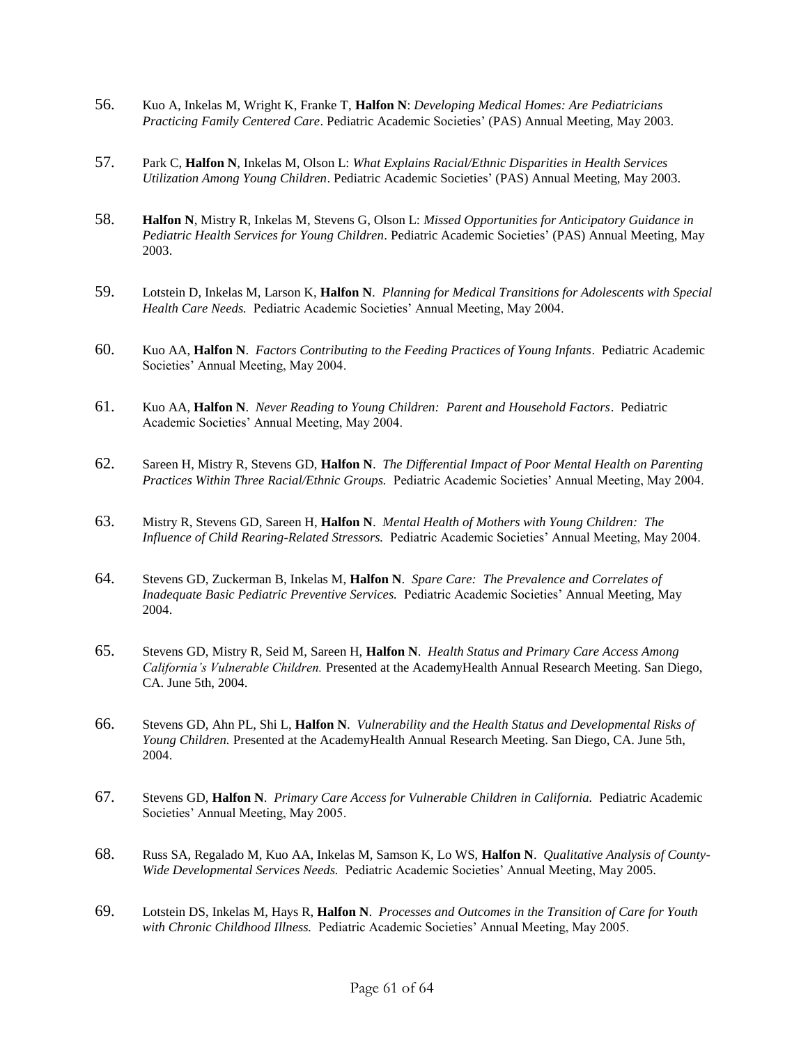56. Kuo A, Inkelas M, Wright K, Franke T, **Halfon N**: *Developing Medical Homes: Are Pediatricians Practicing Family Centered Care*. Pediatric Academic Societies' (PAS) Annual Meeting, May 2003.

57. Park C, **Halfon N**, Inkelas M, Olson L: *What Explains Racial/Ethnic Disparities in Health Services Utilization Among Young Children*. Pediatric Academic Societies' (PAS) Annual Meeting, May 2003.

58. **Halfon N**, Mistry R, Inkelas M, Stevens G, Olson L: *Missed Opportunities for Anticipatory Guidance in Pediatric Health Services for Young Children*. Pediatric Academic Societies' (PAS) Annual Meeting, May 2003.

59. Lotstein D, Inkelas M, Larson K, **Halfon N**. *Planning for Medical Transitions for Adolescents with Special Health Care Needs.* Pediatric Academic Societies' Annual Meeting, May 2004.

60. Kuo AA, **Halfon N**. *Factors Contributing to the Feeding Practices of Young Infants*. Pediatric Academic Societies' Annual Meeting, May 2004.

61. Kuo AA, **Halfon N**. *Never Reading to Young Children: Parent and Household Factors*. Pediatric Academic Societies' Annual Meeting, May 2004.

62. Sareen H, Mistry R, Stevens GD, **Halfon N**. *The Differential Impact of Poor Mental Health on Parenting Practices Within Three Racial/Ethnic Groups.* Pediatric Academic Societies' Annual Meeting, May 2004.

63. Mistry R, Stevens GD, Sareen H, **Halfon N**. *Mental Health of Mothers with Young Children: The Influence of Child Rearing-Related Stressors.* Pediatric Academic Societies' Annual Meeting, May 2004.

64. Stevens GD, Zuckerman B, Inkelas M, **Halfon N**. *Spare Care: The Prevalence and Correlates of Inadequate Basic Pediatric Preventive Services.* Pediatric Academic Societies' Annual Meeting, May 2004.

65. Stevens GD, Mistry R, Seid M, Sareen H, **Halfon N**. *Health Status and Primary Care Access Among California's Vulnerable Children.* Presented at the AcademyHealth Annual Research Meeting. San Diego, CA. June 5th, 2004.

66. Stevens GD, Ahn PL, Shi L, **Halfon N**. *Vulnerability and the Health Status and Developmental Risks of Young Children.* Presented at the AcademyHealth Annual Research Meeting. San Diego, CA. June 5th, 2004.

67. Stevens GD, **Halfon N**. *Primary Care Access for Vulnerable Children in California.* Pediatric Academic Societies' Annual Meeting, May 2005.

68. Russ SA, Regalado M, Kuo AA, Inkelas M, Samson K, Lo WS, **Halfon N**. *Qualitative Analysis of County-Wide Developmental Services Needs.* Pediatric Academic Societies' Annual Meeting, May 2005.

69. Lotstein DS, Inkelas M, Hays R, **Halfon N**. *Processes and Outcomes in the Transition of Care for Youth with Chronic Childhood Illness.* Pediatric Academic Societies' Annual Meeting, May 2005.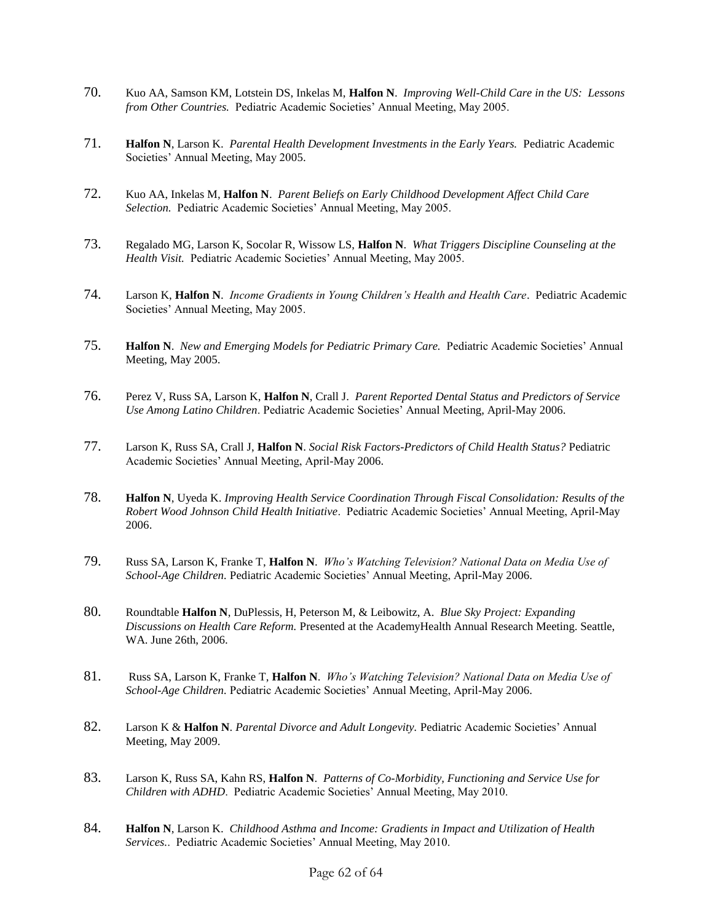70. Kuo AA, Samson KM, Lotstein DS, Inkelas M, **Halfon N**. *Improving Well-Child Care in the US: Lessons from Other Countries.* Pediatric Academic Societies' Annual Meeting, May 2005.

71. **Halfon N**, Larson K. *Parental Health Development Investments in the Early Years.* Pediatric Academic Societies' Annual Meeting, May 2005.

72. Kuo AA, Inkelas M, **Halfon N**. *Parent Beliefs on Early Childhood Development Affect Child Care Selection.* Pediatric Academic Societies' Annual Meeting, May 2005.

73. Regalado MG, Larson K, Socolar R, Wissow LS, **Halfon N**. *What Triggers Discipline Counseling at the Health Visit.* Pediatric Academic Societies' Annual Meeting, May 2005.

74. Larson K, **Halfon N**. *Income Gradients in Young Children's Health and Health Care*. Pediatric Academic Societies' Annual Meeting, May 2005.

75. **Halfon N**. *New and Emerging Models for Pediatric Primary Care.* Pediatric Academic Societies' Annual Meeting, May 2005.

76. Perez V, Russ SA, Larson K, **Halfon N**, Crall J. *Parent Reported Dental Status and Predictors of Service Use Among Latino Children*. Pediatric Academic Societies' Annual Meeting, April-May 2006.

77. Larson K, Russ SA, Crall J, **Halfon N**. *Social Risk Factors-Predictors of Child Health Status?* Pediatric Academic Societies' Annual Meeting, April-May 2006.

78. **Halfon N**, Uyeda K. *Improving Health Service Coordination Through Fiscal Consolidation: Results of the Robert Wood Johnson Child Health Initiative*. Pediatric Academic Societies' Annual Meeting, April-May 2006.

79. Russ SA, Larson K, Franke T, **Halfon N**. *Who's Watching Television? National Data on Media Use of School-Age Children.* Pediatric Academic Societies' Annual Meeting, April-May 2006.

80. Roundtable **Halfon N**, DuPlessis, H, Peterson M, & Leibowitz, A. *Blue Sky Project: Expanding Discussions on Health Care Reform.* Presented at the AcademyHealth Annual Research Meeting. Seattle, WA. June 26th, 2006.

81. Russ SA, Larson K, Franke T, **Halfon N**. *Who's Watching Television? National Data on Media Use of School-Age Children.* Pediatric Academic Societies' Annual Meeting, April-May 2006.

82. Larson K & **Halfon N**. *Parental Divorce and Adult Longevity.* Pediatric Academic Societies' Annual Meeting, May 2009.

83. Larson K, Russ SA, Kahn RS, **Halfon N**. *Patterns of Co-Morbidity, Functioning and Service Use for Children with ADHD*. Pediatric Academic Societies' Annual Meeting, May 2010.

84. **Halfon N**, Larson K. *Childhood Asthma and Income: Gradients in Impact and Utilization of Health Services.*. Pediatric Academic Societies' Annual Meeting, May 2010.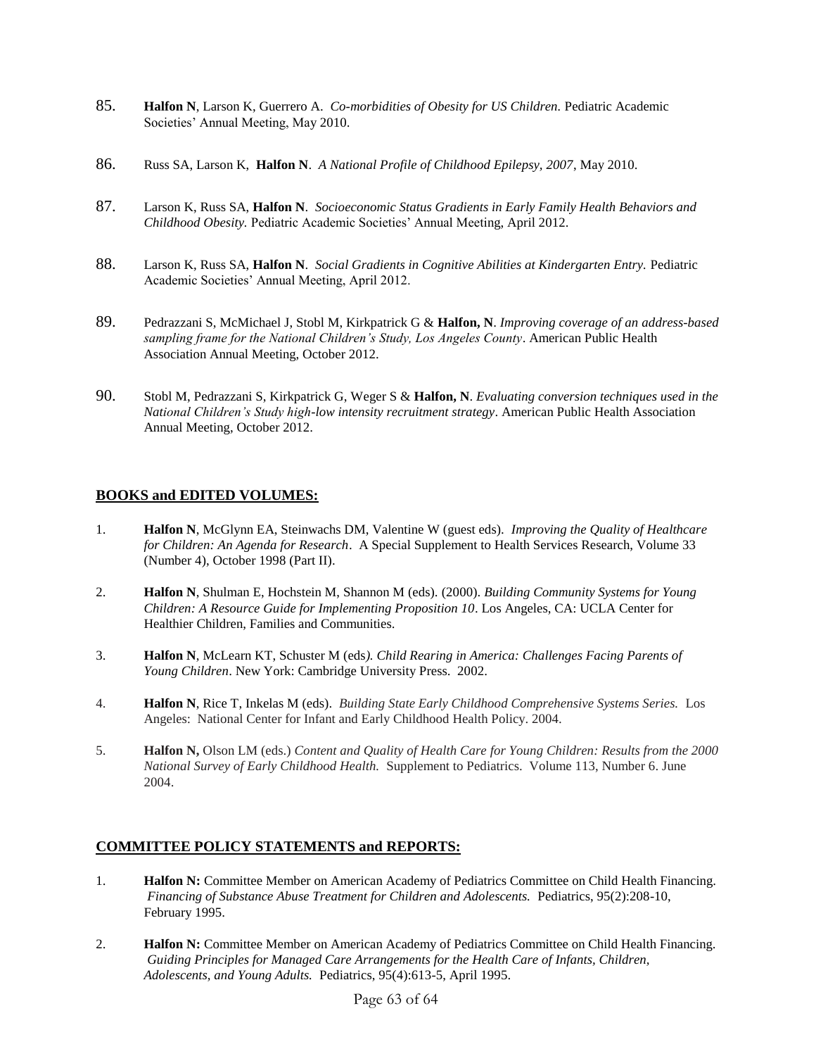85. **Halfon N**, Larson K, Guerrero A. *Co-morbidities of Obesity for US Children.* Pediatric Academic Societies' Annual Meeting, May 2010.

86. Russ SA, Larson K, **Halfon N**. *A National Profile of Childhood Epilepsy, 2007*, May 2010.

87. Larson K, Russ SA, **Halfon N**. *Socioeconomic Status Gradients in Early Family Health Behaviors and Childhood Obesity.* Pediatric Academic Societies' Annual Meeting, April 2012.

88. Larson K, Russ SA, **Halfon N**. *Social Gradients in Cognitive Abilities at Kindergarten Entry.* Pediatric Academic Societies' Annual Meeting, April 2012.

89. Pedrazzani S, McMichael J, Stobl M, Kirkpatrick G & **Halfon, N**. *Improving coverage of an address-based sampling frame for the National Children's Study, Los Angeles County*. American Public Health Association Annual Meeting, October 2012.

90. Stobl M, Pedrazzani S, Kirkpatrick G, Weger S & **Halfon, N**. *Evaluating conversion techniques used in the National Children's Study high-low intensity recruitment strategy*. American Public Health Association Annual Meeting, October 2012.

## BOOKS and EDITED VOLUMES:

1. **Halfon N**, McGlynn EA, Steinwachs DM, Valentine W (guest eds). *Improving the Quality of Healthcare for Children: An Agenda for Research*. A Special Supplement to Health Services Research, Volume 33 (Number 4), October 1998 (Part II).

2. **Halfon N**, Shulman E, Hochstein M, Shannon M (eds). (2000). *Building Community Systems for Young Children: A Resource Guide for Implementing Proposition 10*. Los Angeles, CA: UCLA Center for Healthier Children, Families and Communities.

3. **Halfon N**, McLearn KT, Schuster M (eds*). Child Rearing in America: Challenges Facing Parents of Young Children*. New York: Cambridge University Press. 2002.

4. **Halfon N**, Rice T, Inkelas M (eds). *Building State Early Childhood Comprehensive Systems Series.* Los Angeles: National Center for Infant and Early Childhood Health Policy. 2004.

5. **Halfon N,** Olson LM (eds.) *Content and Quality of Health Care for Young Children: Results from the 2000 National Survey of Early Childhood Health.* Supplement to Pediatrics. Volume 113, Number 6. June 2004.

## COMMITTEE POLICY STATEMENTS and REPORTS:

1. **Halfon N:** Committee Member on American Academy of Pediatrics Committee on Child Health Financing. *Financing of Substance Abuse Treatment for Children and Adolescents.* Pediatrics, 95(2):208-10, February 1995.

2. **Halfon N:** Committee Member on American Academy of Pediatrics Committee on Child Health Financing. *Guiding Principles for Managed Care Arrangements for the Health Care of Infants, Children, Adolescents, and Young Adults.* Pediatrics, 95(4):613-5, April 1995.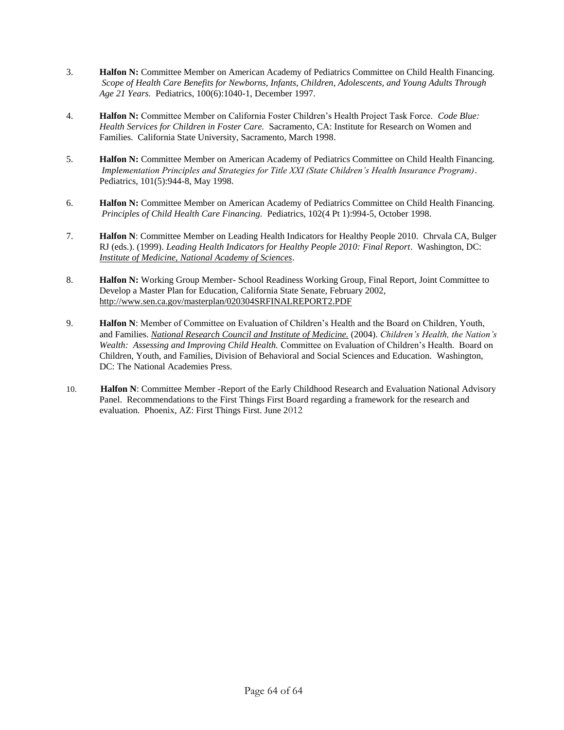3. **Halfon N:** Committee Member on American Academy of Pediatrics Committee on Child Health Financing. *Scope of Health Care Benefits for Newborns, Infants, Children, Adolescents, and Young Adults Through Age 21 Years.* Pediatrics, 100(6):1040-1, December 1997.

4. **Halfon N:** Committee Member on California Foster Children's Health Project Task Force. *Code Blue: Health Services for Children in Foster Care.* Sacramento, CA: Institute for Research on Women and Families. California State University, Sacramento, March 1998.

5. **Halfon N:** Committee Member on American Academy of Pediatrics Committee on Child Health Financing. *Implementation Principles and Strategies for Title XXI (State Children's Health Insurance Program)*. Pediatrics, 101(5):944-8, May 1998.

6. **Halfon N:** Committee Member on American Academy of Pediatrics Committee on Child Health Financing. *Principles of Child Health Care Financing.* Pediatrics, 102(4 Pt 1):994-5, October 1998.

7. **Halfon N**: Committee Member on Leading Health Indicators for Healthy People 2010. Chrvala CA, Bulger RJ (eds.). (1999). *Leading Health Indicators for Healthy People 2010: Final Report*. Washington, DC: *Institute of Medicine, National Academy of Sciences*.

8. **Halfon N:** Working Group Member- School Readiness Working Group, Final Report, Joint Committee to Develop a Master Plan for Education, California State Senate, February 2002, http://www.sen.ca.gov/masterplan/020304SRFINALREPORT2.PDF

9. **Halfon N**: Member of Committee on Evaluation of Children's Health and the Board on Children, Youth, and Families. *National Research Council and Institute of Medicine.* (2004). *Children's Health, the Nation's Wealth: Assessing and Improving Child Health.* Committee on Evaluation of Children's Health. Board on Children, Youth, and Families, Division of Behavioral and Social Sciences and Education. Washington, DC: The National Academies Press.

10. **Halfon N**: Committee Member -Report of the Early Childhood Research and Evaluation National Advisory Panel. Recommendations to the First Things First Board regarding a framework for the research and evaluation. Phoenix, AZ: First Things First. June 2012